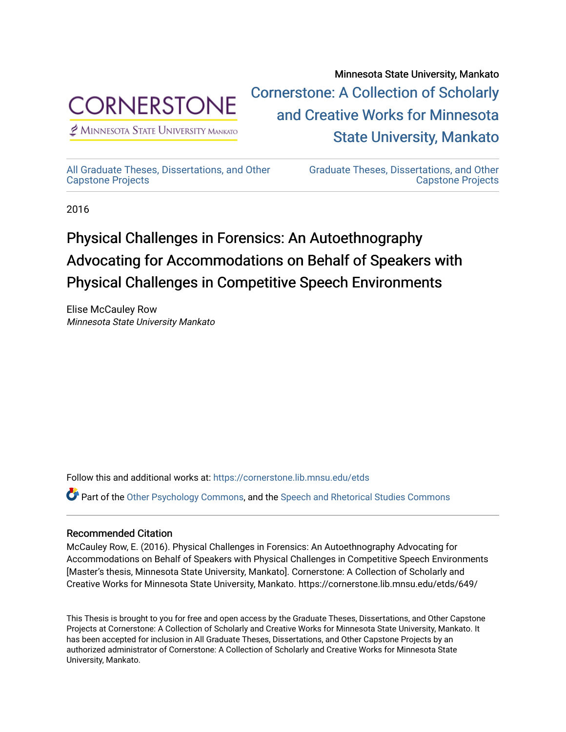Minnesota State University, Mankato

CORNERSTONE
Minnesota State University Mankato

Cornerstone: A Collection of Scholarly and Creative Works for Minnesota State University, Mankato

All Graduate Theses, Dissertations, and Other Capstone Projects

Graduate Theses, Dissertations, and Other Capstone Projects

2016

# Physical Challenges in Forensics: An Autoethnography Advocating for Accommodations on Behalf of Speakers with Physical Challenges in Competitive Speech Environments

Elise McCauley Row
*Minnesota State University Mankato*

Follow this and additional works at: https://cornerstone.lib.mnsu.edu/etds

Part of the Other Psychology Commons, and the Speech and Rhetorical Studies Commons

## Recommended Citation

McCauley Row, E. (2016). Physical Challenges in Forensics: An Autoethnography Advocating for Accommodations on Behalf of Speakers with Physical Challenges in Competitive Speech Environments [Master's thesis, Minnesota State University, Mankato]. Cornerstone: A Collection of Scholarly and Creative Works for Minnesota State University, Mankato. https://cornerstone.lib.mnsu.edu/etds/649/

This Thesis is brought to you for free and open access by the Graduate Theses, Dissertations, and Other Capstone Projects at Cornerstone: A Collection of Scholarly and Creative Works for Minnesota State University, Mankato. It has been accepted for inclusion in All Graduate Theses, Dissertations, and Other Capstone Projects by an authorized administrator of Cornerstone: A Collection of Scholarly and Creative Works for Minnesota State University, Mankato.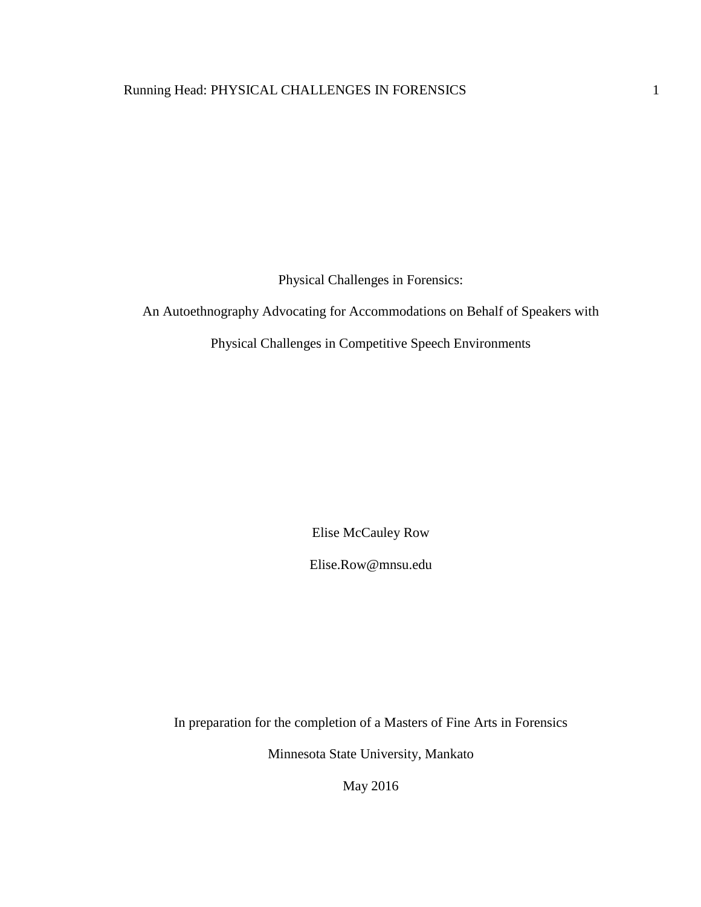# Physical Challenges in Forensics:

## An Autoethnography Advocating for Accommodations on Behalf of Speakers with Physical Challenges in Competitive Speech Environments

Elise McCauley Row

Elise.Row@mnsu.edu

In preparation for the completion of a Masters of Fine Arts in Forensics

Minnesota State University, Mankato

May 2016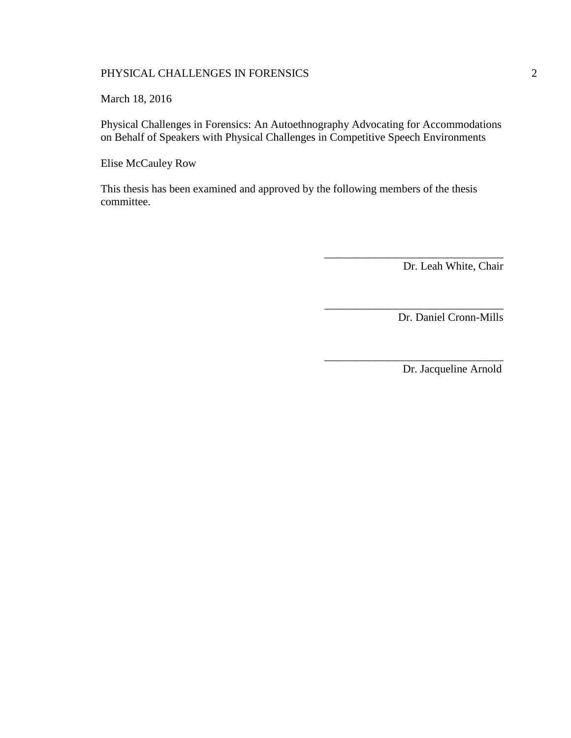March 18, 2016

Physical Challenges in Forensics: An Autoethnography Advocating for Accommodations on Behalf of Speakers with Physical Challenges in Competitive Speech Environments

Elise McCauley Row

This thesis has been examined and approved by the following members of the thesis committee.

_______________________________
Dr. Leah White, Chair

_______________________________
Dr. Daniel Cronn-Mills

_______________________________
Dr. Jacqueline Arnold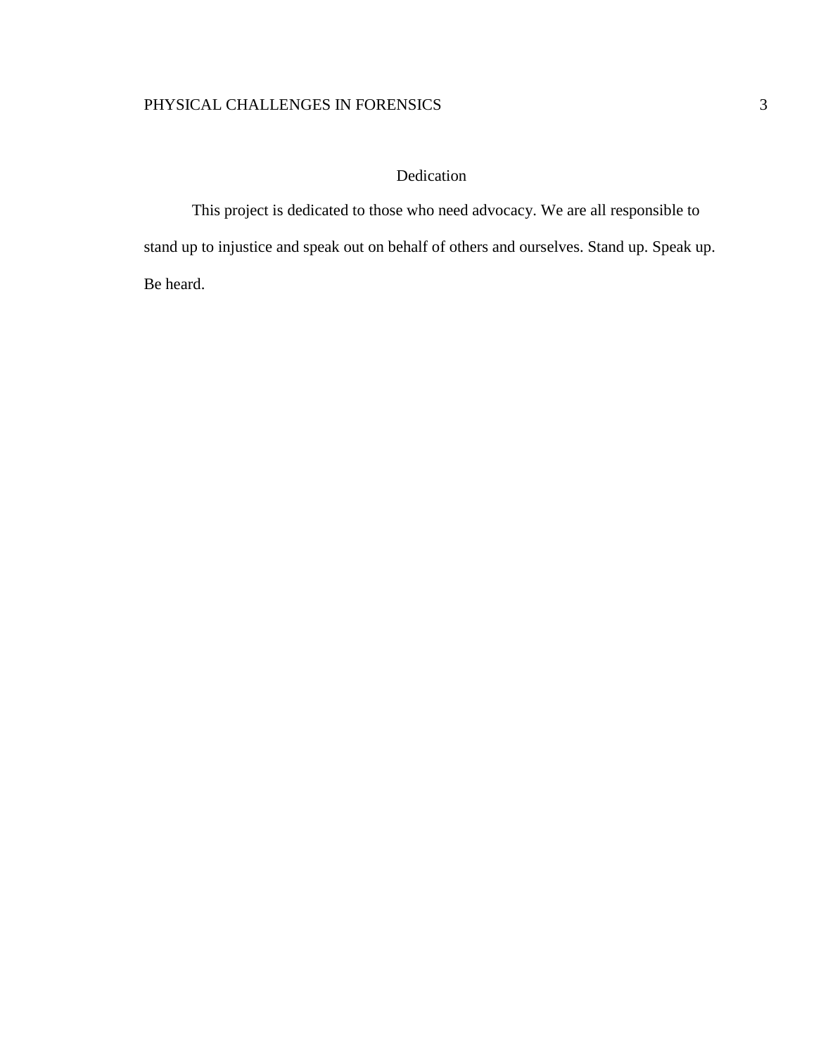# Dedication

This project is dedicated to those who need advocacy. We are all responsible to stand up to injustice and speak out on behalf of others and ourselves. Stand up. Speak up. Be heard.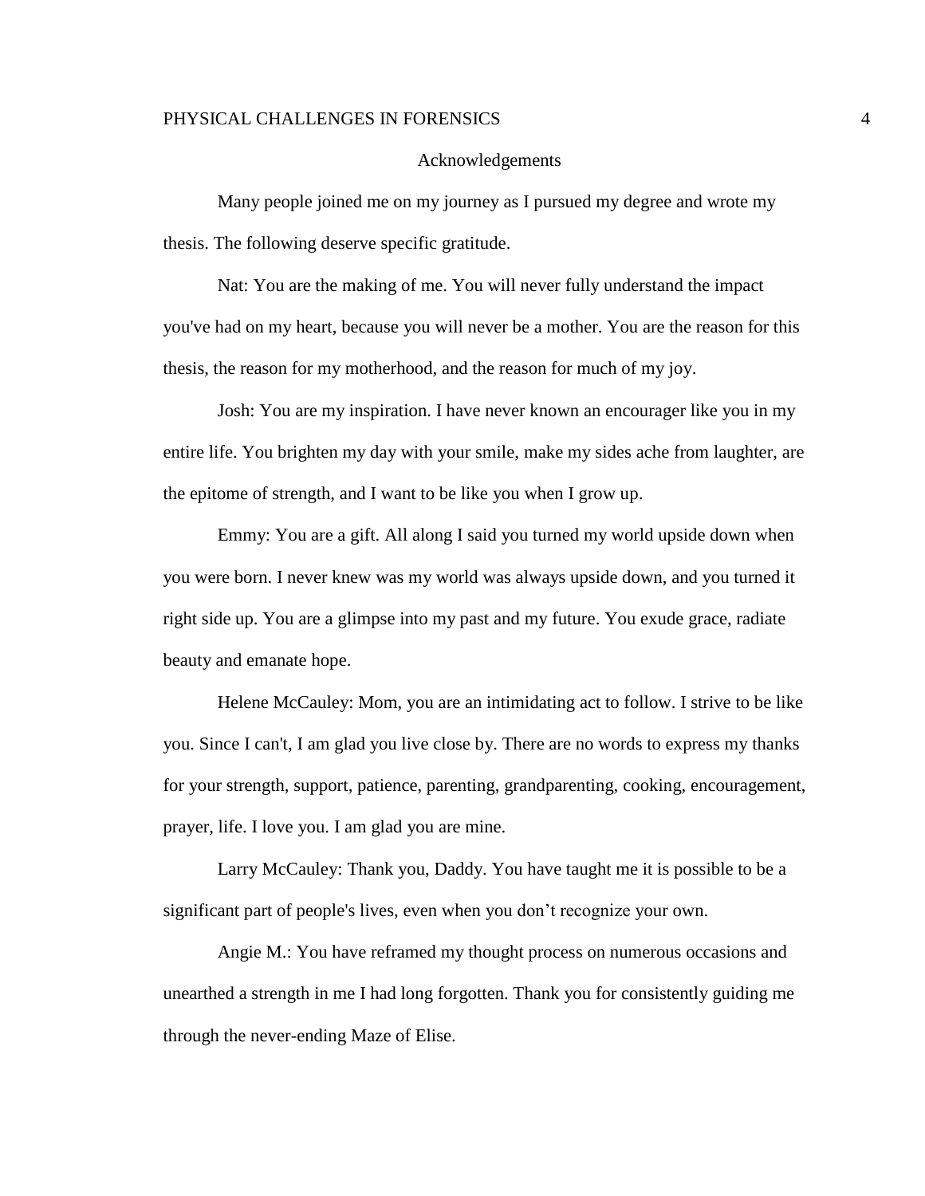# Acknowledgements

Many people joined me on my journey as I pursued my degree and wrote my thesis. The following deserve specific gratitude.

Nat: You are the making of me. You will never fully understand the impact you've had on my heart, because you will never be a mother. You are the reason for this thesis, the reason for my motherhood, and the reason for much of my joy.

Josh: You are my inspiration. I have never known an encourager like you in my entire life. You brighten my day with your smile, make my sides ache from laughter, are the epitome of strength, and I want to be like you when I grow up.

Emmy: You are a gift. All along I said you turned my world upside down when you were born. I never knew was my world was always upside down, and you turned it right side up. You are a glimpse into my past and my future. You exude grace, radiate beauty and emanate hope.

Helene McCauley: Mom, you are an intimidating act to follow. I strive to be like you. Since I can't, I am glad you live close by. There are no words to express my thanks for your strength, support, patience, parenting, grandparenting, cooking, encouragement, prayer, life. I love you. I am glad you are mine.

Larry McCauley: Thank you, Daddy. You have taught me it is possible to be a significant part of people's lives, even when you don't recognize your own.

Angie M.: You have reframed my thought process on numerous occasions and unearthed a strength in me I had long forgotten. Thank you for consistently guiding me through the never-ending Maze of Elise.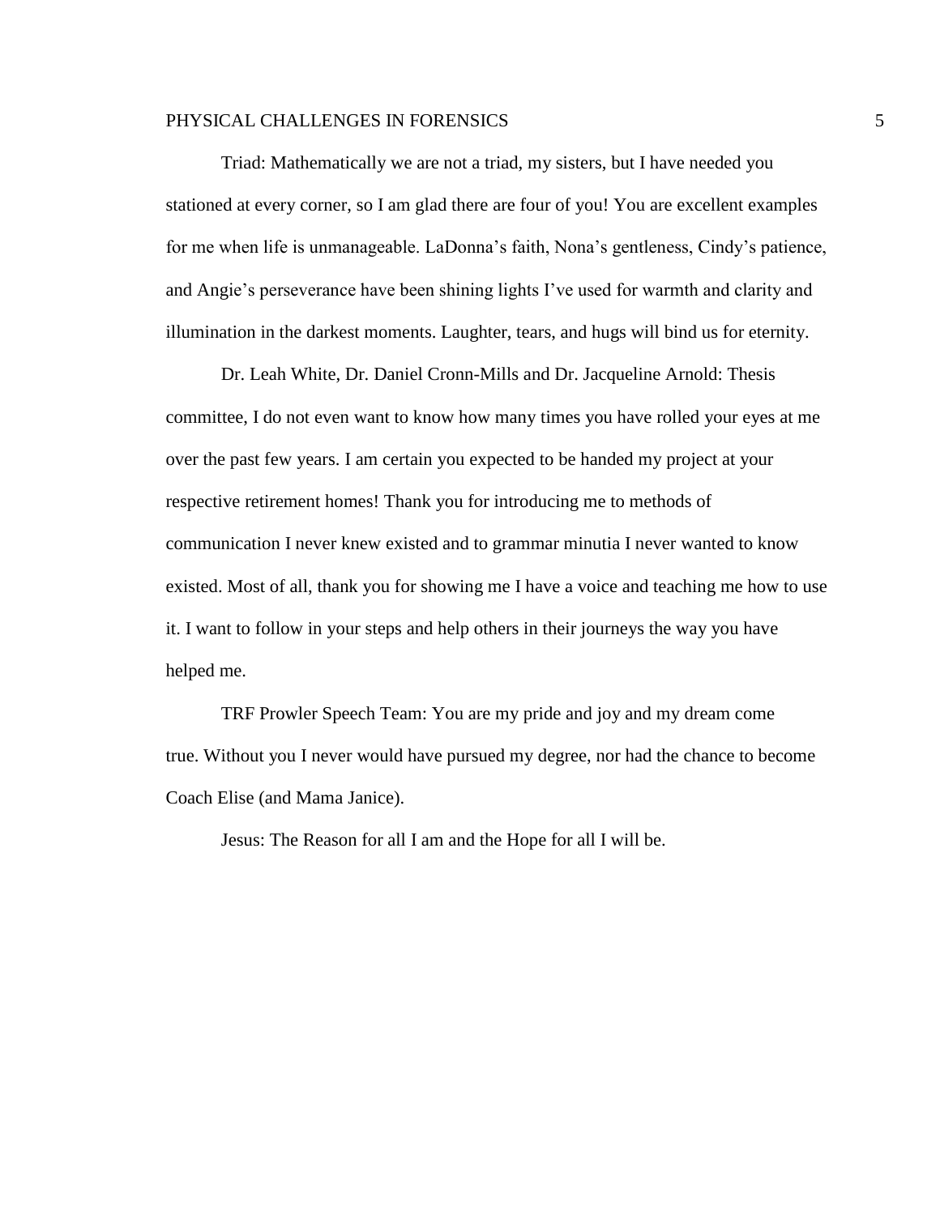Triad: Mathematically we are not a triad, my sisters, but I have needed you stationed at every corner, so I am glad there are four of you! You are excellent examples for me when life is unmanageable. LaDonna's faith, Nona's gentleness, Cindy's patience, and Angie's perseverance have been shining lights I've used for warmth and clarity and illumination in the darkest moments. Laughter, tears, and hugs will bind us for eternity.

Dr. Leah White, Dr. Daniel Cronn-Mills and Dr. Jacqueline Arnold: Thesis committee, I do not even want to know how many times you have rolled your eyes at me over the past few years. I am certain you expected to be handed my project at your respective retirement homes! Thank you for introducing me to methods of communication I never knew existed and to grammar minutia I never wanted to know existed. Most of all, thank you for showing me I have a voice and teaching me how to use it. I want to follow in your steps and help others in their journeys the way you have helped me.

TRF Prowler Speech Team: You are my pride and joy and my dream come true. Without you I never would have pursued my degree, nor had the chance to become Coach Elise (and Mama Janice).

Jesus: The Reason for all I am and the Hope for all I will be.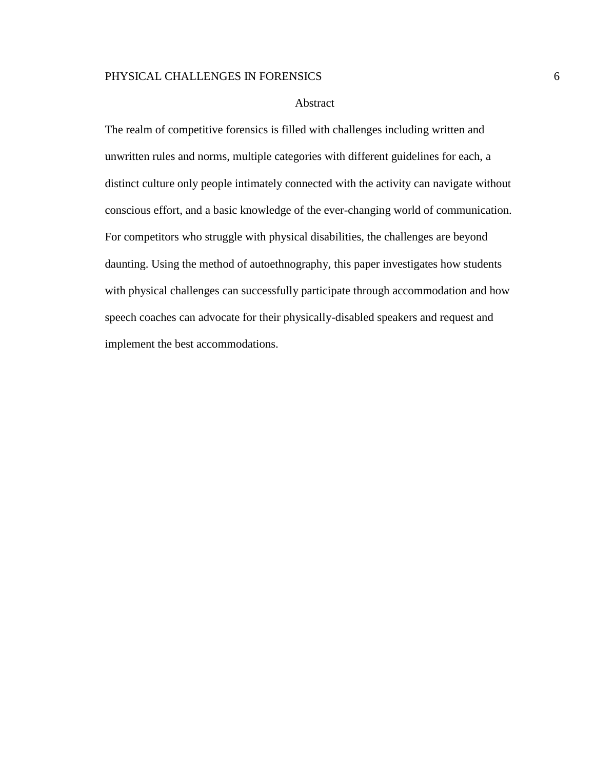# Abstract

The realm of competitive forensics is filled with challenges including written and unwritten rules and norms, multiple categories with different guidelines for each, a distinct culture only people intimately connected with the activity can navigate without conscious effort, and a basic knowledge of the ever-changing world of communication. For competitors who struggle with physical disabilities, the challenges are beyond daunting. Using the method of autoethnography, this paper investigates how students with physical challenges can successfully participate through accommodation and how speech coaches can advocate for their physically-disabled speakers and request and implement the best accommodations.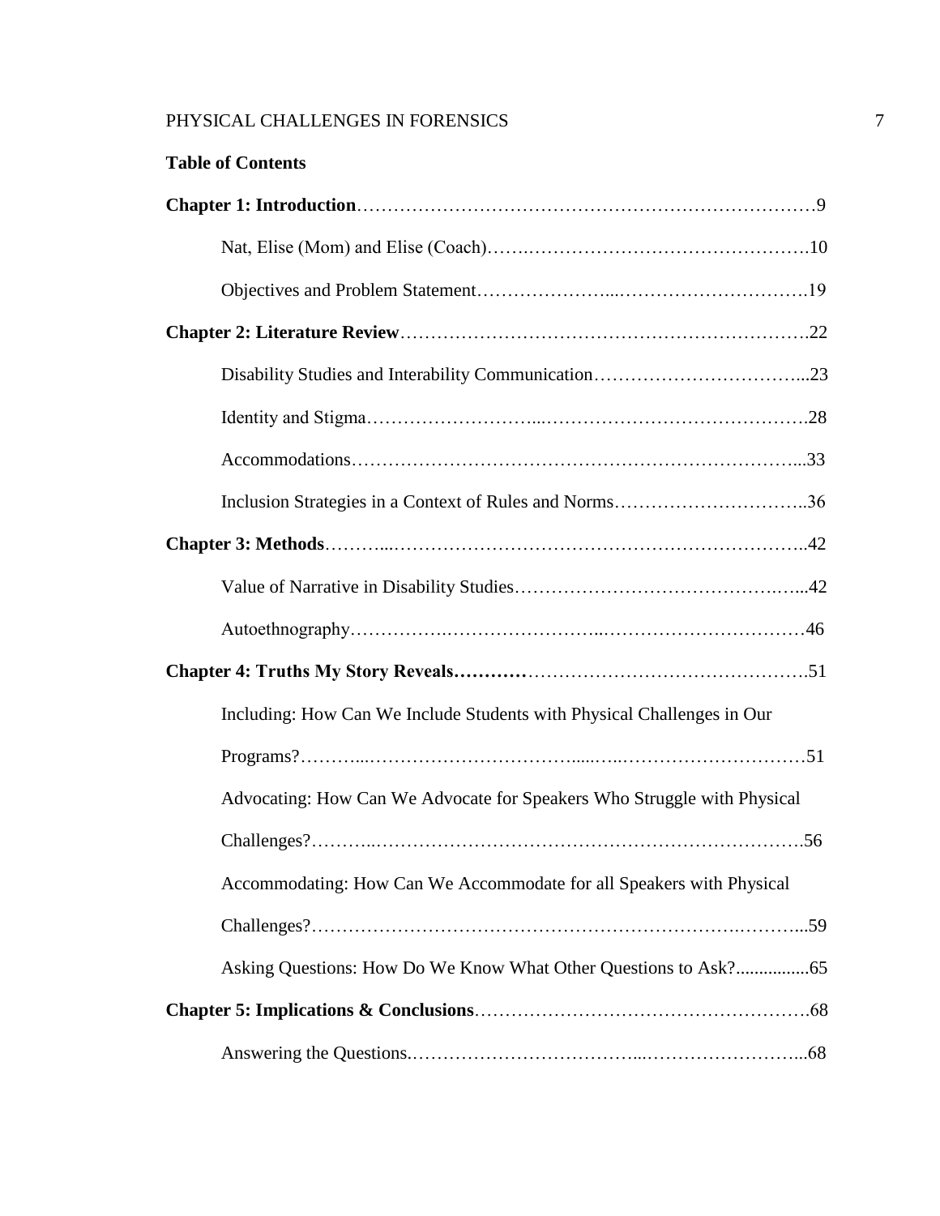**Table of Contents**

**Chapter 1: Introduction**……………………………………………………………………9

Nat, Elise (Mom) and Elise (Coach)…….……………………………………….10

Objectives and Problem Statement…………………...………………………….19

**Chapter 2: Literature Review**………………………………………………………….22

Disability Studies and Interability Communication……………………………...23

Identity and Stigma……………………...…………………………………….28

Accommodations……………………………………………………………...33

Inclusion Strategies in a Context of Rules and Norms…………………………..36

**Chapter 3: Methods**………...………………………………………………………..42

Value of Narrative in Disability Studies……………………………….…...42

Autoethnography…………….…………………...……………………………46

**Chapter 4: Truths My Story Reveals…………**……………………………………….51

Including: How Can We Include Students with Physical Challenges in Our Programs?………...……………………………......…..…………………………51

Advocating: How Can We Advocate for Speakers Who Struggle with Physical Challenges?………..…………………………………………………………….56

Accommodating: How Can We Accommodate for all Speakers with Physical Challenges?………………………………………………………….………...59

Asking Questions: How Do We Know What Other Questions to Ask?................65

**Chapter 5: Implications & Conclusions**……………………………………………….68

Answering the Questions.……………………………...……………………...68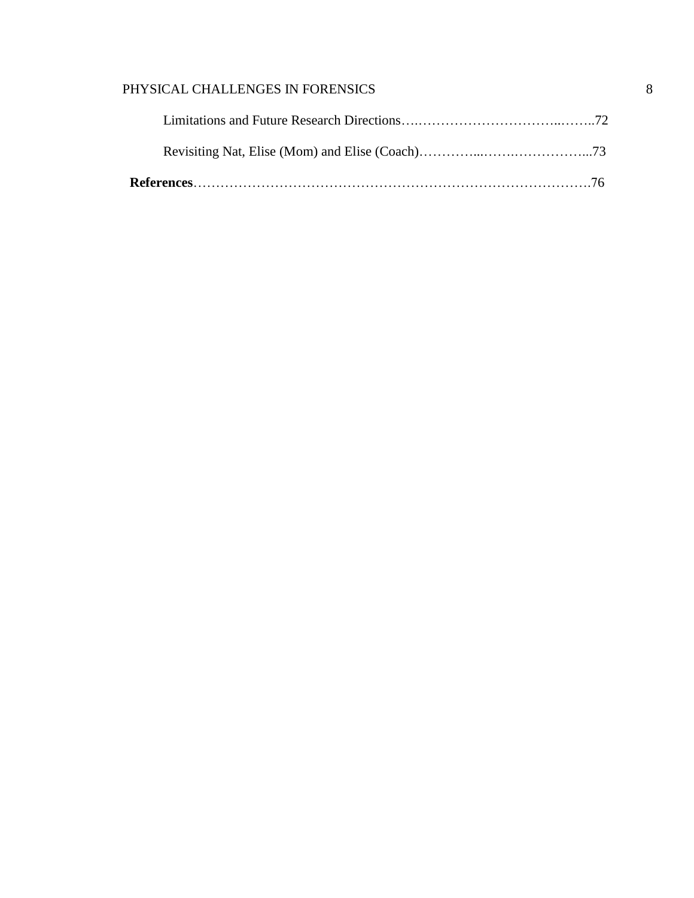Limitations and Future Research Directions….…………………………..……..72

Revisiting Nat, Elise (Mom) and Elise (Coach)…………...…….……………...73

**References**…………………………………………………….…………………….76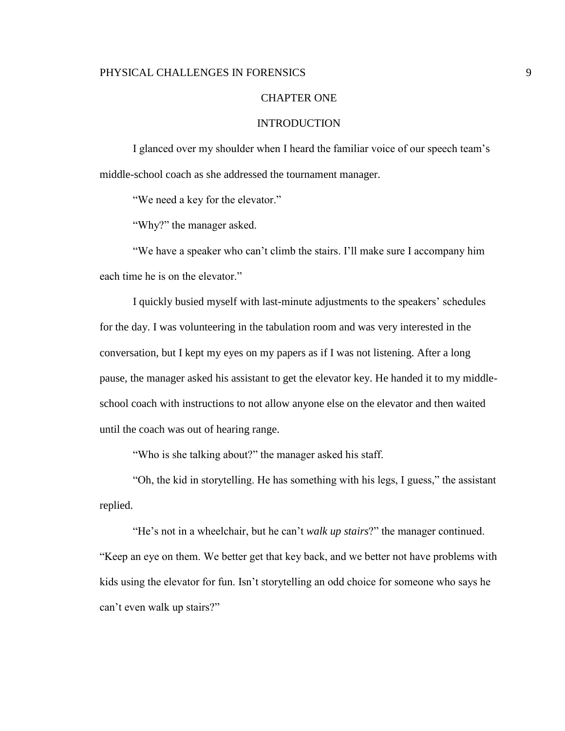# CHAPTER ONE

## INTRODUCTION

I glanced over my shoulder when I heard the familiar voice of our speech team's middle-school coach as she addressed the tournament manager.

"We need a key for the elevator."

"Why?" the manager asked.

"We have a speaker who can't climb the stairs. I'll make sure I accompany him each time he is on the elevator."

I quickly busied myself with last-minute adjustments to the speakers' schedules for the day. I was volunteering in the tabulation room and was very interested in the conversation, but I kept my eyes on my papers as if I was not listening. After a long pause, the manager asked his assistant to get the elevator key. He handed it to my middle-school coach with instructions to not allow anyone else on the elevator and then waited until the coach was out of hearing range.

"Who is she talking about?" the manager asked his staff.

"Oh, the kid in storytelling. He has something with his legs, I guess," the assistant replied.

"He's not in a wheelchair, but he can't *walk up stairs*?" the manager continued. "Keep an eye on them. We better get that key back, and we better not have problems with kids using the elevator for fun. Isn't storytelling an odd choice for someone who says he can't even walk up stairs?"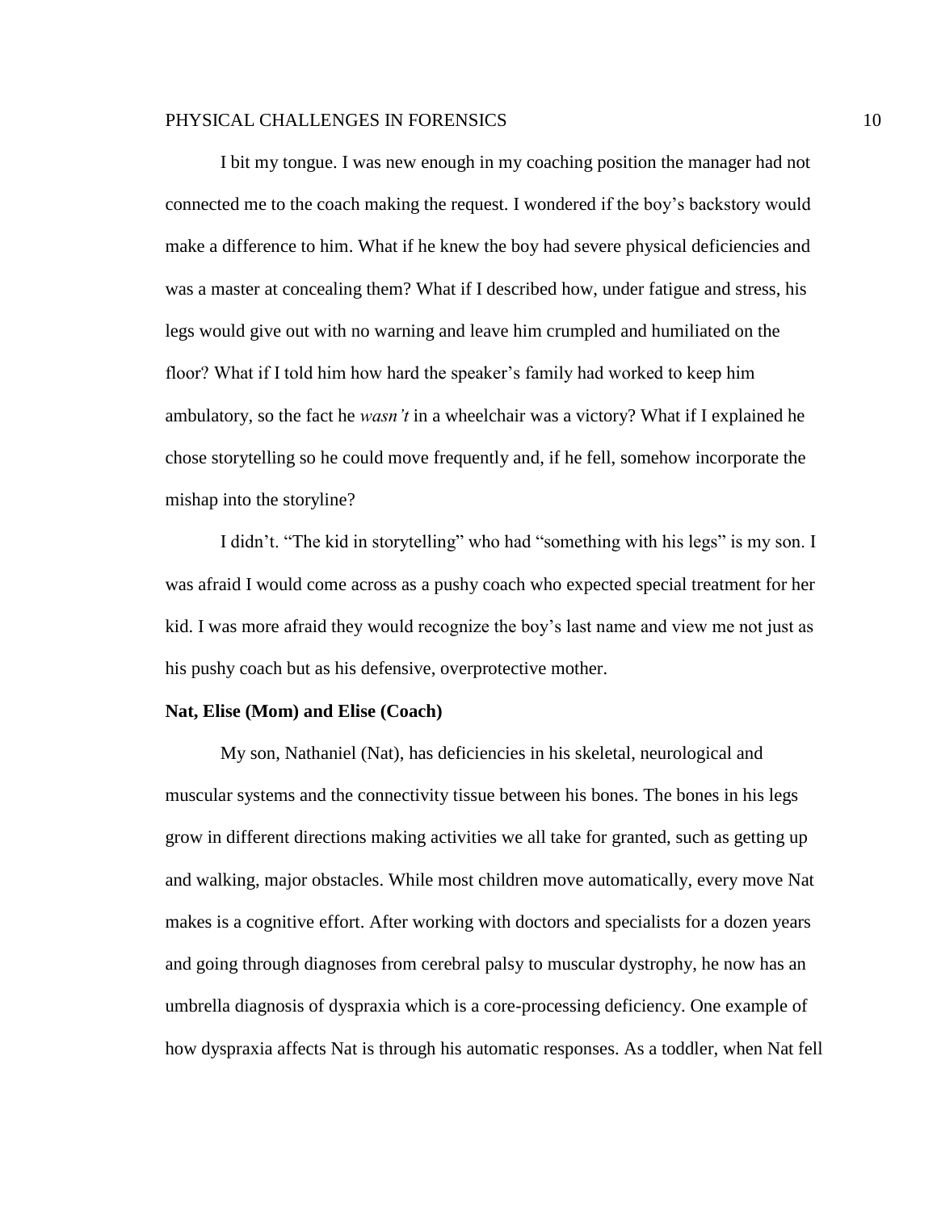I bit my tongue. I was new enough in my coaching position the manager had not connected me to the coach making the request. I wondered if the boy's backstory would make a difference to him. What if he knew the boy had severe physical deficiencies and was a master at concealing them? What if I described how, under fatigue and stress, his legs would give out with no warning and leave him crumpled and humiliated on the floor? What if I told him how hard the speaker's family had worked to keep him ambulatory, so the fact he *wasn't* in a wheelchair was a victory? What if I explained he chose storytelling so he could move frequently and, if he fell, somehow incorporate the mishap into the storyline?

I didn't. "The kid in storytelling" who had "something with his legs" is my son. I was afraid I would come across as a pushy coach who expected special treatment for her kid. I was more afraid they would recognize the boy's last name and view me not just as his pushy coach but as his defensive, overprotective mother.

**Nat, Elise (Mom) and Elise (Coach)**

My son, Nathaniel (Nat), has deficiencies in his skeletal, neurological and muscular systems and the connectivity tissue between his bones. The bones in his legs grow in different directions making activities we all take for granted, such as getting up and walking, major obstacles. While most children move automatically, every move Nat makes is a cognitive effort. After working with doctors and specialists for a dozen years and going through diagnoses from cerebral palsy to muscular dystrophy, he now has an umbrella diagnosis of dyspraxia which is a core-processing deficiency. One example of how dyspraxia affects Nat is through his automatic responses. As a toddler, when Nat fell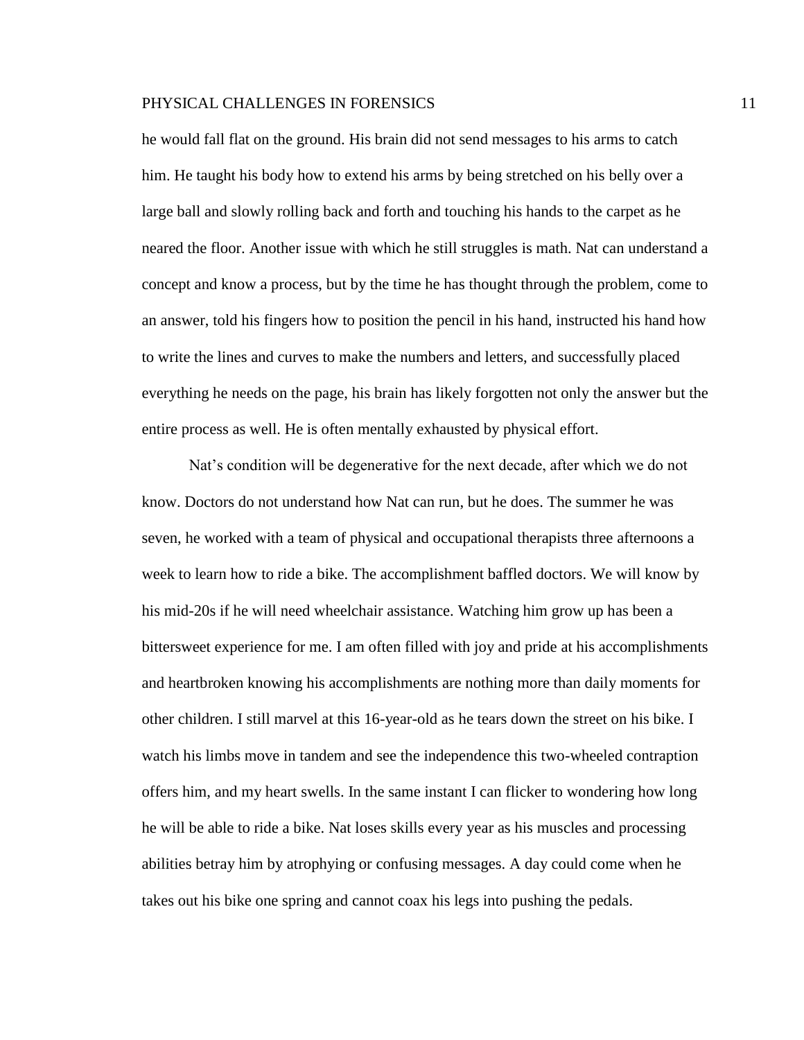he would fall flat on the ground. His brain did not send messages to his arms to catch him. He taught his body how to extend his arms by being stretched on his belly over a large ball and slowly rolling back and forth and touching his hands to the carpet as he neared the floor. Another issue with which he still struggles is math. Nat can understand a concept and know a process, but by the time he has thought through the problem, come to an answer, told his fingers how to position the pencil in his hand, instructed his hand how to write the lines and curves to make the numbers and letters, and successfully placed everything he needs on the page, his brain has likely forgotten not only the answer but the entire process as well. He is often mentally exhausted by physical effort.

Nat's condition will be degenerative for the next decade, after which we do not know. Doctors do not understand how Nat can run, but he does. The summer he was seven, he worked with a team of physical and occupational therapists three afternoons a week to learn how to ride a bike. The accomplishment baffled doctors. We will know by his mid-20s if he will need wheelchair assistance. Watching him grow up has been a bittersweet experience for me. I am often filled with joy and pride at his accomplishments and heartbroken knowing his accomplishments are nothing more than daily moments for other children. I still marvel at this 16-year-old as he tears down the street on his bike. I watch his limbs move in tandem and see the independence this two-wheeled contraption offers him, and my heart swells. In the same instant I can flicker to wondering how long he will be able to ride a bike. Nat loses skills every year as his muscles and processing abilities betray him by atrophying or confusing messages. A day could come when he takes out his bike one spring and cannot coax his legs into pushing the pedals.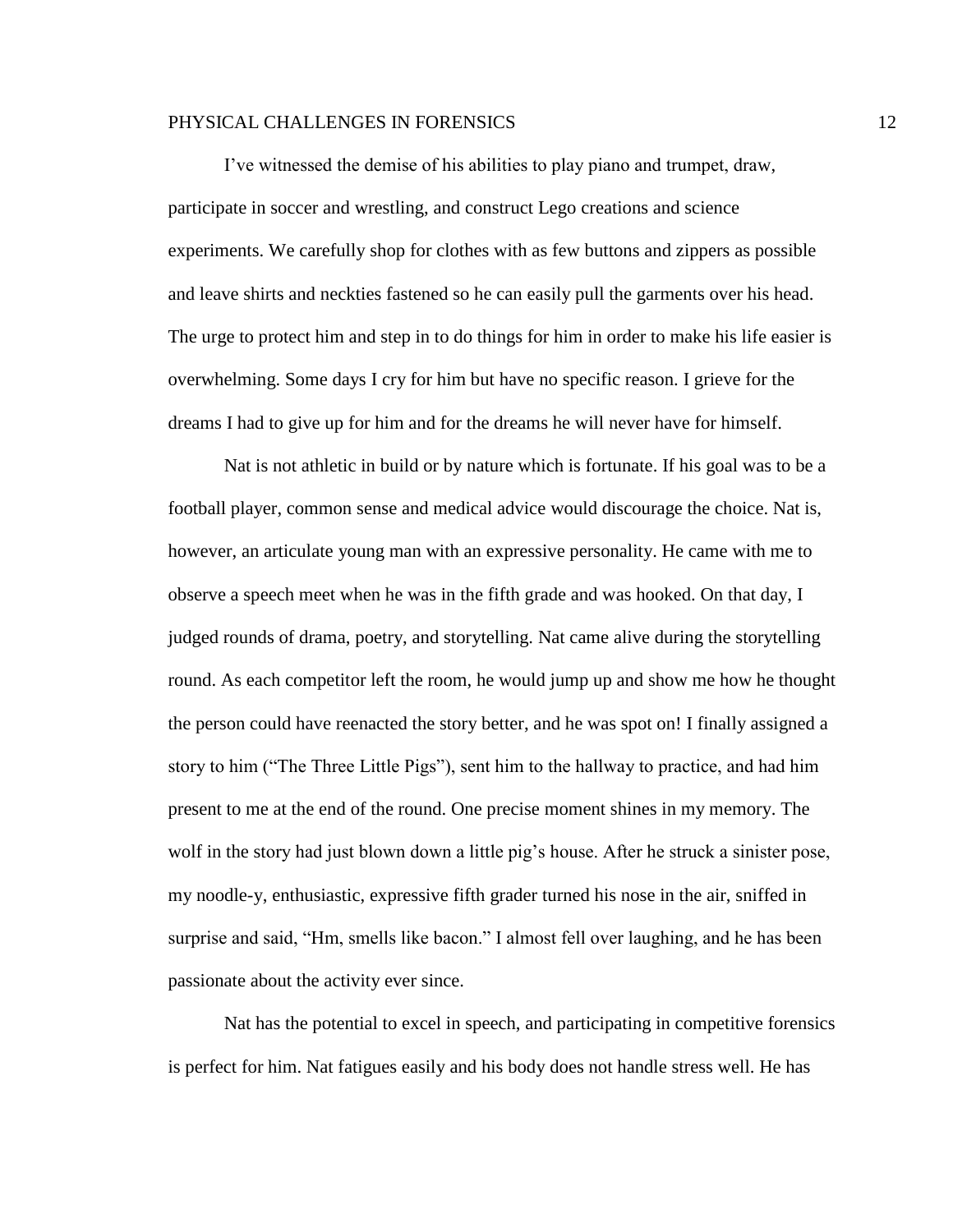I've witnessed the demise of his abilities to play piano and trumpet, draw, participate in soccer and wrestling, and construct Lego creations and science experiments. We carefully shop for clothes with as few buttons and zippers as possible and leave shirts and neckties fastened so he can easily pull the garments over his head. The urge to protect him and step in to do things for him in order to make his life easier is overwhelming. Some days I cry for him but have no specific reason. I grieve for the dreams I had to give up for him and for the dreams he will never have for himself.

Nat is not athletic in build or by nature which is fortunate. If his goal was to be a football player, common sense and medical advice would discourage the choice. Nat is, however, an articulate young man with an expressive personality. He came with me to observe a speech meet when he was in the fifth grade and was hooked. On that day, I judged rounds of drama, poetry, and storytelling. Nat came alive during the storytelling round. As each competitor left the room, he would jump up and show me how he thought the person could have reenacted the story better, and he was spot on! I finally assigned a story to him ("The Three Little Pigs"), sent him to the hallway to practice, and had him present to me at the end of the round. One precise moment shines in my memory. The wolf in the story had just blown down a little pig's house. After he struck a sinister pose, my noodle-y, enthusiastic, expressive fifth grader turned his nose in the air, sniffed in surprise and said, "Hm, smells like bacon." I almost fell over laughing, and he has been passionate about the activity ever since.

Nat has the potential to excel in speech, and participating in competitive forensics is perfect for him. Nat fatigues easily and his body does not handle stress well. He has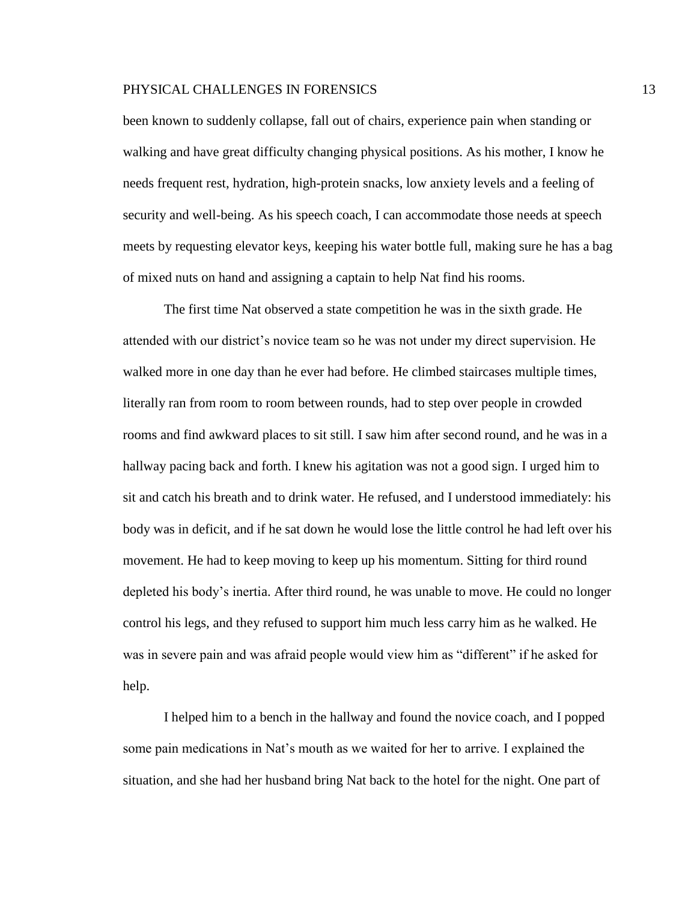been known to suddenly collapse, fall out of chairs, experience pain when standing or walking and have great difficulty changing physical positions. As his mother, I know he needs frequent rest, hydration, high-protein snacks, low anxiety levels and a feeling of security and well-being. As his speech coach, I can accommodate those needs at speech meets by requesting elevator keys, keeping his water bottle full, making sure he has a bag of mixed nuts on hand and assigning a captain to help Nat find his rooms.

The first time Nat observed a state competition he was in the sixth grade. He attended with our district's novice team so he was not under my direct supervision. He walked more in one day than he ever had before. He climbed staircases multiple times, literally ran from room to room between rounds, had to step over people in crowded rooms and find awkward places to sit still. I saw him after second round, and he was in a hallway pacing back and forth. I knew his agitation was not a good sign. I urged him to sit and catch his breath and to drink water. He refused, and I understood immediately: his body was in deficit, and if he sat down he would lose the little control he had left over his movement. He had to keep moving to keep up his momentum. Sitting for third round depleted his body's inertia. After third round, he was unable to move. He could no longer control his legs, and they refused to support him much less carry him as he walked. He was in severe pain and was afraid people would view him as "different" if he asked for help.

I helped him to a bench in the hallway and found the novice coach, and I popped some pain medications in Nat's mouth as we waited for her to arrive. I explained the situation, and she had her husband bring Nat back to the hotel for the night. One part of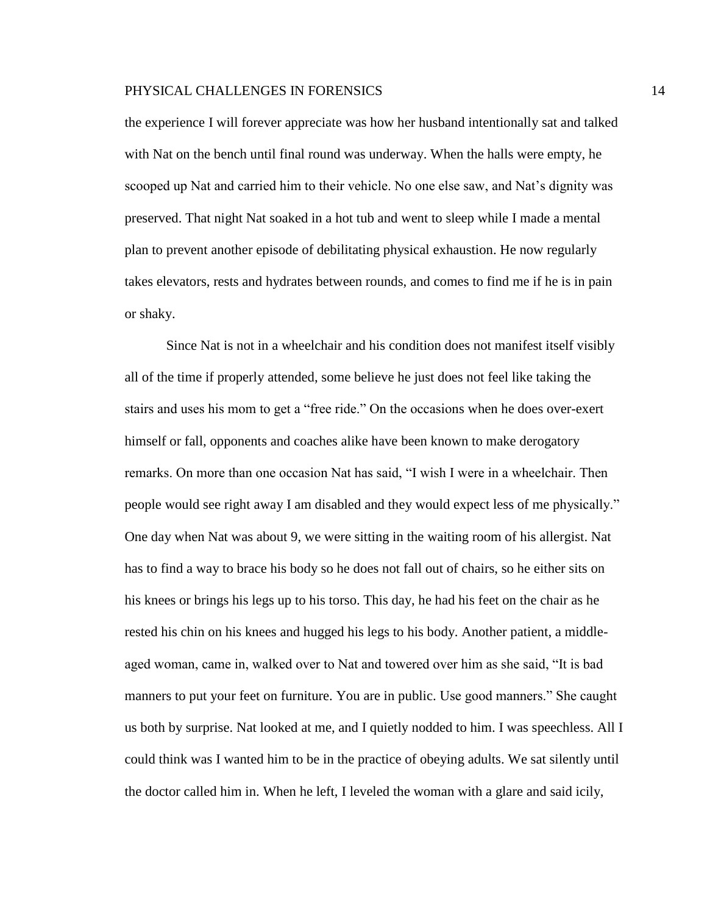the experience I will forever appreciate was how her husband intentionally sat and talked with Nat on the bench until final round was underway. When the halls were empty, he scooped up Nat and carried him to their vehicle. No one else saw, and Nat's dignity was preserved. That night Nat soaked in a hot tub and went to sleep while I made a mental plan to prevent another episode of debilitating physical exhaustion. He now regularly takes elevators, rests and hydrates between rounds, and comes to find me if he is in pain or shaky.

Since Nat is not in a wheelchair and his condition does not manifest itself visibly all of the time if properly attended, some believe he just does not feel like taking the stairs and uses his mom to get a "free ride." On the occasions when he does over-exert himself or fall, opponents and coaches alike have been known to make derogatory remarks. On more than one occasion Nat has said, "I wish I were in a wheelchair. Then people would see right away I am disabled and they would expect less of me physically." One day when Nat was about 9, we were sitting in the waiting room of his allergist. Nat has to find a way to brace his body so he does not fall out of chairs, so he either sits on his knees or brings his legs up to his torso. This day, he had his feet on the chair as he rested his chin on his knees and hugged his legs to his body. Another patient, a middle-aged woman, came in, walked over to Nat and towered over him as she said, "It is bad manners to put your feet on furniture. You are in public. Use good manners." She caught us both by surprise. Nat looked at me, and I quietly nodded to him. I was speechless. All I could think was I wanted him to be in the practice of obeying adults. We sat silently until the doctor called him in. When he left, I leveled the woman with a glare and said icily,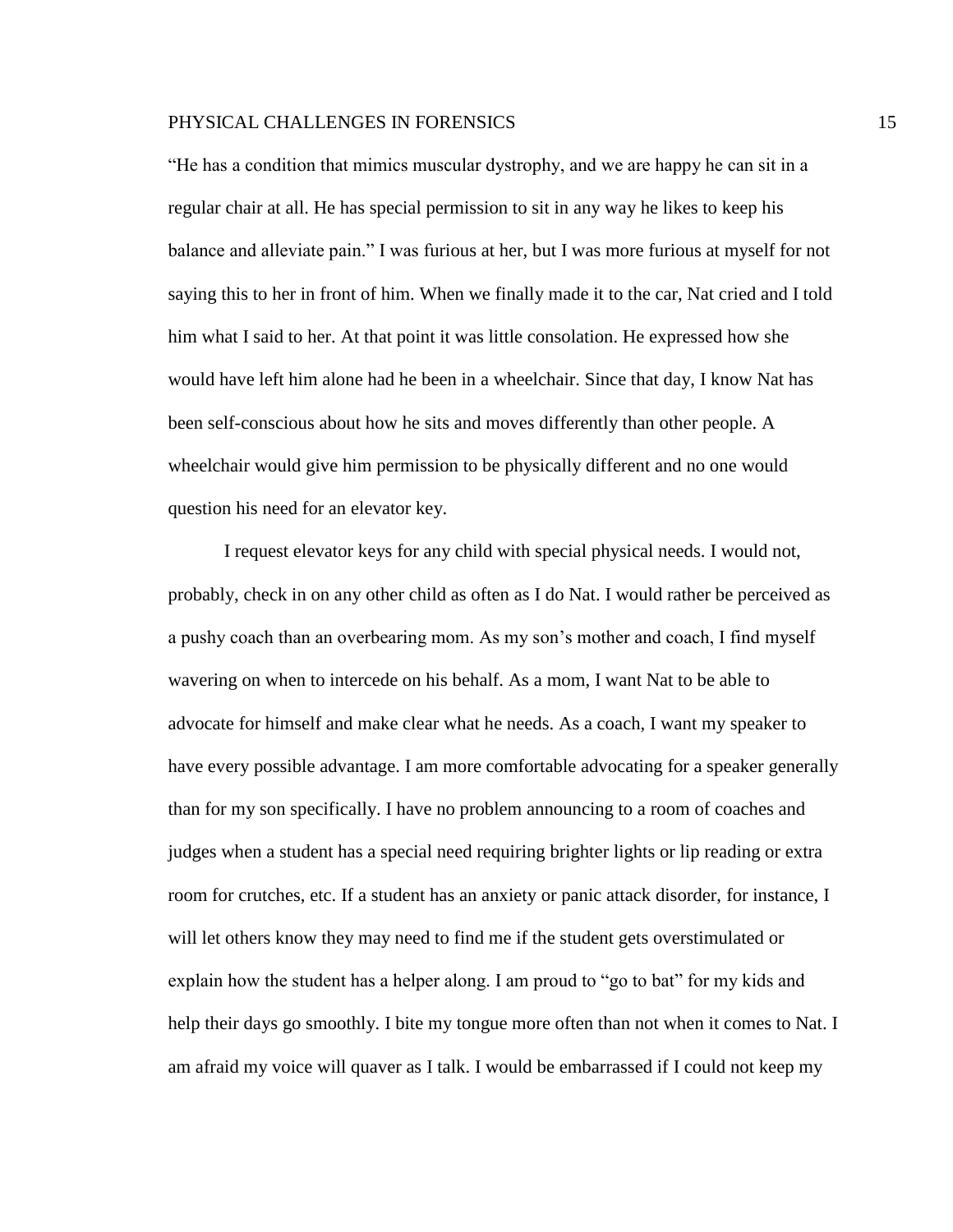"He has a condition that mimics muscular dystrophy, and we are happy he can sit in a regular chair at all. He has special permission to sit in any way he likes to keep his balance and alleviate pain." I was furious at her, but I was more furious at myself for not saying this to her in front of him. When we finally made it to the car, Nat cried and I told him what I said to her. At that point it was little consolation. He expressed how she would have left him alone had he been in a wheelchair. Since that day, I know Nat has been self-conscious about how he sits and moves differently than other people. A wheelchair would give him permission to be physically different and no one would question his need for an elevator key.

I request elevator keys for any child with special physical needs. I would not, probably, check in on any other child as often as I do Nat. I would rather be perceived as a pushy coach than an overbearing mom. As my son's mother and coach, I find myself wavering on when to intercede on his behalf. As a mom, I want Nat to be able to advocate for himself and make clear what he needs. As a coach, I want my speaker to have every possible advantage. I am more comfortable advocating for a speaker generally than for my son specifically. I have no problem announcing to a room of coaches and judges when a student has a special need requiring brighter lights or lip reading or extra room for crutches, etc. If a student has an anxiety or panic attack disorder, for instance, I will let others know they may need to find me if the student gets overstimulated or explain how the student has a helper along. I am proud to "go to bat" for my kids and help their days go smoothly. I bite my tongue more often than not when it comes to Nat. I am afraid my voice will quaver as I talk. I would be embarrassed if I could not keep my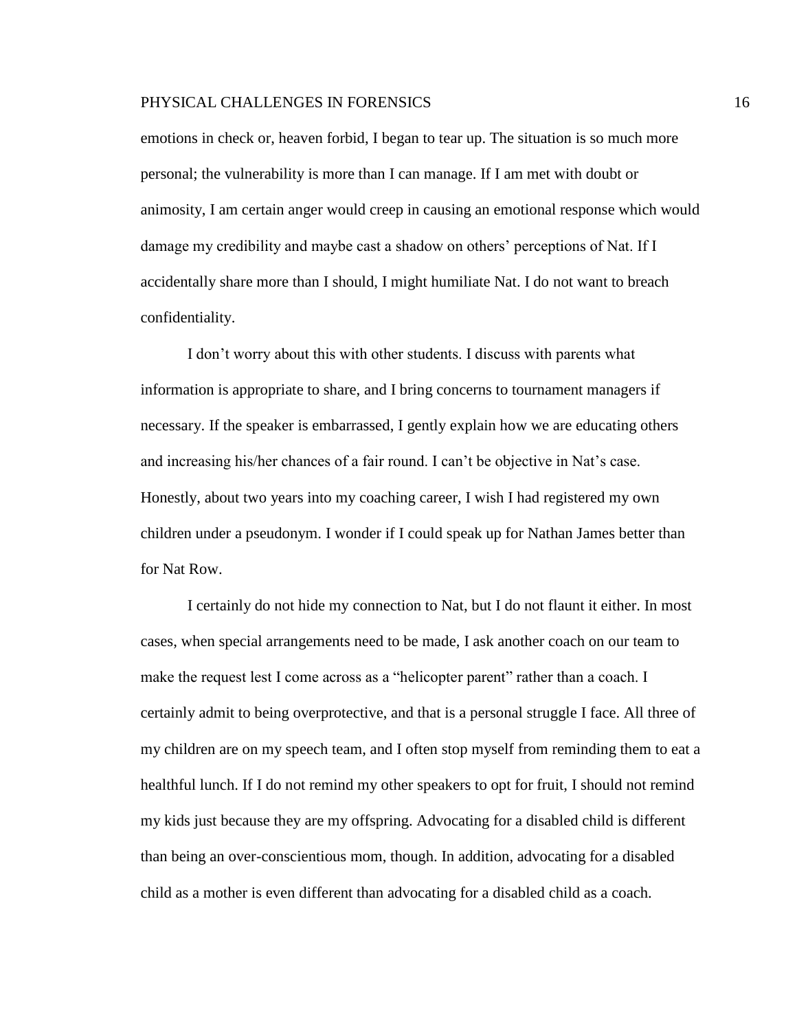emotions in check or, heaven forbid, I began to tear up. The situation is so much more personal; the vulnerability is more than I can manage. If I am met with doubt or animosity, I am certain anger would creep in causing an emotional response which would damage my credibility and maybe cast a shadow on others' perceptions of Nat. If I accidentally share more than I should, I might humiliate Nat. I do not want to breach confidentiality.

I don't worry about this with other students. I discuss with parents what information is appropriate to share, and I bring concerns to tournament managers if necessary. If the speaker is embarrassed, I gently explain how we are educating others and increasing his/her chances of a fair round. I can't be objective in Nat's case. Honestly, about two years into my coaching career, I wish I had registered my own children under a pseudonym. I wonder if I could speak up for Nathan James better than for Nat Row.

I certainly do not hide my connection to Nat, but I do not flaunt it either. In most cases, when special arrangements need to be made, I ask another coach on our team to make the request lest I come across as a "helicopter parent" rather than a coach. I certainly admit to being overprotective, and that is a personal struggle I face. All three of my children are on my speech team, and I often stop myself from reminding them to eat a healthful lunch. If I do not remind my other speakers to opt for fruit, I should not remind my kids just because they are my offspring. Advocating for a disabled child is different than being an over-conscientious mom, though. In addition, advocating for a disabled child as a mother is even different than advocating for a disabled child as a coach.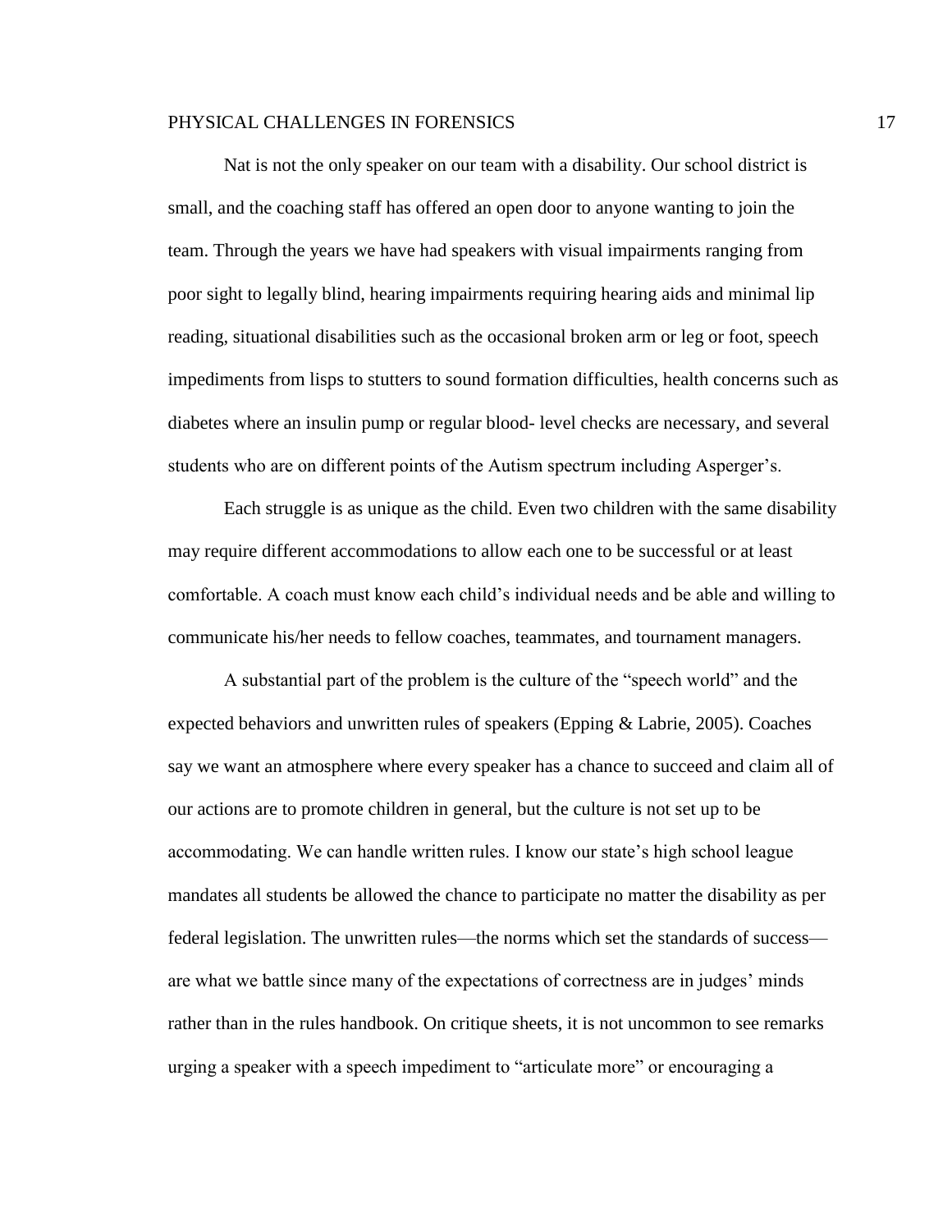Nat is not the only speaker on our team with a disability. Our school district is small, and the coaching staff has offered an open door to anyone wanting to join the team. Through the years we have had speakers with visual impairments ranging from poor sight to legally blind, hearing impairments requiring hearing aids and minimal lip reading, situational disabilities such as the occasional broken arm or leg or foot, speech impediments from lisps to stutters to sound formation difficulties, health concerns such as diabetes where an insulin pump or regular blood- level checks are necessary, and several students who are on different points of the Autism spectrum including Asperger's.

Each struggle is as unique as the child. Even two children with the same disability may require different accommodations to allow each one to be successful or at least comfortable. A coach must know each child's individual needs and be able and willing to communicate his/her needs to fellow coaches, teammates, and tournament managers.

A substantial part of the problem is the culture of the "speech world" and the expected behaviors and unwritten rules of speakers (Epping & Labrie, 2005). Coaches say we want an atmosphere where every speaker has a chance to succeed and claim all of our actions are to promote children in general, but the culture is not set up to be accommodating. We can handle written rules. I know our state's high school league mandates all students be allowed the chance to participate no matter the disability as per federal legislation. The unwritten rules—the norms which set the standards of success—are what we battle since many of the expectations of correctness are in judges' minds rather than in the rules handbook. On critique sheets, it is not uncommon to see remarks urging a speaker with a speech impediment to "articulate more" or encouraging a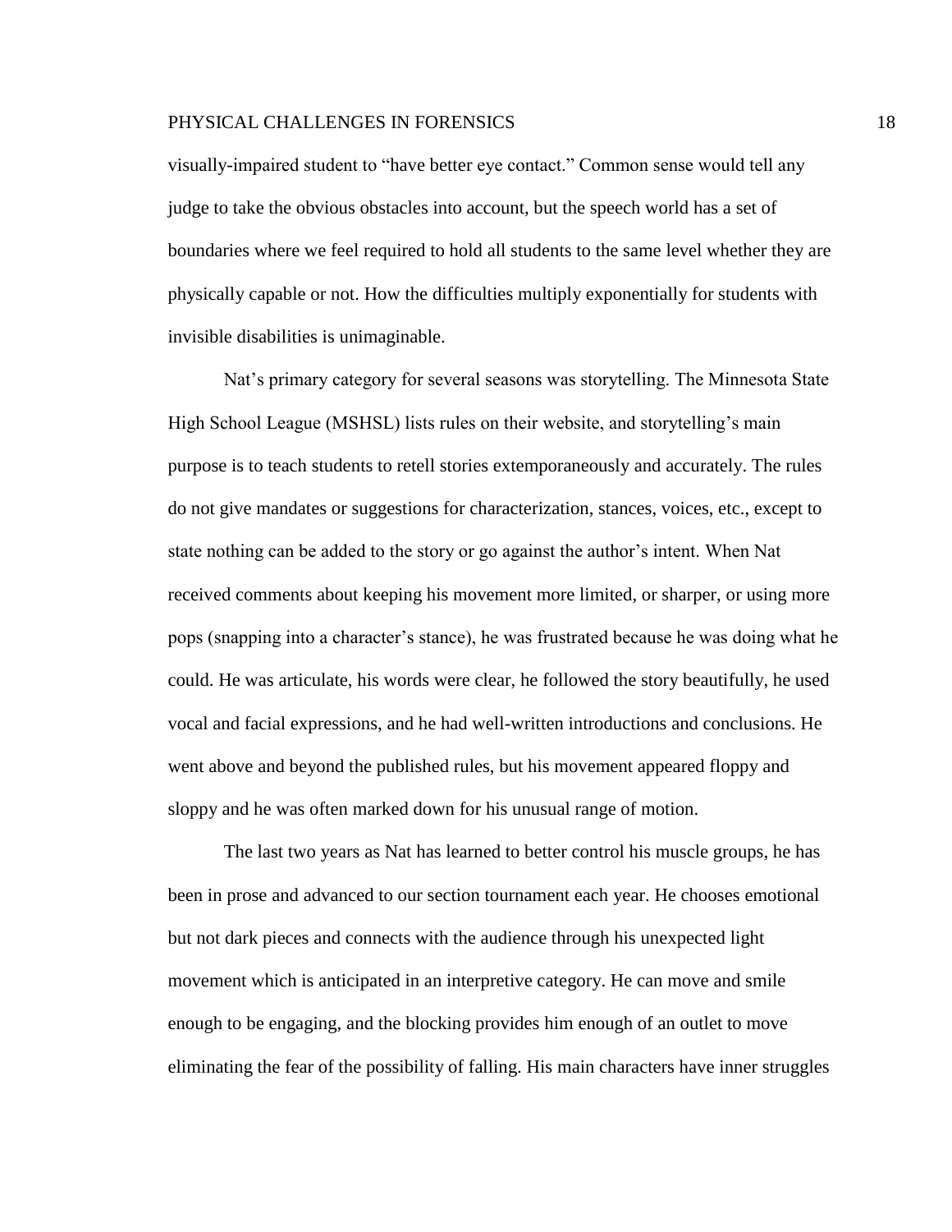visually-impaired student to "have better eye contact." Common sense would tell any judge to take the obvious obstacles into account, but the speech world has a set of boundaries where we feel required to hold all students to the same level whether they are physically capable or not. How the difficulties multiply exponentially for students with invisible disabilities is unimaginable.

Nat's primary category for several seasons was storytelling. The Minnesota State High School League (MSHSL) lists rules on their website, and storytelling's main purpose is to teach students to retell stories extemporaneously and accurately. The rules do not give mandates or suggestions for characterization, stances, voices, etc., except to state nothing can be added to the story or go against the author's intent. When Nat received comments about keeping his movement more limited, or sharper, or using more pops (snapping into a character's stance), he was frustrated because he was doing what he could. He was articulate, his words were clear, he followed the story beautifully, he used vocal and facial expressions, and he had well-written introductions and conclusions. He went above and beyond the published rules, but his movement appeared floppy and sloppy and he was often marked down for his unusual range of motion.

The last two years as Nat has learned to better control his muscle groups, he has been in prose and advanced to our section tournament each year. He chooses emotional but not dark pieces and connects with the audience through his unexpected light movement which is anticipated in an interpretive category. He can move and smile enough to be engaging, and the blocking provides him enough of an outlet to move eliminating the fear of the possibility of falling. His main characters have inner struggles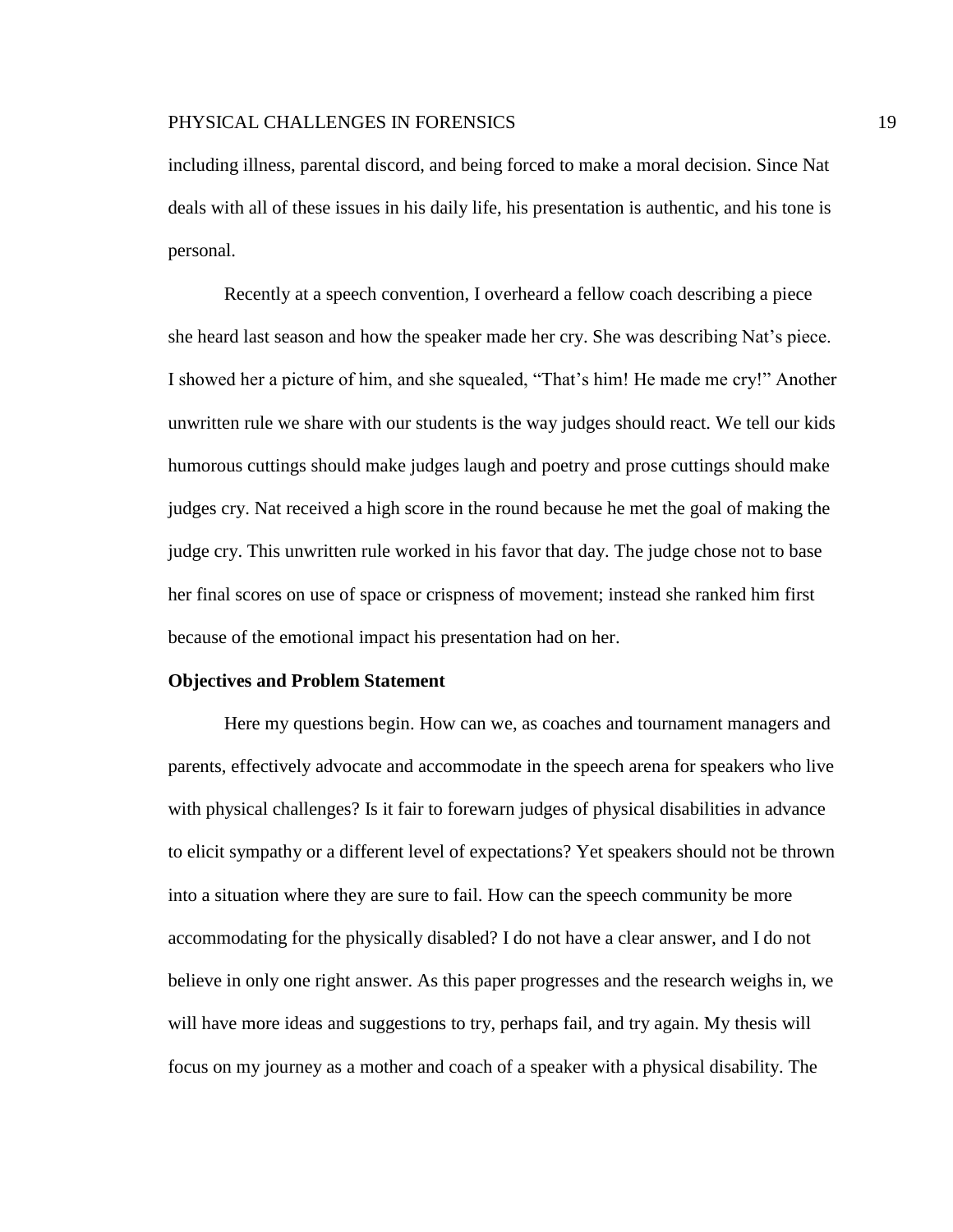including illness, parental discord, and being forced to make a moral decision. Since Nat deals with all of these issues in his daily life, his presentation is authentic, and his tone is personal.

Recently at a speech convention, I overheard a fellow coach describing a piece she heard last season and how the speaker made her cry. She was describing Nat's piece. I showed her a picture of him, and she squealed, "That's him! He made me cry!" Another unwritten rule we share with our students is the way judges should react. We tell our kids humorous cuttings should make judges laugh and poetry and prose cuttings should make judges cry. Nat received a high score in the round because he met the goal of making the judge cry. This unwritten rule worked in his favor that day. The judge chose not to base her final scores on use of space or crispness of movement; instead she ranked him first because of the emotional impact his presentation had on her.

**Objectives and Problem Statement**

Here my questions begin. How can we, as coaches and tournament managers and parents, effectively advocate and accommodate in the speech arena for speakers who live with physical challenges? Is it fair to forewarn judges of physical disabilities in advance to elicit sympathy or a different level of expectations? Yet speakers should not be thrown into a situation where they are sure to fail. How can the speech community be more accommodating for the physically disabled? I do not have a clear answer, and I do not believe in only one right answer. As this paper progresses and the research weighs in, we will have more ideas and suggestions to try, perhaps fail, and try again. My thesis will focus on my journey as a mother and coach of a speaker with a physical disability. The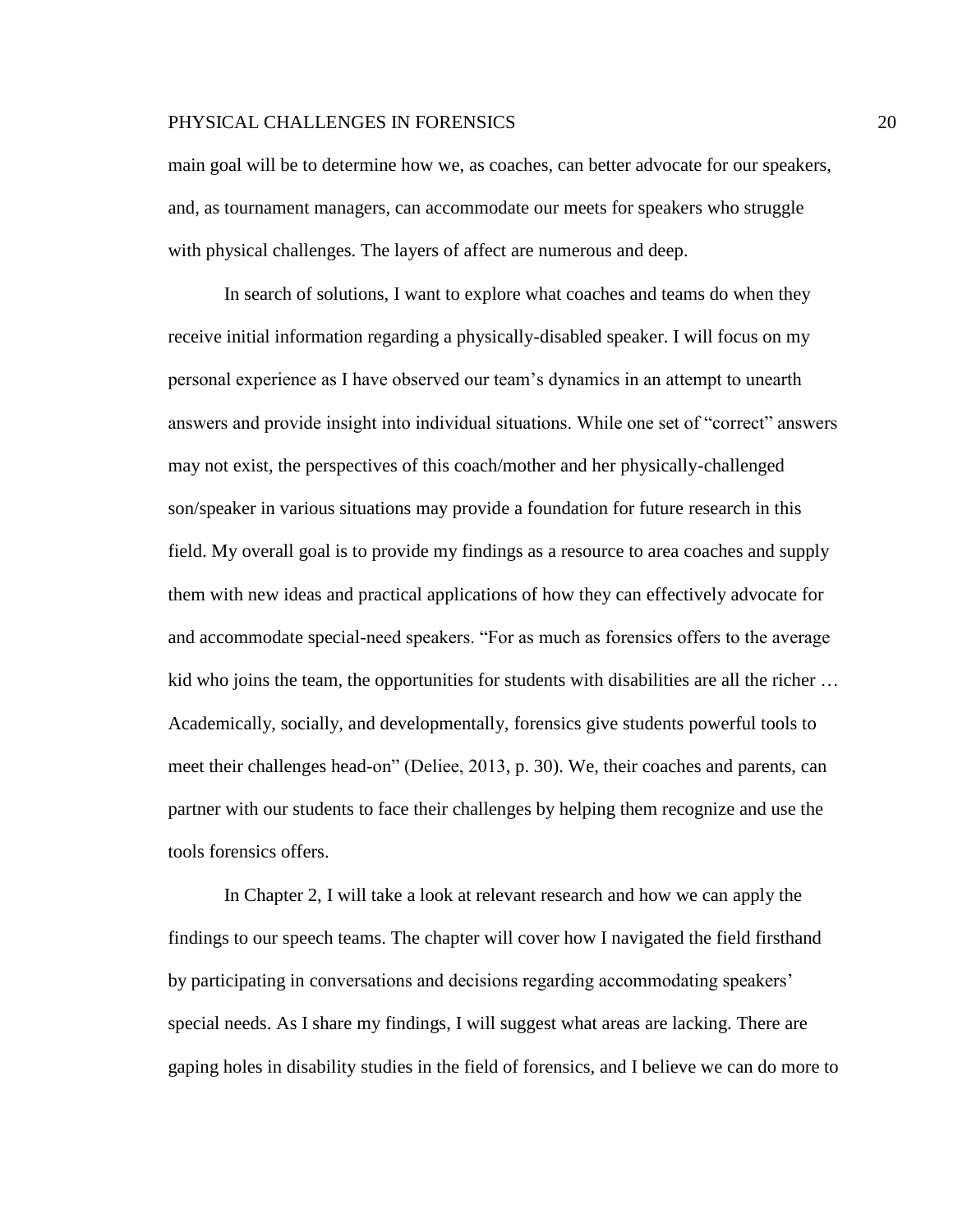main goal will be to determine how we, as coaches, can better advocate for our speakers, and, as tournament managers, can accommodate our meets for speakers who struggle with physical challenges. The layers of affect are numerous and deep.

In search of solutions, I want to explore what coaches and teams do when they receive initial information regarding a physically-disabled speaker. I will focus on my personal experience as I have observed our team's dynamics in an attempt to unearth answers and provide insight into individual situations. While one set of "correct" answers may not exist, the perspectives of this coach/mother and her physically-challenged son/speaker in various situations may provide a foundation for future research in this field. My overall goal is to provide my findings as a resource to area coaches and supply them with new ideas and practical applications of how they can effectively advocate for and accommodate special-need speakers. "For as much as forensics offers to the average kid who joins the team, the opportunities for students with disabilities are all the richer … Academically, socially, and developmentally, forensics give students powerful tools to meet their challenges head-on" (Deliee, 2013, p. 30). We, their coaches and parents, can partner with our students to face their challenges by helping them recognize and use the tools forensics offers.

In Chapter 2, I will take a look at relevant research and how we can apply the findings to our speech teams. The chapter will cover how I navigated the field firsthand by participating in conversations and decisions regarding accommodating speakers' special needs. As I share my findings, I will suggest what areas are lacking. There are gaping holes in disability studies in the field of forensics, and I believe we can do more to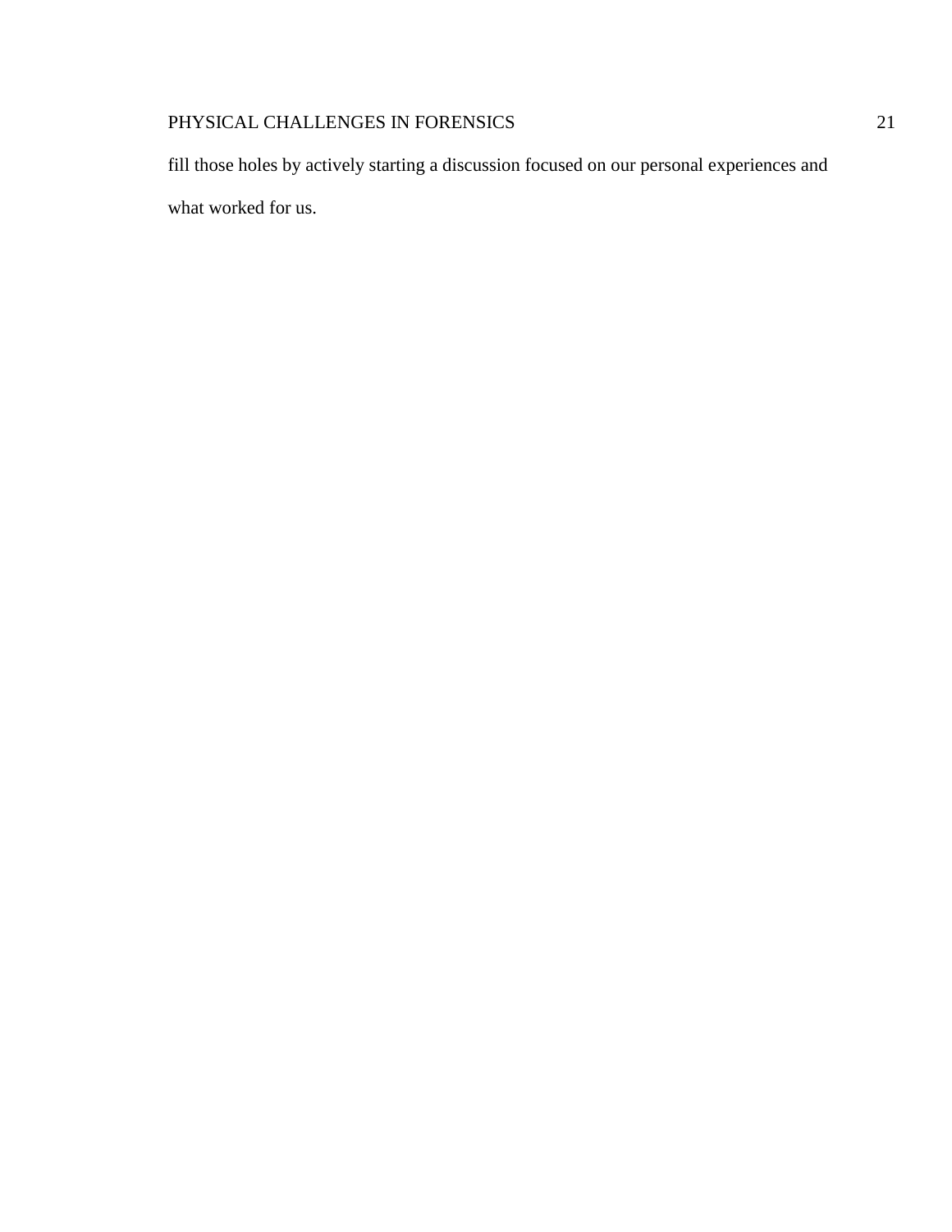fill those holes by actively starting a discussion focused on our personal experiences and what worked for us.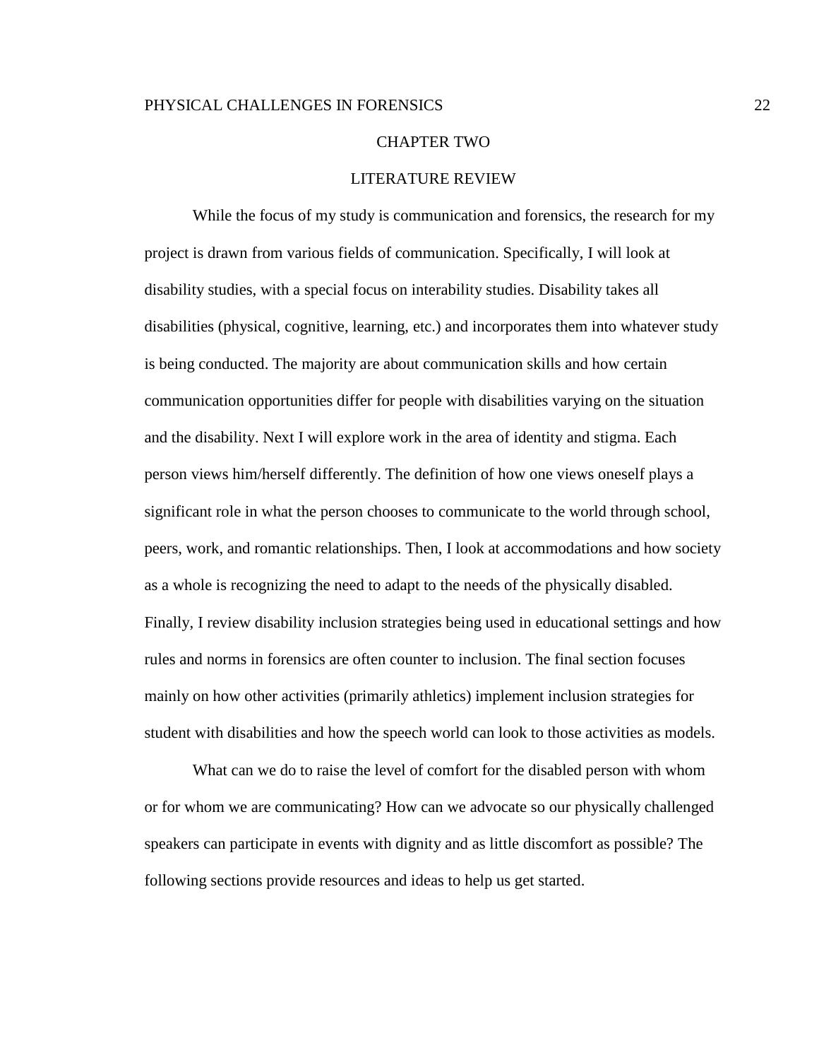# CHAPTER TWO

## LITERATURE REVIEW

While the focus of my study is communication and forensics, the research for my project is drawn from various fields of communication. Specifically, I will look at disability studies, with a special focus on interability studies. Disability takes all disabilities (physical, cognitive, learning, etc.) and incorporates them into whatever study is being conducted. The majority are about communication skills and how certain communication opportunities differ for people with disabilities varying on the situation and the disability. Next I will explore work in the area of identity and stigma. Each person views him/herself differently. The definition of how one views oneself plays a significant role in what the person chooses to communicate to the world through school, peers, work, and romantic relationships. Then, I look at accommodations and how society as a whole is recognizing the need to adapt to the needs of the physically disabled. Finally, I review disability inclusion strategies being used in educational settings and how rules and norms in forensics are often counter to inclusion. The final section focuses mainly on how other activities (primarily athletics) implement inclusion strategies for student with disabilities and how the speech world can look to those activities as models.

What can we do to raise the level of comfort for the disabled person with whom or for whom we are communicating? How can we advocate so our physically challenged speakers can participate in events with dignity and as little discomfort as possible? The following sections provide resources and ideas to help us get started.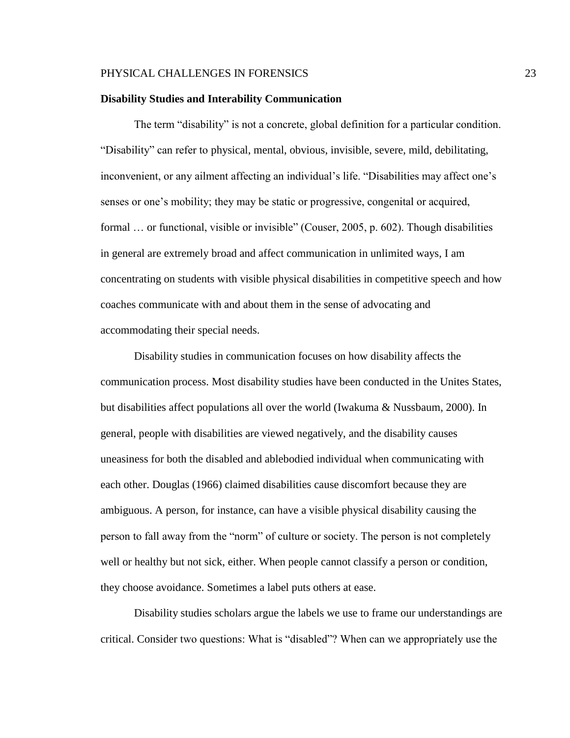**Disability Studies and Interability Communication**

The term “disability” is not a concrete, global definition for a particular condition. “Disability” can refer to physical, mental, obvious, invisible, severe, mild, debilitating, inconvenient, or any ailment affecting an individual’s life. “Disabilities may affect one’s senses or one’s mobility; they may be static or progressive, congenital or acquired, formal … or functional, visible or invisible” (Couser, 2005, p. 602). Though disabilities in general are extremely broad and affect communication in unlimited ways, I am concentrating on students with visible physical disabilities in competitive speech and how coaches communicate with and about them in the sense of advocating and accommodating their special needs.

Disability studies in communication focuses on how disability affects the communication process. Most disability studies have been conducted in the Unites States, but disabilities affect populations all over the world (Iwakuma & Nussbaum, 2000). In general, people with disabilities are viewed negatively, and the disability causes uneasiness for both the disabled and ablebodied individual when communicating with each other. Douglas (1966) claimed disabilities cause discomfort because they are ambiguous. A person, for instance, can have a visible physical disability causing the person to fall away from the “norm” of culture or society. The person is not completely well or healthy but not sick, either. When people cannot classify a person or condition, they choose avoidance. Sometimes a label puts others at ease.

Disability studies scholars argue the labels we use to frame our understandings are critical. Consider two questions: What is “disabled”? When can we appropriately use the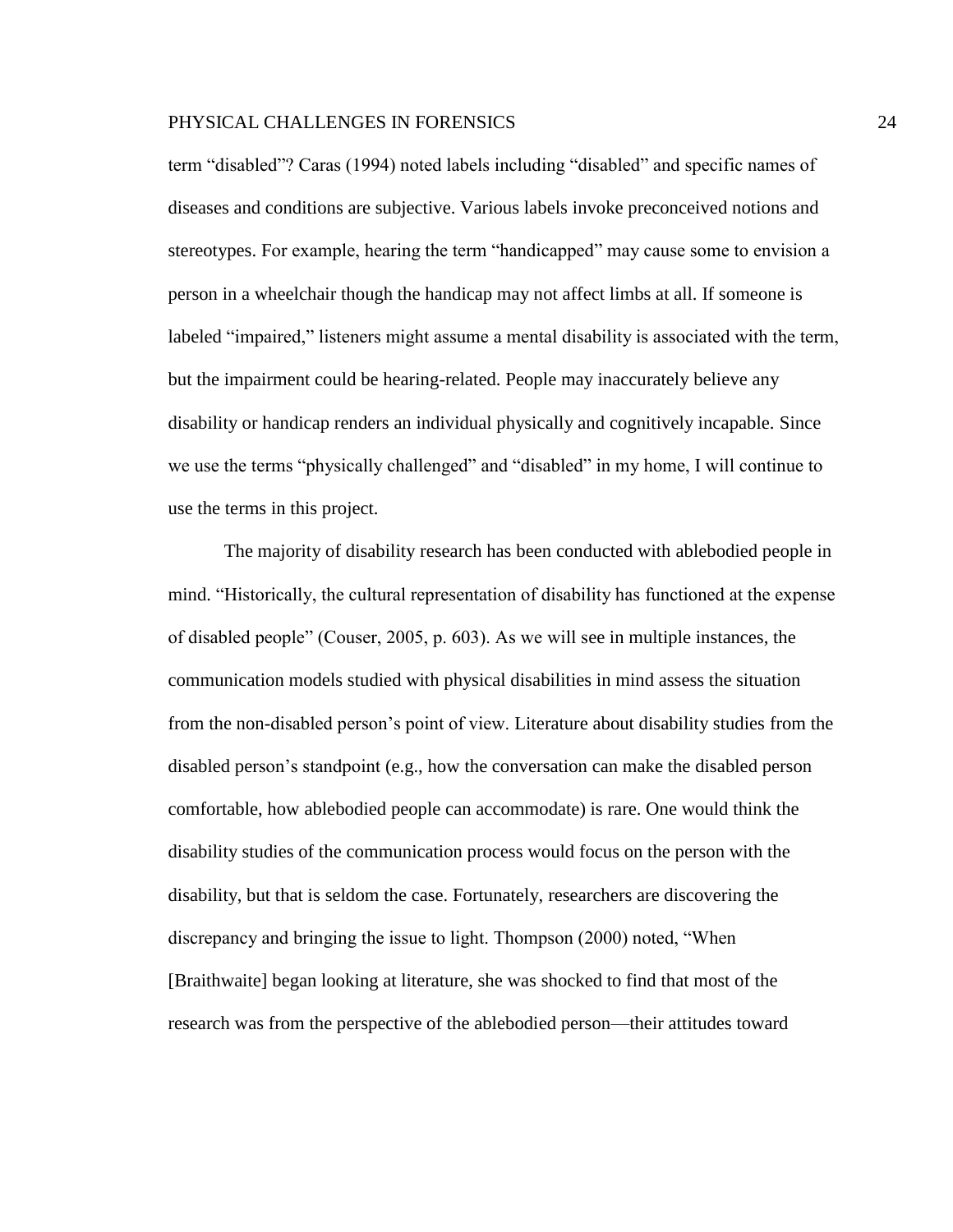term “disabled”? Caras (1994) noted labels including “disabled” and specific names of diseases and conditions are subjective. Various labels invoke preconceived notions and stereotypes. For example, hearing the term “handicapped” may cause some to envision a person in a wheelchair though the handicap may not affect limbs at all. If someone is labeled “impaired,” listeners might assume a mental disability is associated with the term, but the impairment could be hearing-related. People may inaccurately believe any disability or handicap renders an individual physically and cognitively incapable. Since we use the terms “physically challenged” and “disabled” in my home, I will continue to use the terms in this project.

The majority of disability research has been conducted with ablebodied people in mind. “Historically, the cultural representation of disability has functioned at the expense of disabled people” (Couser, 2005, p. 603). As we will see in multiple instances, the communication models studied with physical disabilities in mind assess the situation from the non-disabled person’s point of view. Literature about disability studies from the disabled person’s standpoint (e.g., how the conversation can make the disabled person comfortable, how ablebodied people can accommodate) is rare. One would think the disability studies of the communication process would focus on the person with the disability, but that is seldom the case. Fortunately, researchers are discovering the discrepancy and bringing the issue to light. Thompson (2000) noted, “When [Braithwaite] began looking at literature, she was shocked to find that most of the research was from the perspective of the ablebodied person—their attitudes toward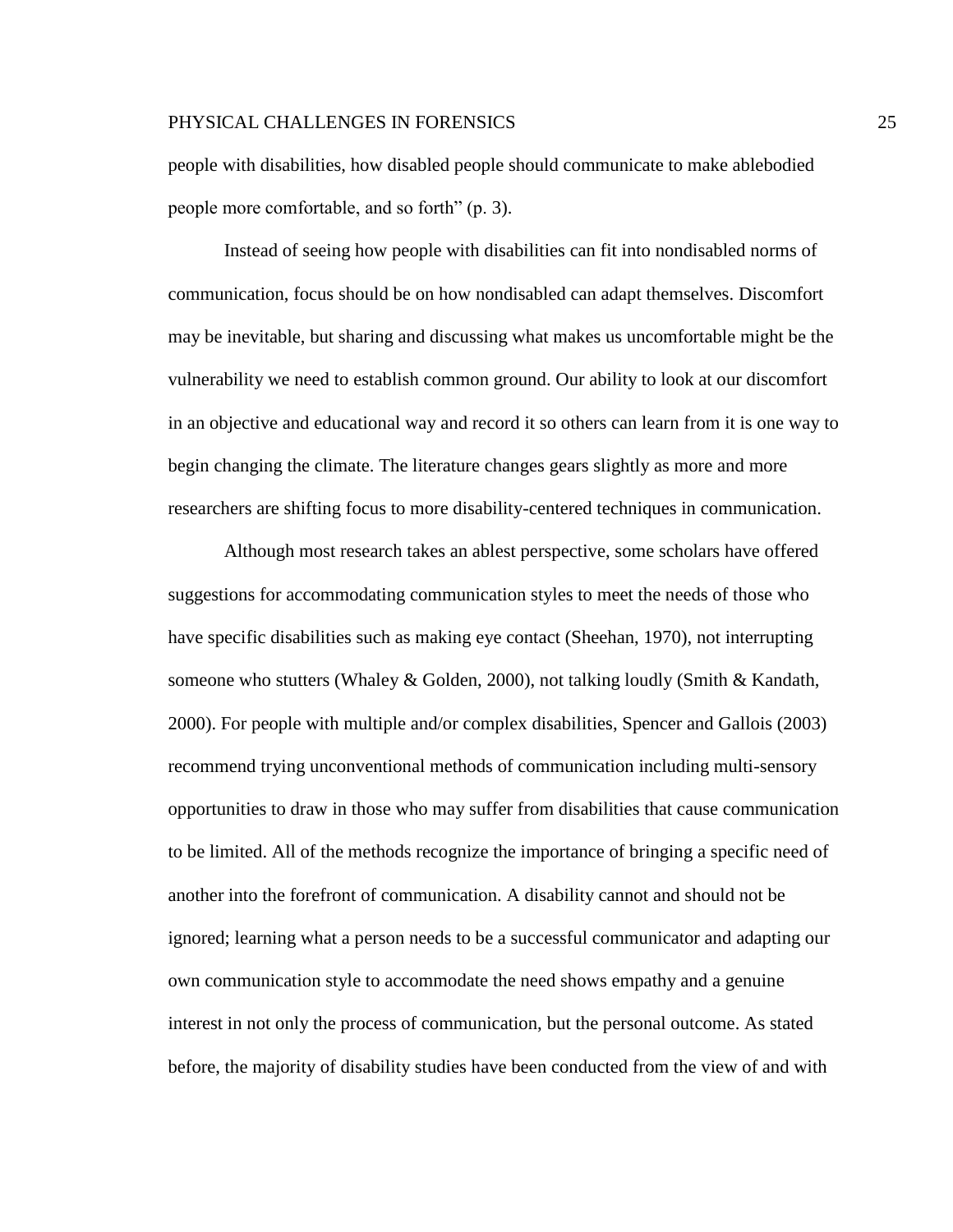people with disabilities, how disabled people should communicate to make ablebodied people more comfortable, and so forth" (p. 3).

Instead of seeing how people with disabilities can fit into nondisabled norms of communication, focus should be on how nondisabled can adapt themselves. Discomfort may be inevitable, but sharing and discussing what makes us uncomfortable might be the vulnerability we need to establish common ground. Our ability to look at our discomfort in an objective and educational way and record it so others can learn from it is one way to begin changing the climate. The literature changes gears slightly as more and more researchers are shifting focus to more disability-centered techniques in communication.

Although most research takes an ablest perspective, some scholars have offered suggestions for accommodating communication styles to meet the needs of those who have specific disabilities such as making eye contact (Sheehan, 1970), not interrupting someone who stutters (Whaley & Golden, 2000), not talking loudly (Smith & Kandath, 2000). For people with multiple and/or complex disabilities, Spencer and Gallois (2003) recommend trying unconventional methods of communication including multi-sensory opportunities to draw in those who may suffer from disabilities that cause communication to be limited. All of the methods recognize the importance of bringing a specific need of another into the forefront of communication. A disability cannot and should not be ignored; learning what a person needs to be a successful communicator and adapting our own communication style to accommodate the need shows empathy and a genuine interest in not only the process of communication, but the personal outcome. As stated before, the majority of disability studies have been conducted from the view of and with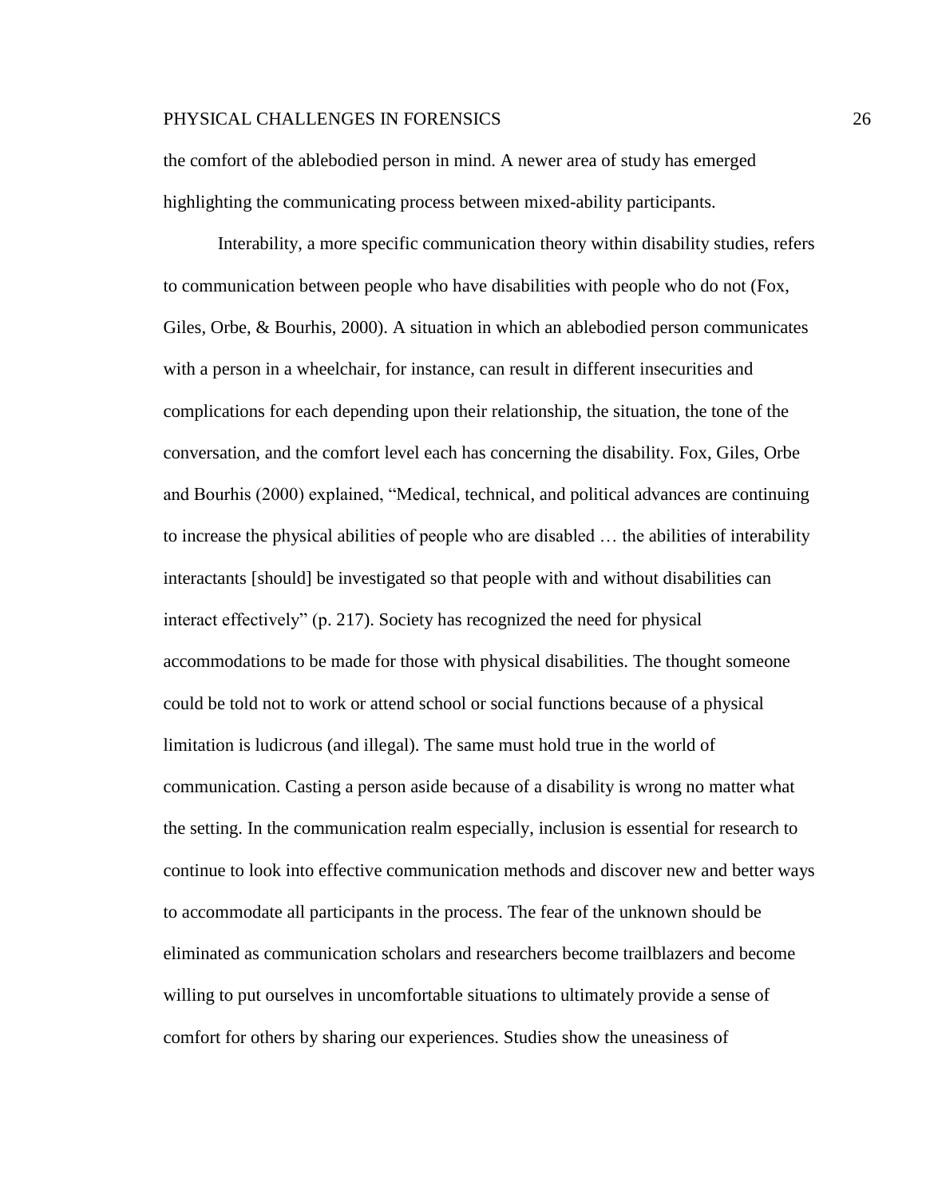the comfort of the ablebodied person in mind. A newer area of study has emerged highlighting the communicating process between mixed-ability participants.

Interability, a more specific communication theory within disability studies, refers to communication between people who have disabilities with people who do not (Fox, Giles, Orbe, & Bourhis, 2000). A situation in which an ablebodied person communicates with a person in a wheelchair, for instance, can result in different insecurities and complications for each depending upon their relationship, the situation, the tone of the conversation, and the comfort level each has concerning the disability. Fox, Giles, Orbe and Bourhis (2000) explained, "Medical, technical, and political advances are continuing to increase the physical abilities of people who are disabled … the abilities of interability interactants [should] be investigated so that people with and without disabilities can interact effectively" (p. 217). Society has recognized the need for physical accommodations to be made for those with physical disabilities. The thought someone could be told not to work or attend school or social functions because of a physical limitation is ludicrous (and illegal). The same must hold true in the world of communication. Casting a person aside because of a disability is wrong no matter what the setting. In the communication realm especially, inclusion is essential for research to continue to look into effective communication methods and discover new and better ways to accommodate all participants in the process. The fear of the unknown should be eliminated as communication scholars and researchers become trailblazers and become willing to put ourselves in uncomfortable situations to ultimately provide a sense of comfort for others by sharing our experiences. Studies show the uneasiness of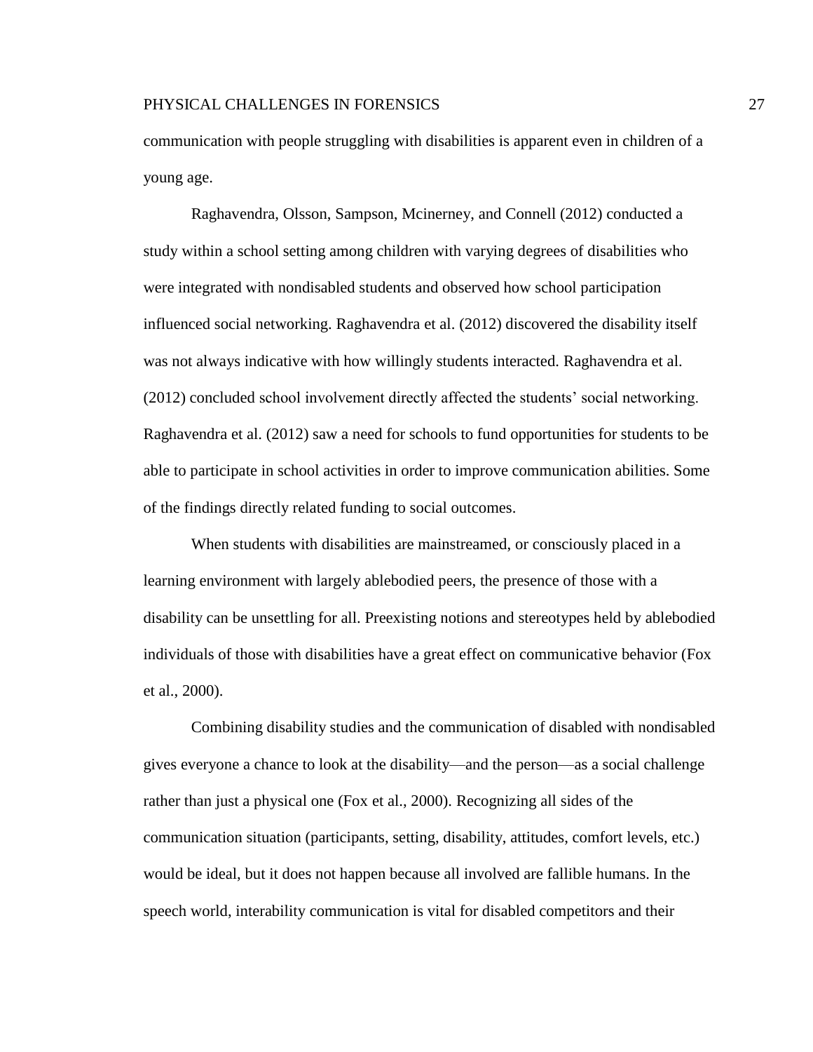communication with people struggling with disabilities is apparent even in children of a young age.

Raghavendra, Olsson, Sampson, Mcinerney, and Connell (2012) conducted a study within a school setting among children with varying degrees of disabilities who were integrated with nondisabled students and observed how school participation influenced social networking. Raghavendra et al. (2012) discovered the disability itself was not always indicative with how willingly students interacted. Raghavendra et al. (2012) concluded school involvement directly affected the students' social networking. Raghavendra et al. (2012) saw a need for schools to fund opportunities for students to be able to participate in school activities in order to improve communication abilities. Some of the findings directly related funding to social outcomes.

When students with disabilities are mainstreamed, or consciously placed in a learning environment with largely ablebodied peers, the presence of those with a disability can be unsettling for all. Preexisting notions and stereotypes held by ablebodied individuals of those with disabilities have a great effect on communicative behavior (Fox et al., 2000).

Combining disability studies and the communication of disabled with nondisabled gives everyone a chance to look at the disability—and the person—as a social challenge rather than just a physical one (Fox et al., 2000). Recognizing all sides of the communication situation (participants, setting, disability, attitudes, comfort levels, etc.) would be ideal, but it does not happen because all involved are fallible humans. In the speech world, interability communication is vital for disabled competitors and their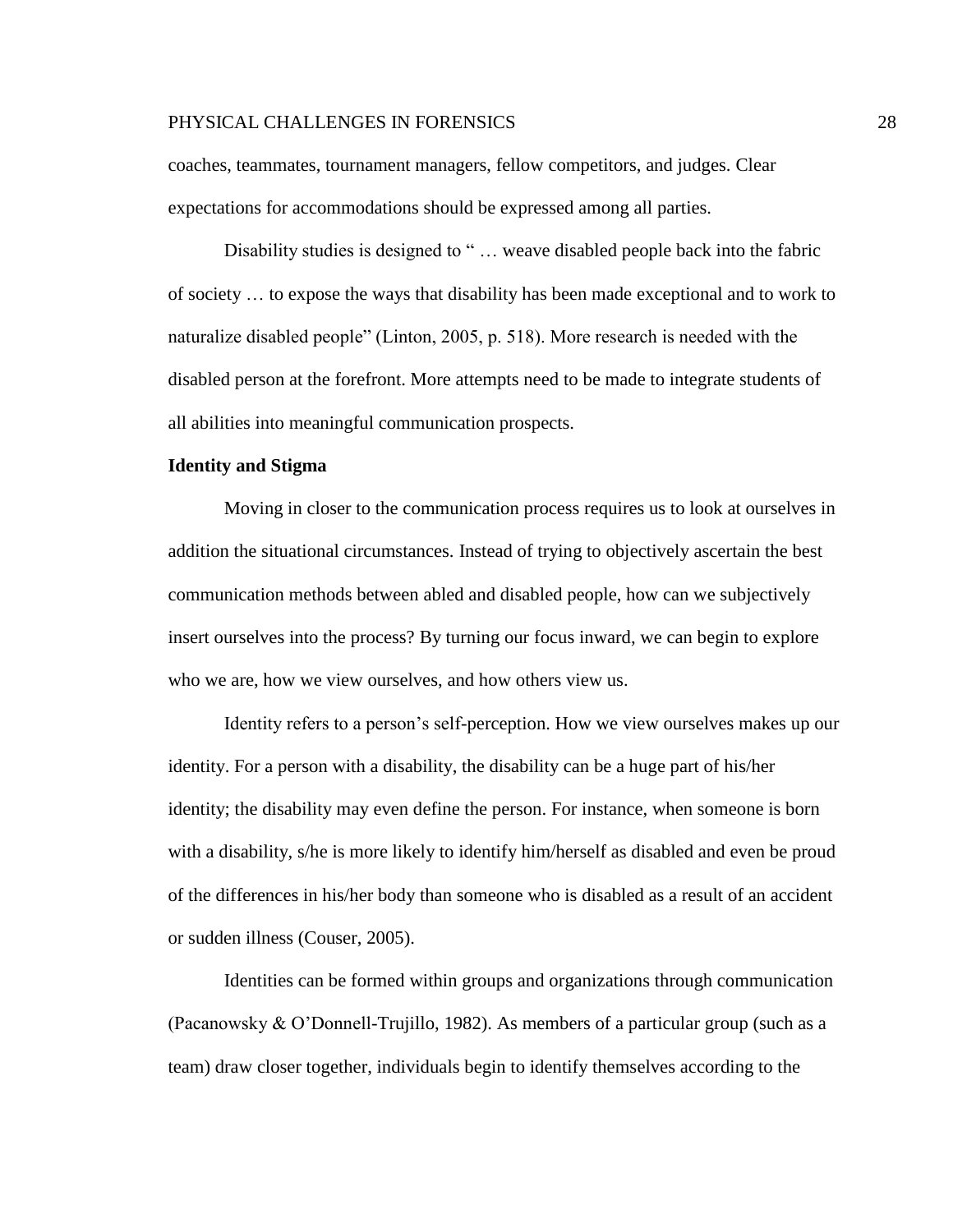coaches, teammates, tournament managers, fellow competitors, and judges. Clear expectations for accommodations should be expressed among all parties.

Disability studies is designed to " … weave disabled people back into the fabric of society … to expose the ways that disability has been made exceptional and to work to naturalize disabled people" (Linton, 2005, p. 518). More research is needed with the disabled person at the forefront. More attempts need to be made to integrate students of all abilities into meaningful communication prospects.

**Identity and Stigma**

Moving in closer to the communication process requires us to look at ourselves in addition the situational circumstances. Instead of trying to objectively ascertain the best communication methods between abled and disabled people, how can we subjectively insert ourselves into the process? By turning our focus inward, we can begin to explore who we are, how we view ourselves, and how others view us.

Identity refers to a person's self-perception. How we view ourselves makes up our identity. For a person with a disability, the disability can be a huge part of his/her identity; the disability may even define the person. For instance, when someone is born with a disability, s/he is more likely to identify him/herself as disabled and even be proud of the differences in his/her body than someone who is disabled as a result of an accident or sudden illness (Couser, 2005).

Identities can be formed within groups and organizations through communication (Pacanowsky & O'Donnell-Trujillo, 1982). As members of a particular group (such as a team) draw closer together, individuals begin to identify themselves according to the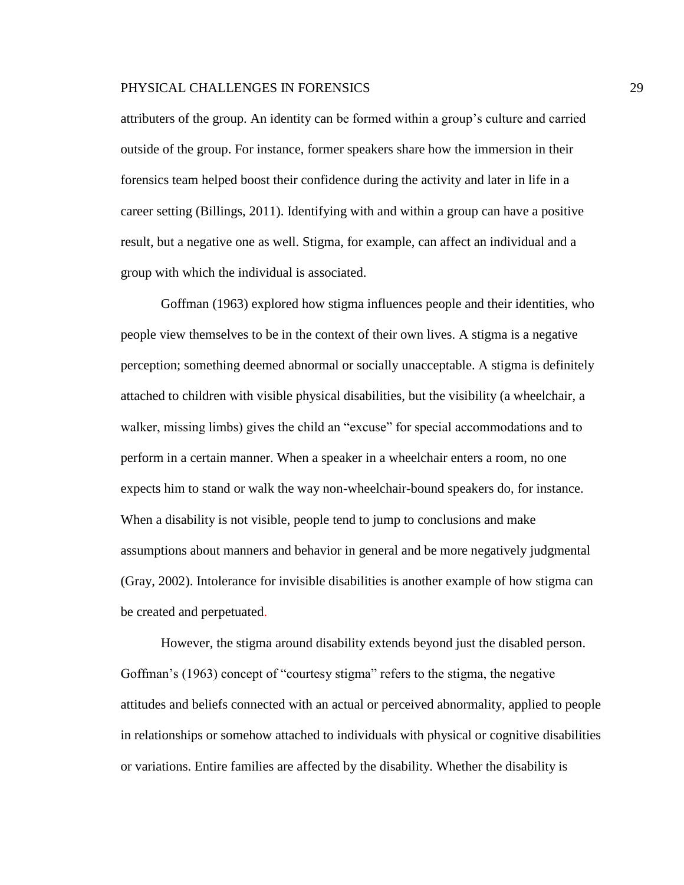attributers of the group. An identity can be formed within a group's culture and carried outside of the group. For instance, former speakers share how the immersion in their forensics team helped boost their confidence during the activity and later in life in a career setting (Billings, 2011). Identifying with and within a group can have a positive result, but a negative one as well. Stigma, for example, can affect an individual and a group with which the individual is associated.

Goffman (1963) explored how stigma influences people and their identities, who people view themselves to be in the context of their own lives. A stigma is a negative perception; something deemed abnormal or socially unacceptable. A stigma is definitely attached to children with visible physical disabilities, but the visibility (a wheelchair, a walker, missing limbs) gives the child an "excuse" for special accommodations and to perform in a certain manner. When a speaker in a wheelchair enters a room, no one expects him to stand or walk the way non-wheelchair-bound speakers do, for instance. When a disability is not visible, people tend to jump to conclusions and make assumptions about manners and behavior in general and be more negatively judgmental (Gray, 2002). Intolerance for invisible disabilities is another example of how stigma can be created and perpetuated.

However, the stigma around disability extends beyond just the disabled person. Goffman's (1963) concept of "courtesy stigma" refers to the stigma, the negative attitudes and beliefs connected with an actual or perceived abnormality, applied to people in relationships or somehow attached to individuals with physical or cognitive disabilities or variations. Entire families are affected by the disability. Whether the disability is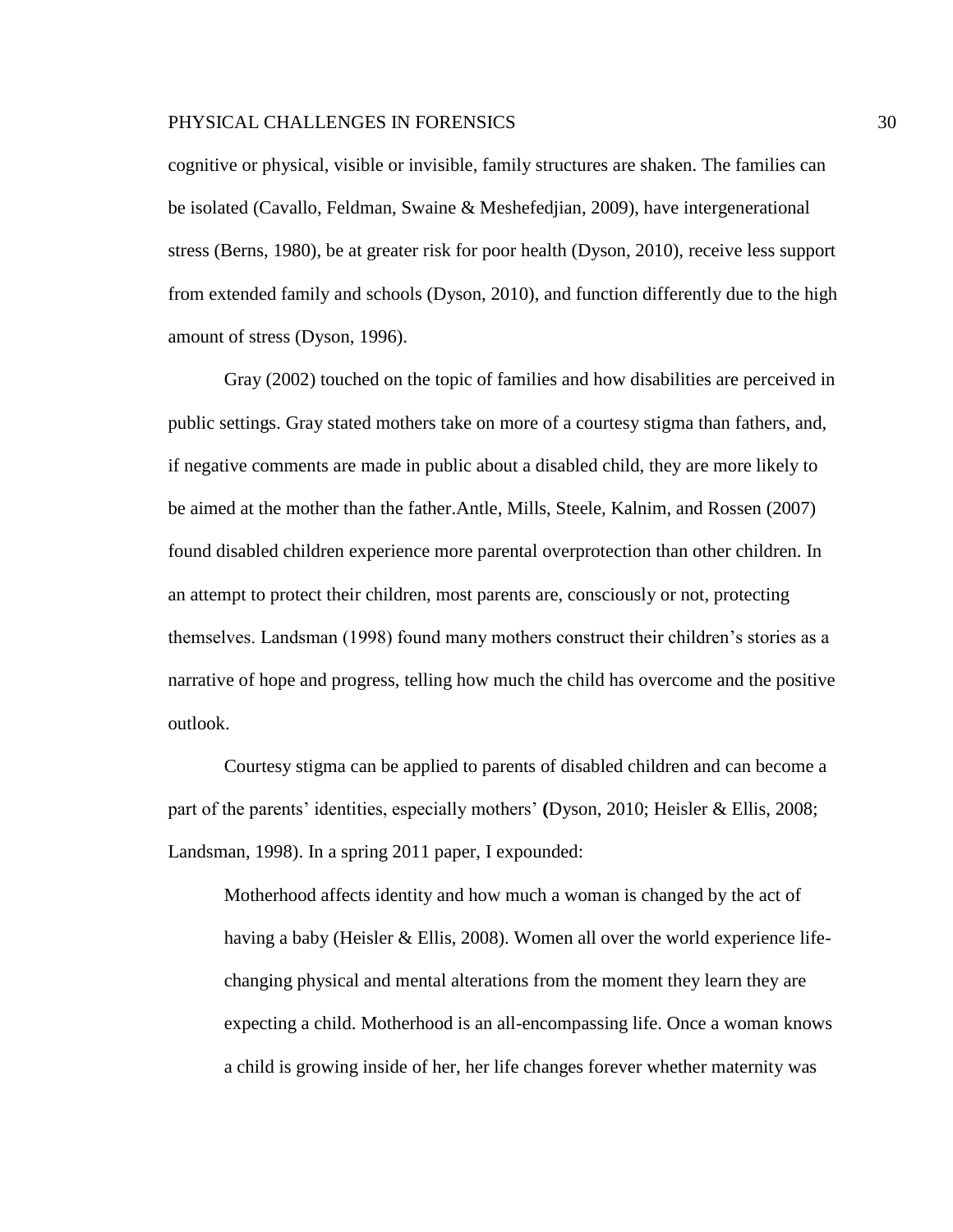cognitive or physical, visible or invisible, family structures are shaken. The families can be isolated (Cavallo, Feldman, Swaine & Meshefedjian, 2009), have intergenerational stress (Berns, 1980), be at greater risk for poor health (Dyson, 2010), receive less support from extended family and schools (Dyson, 2010), and function differently due to the high amount of stress (Dyson, 1996).

Gray (2002) touched on the topic of families and how disabilities are perceived in public settings. Gray stated mothers take on more of a courtesy stigma than fathers, and, if negative comments are made in public about a disabled child, they are more likely to be aimed at the mother than the father.Antle, Mills, Steele, Kalnim, and Rossen (2007) found disabled children experience more parental overprotection than other children. In an attempt to protect their children, most parents are, consciously or not, protecting themselves. Landsman (1998) found many mothers construct their children's stories as a narrative of hope and progress, telling how much the child has overcome and the positive outlook.

Courtesy stigma can be applied to parents of disabled children and can become a part of the parents' identities, especially mothers' **(**Dyson, 2010; Heisler & Ellis, 2008; Landsman, 1998). In a spring 2011 paper, I expounded:

> Motherhood affects identity and how much a woman is changed by the act of having a baby (Heisler & Ellis, 2008). Women all over the world experience life-changing physical and mental alterations from the moment they learn they are expecting a child. Motherhood is an all-encompassing life. Once a woman knows a child is growing inside of her, her life changes forever whether maternity was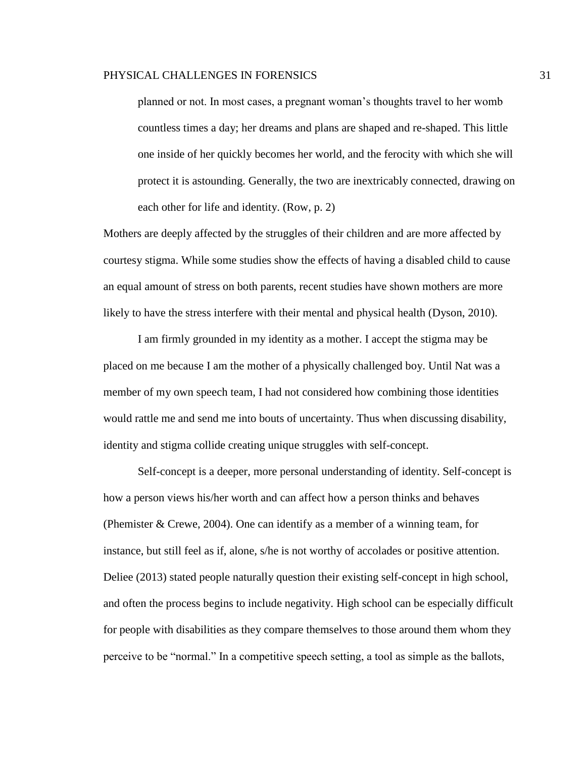> planned or not. In most cases, a pregnant woman's thoughts travel to her womb countless times a day; her dreams and plans are shaped and re-shaped. This little one inside of her quickly becomes her world, and the ferocity with which she will protect it is astounding. Generally, the two are inextricably connected, drawing on each other for life and identity. (Row, p. 2)

Mothers are deeply affected by the struggles of their children and are more affected by courtesy stigma. While some studies show the effects of having a disabled child to cause an equal amount of stress on both parents, recent studies have shown mothers are more likely to have the stress interfere with their mental and physical health (Dyson, 2010).

I am firmly grounded in my identity as a mother. I accept the stigma may be placed on me because I am the mother of a physically challenged boy. Until Nat was a member of my own speech team, I had not considered how combining those identities would rattle me and send me into bouts of uncertainty. Thus when discussing disability, identity and stigma collide creating unique struggles with self-concept.

Self-concept is a deeper, more personal understanding of identity. Self-concept is how a person views his/her worth and can affect how a person thinks and behaves (Phemister & Crewe, 2004). One can identify as a member of a winning team, for instance, but still feel as if, alone, s/he is not worthy of accolades or positive attention. Deliee (2013) stated people naturally question their existing self-concept in high school, and often the process begins to include negativity. High school can be especially difficult for people with disabilities as they compare themselves to those around them whom they perceive to be "normal." In a competitive speech setting, a tool as simple as the ballots,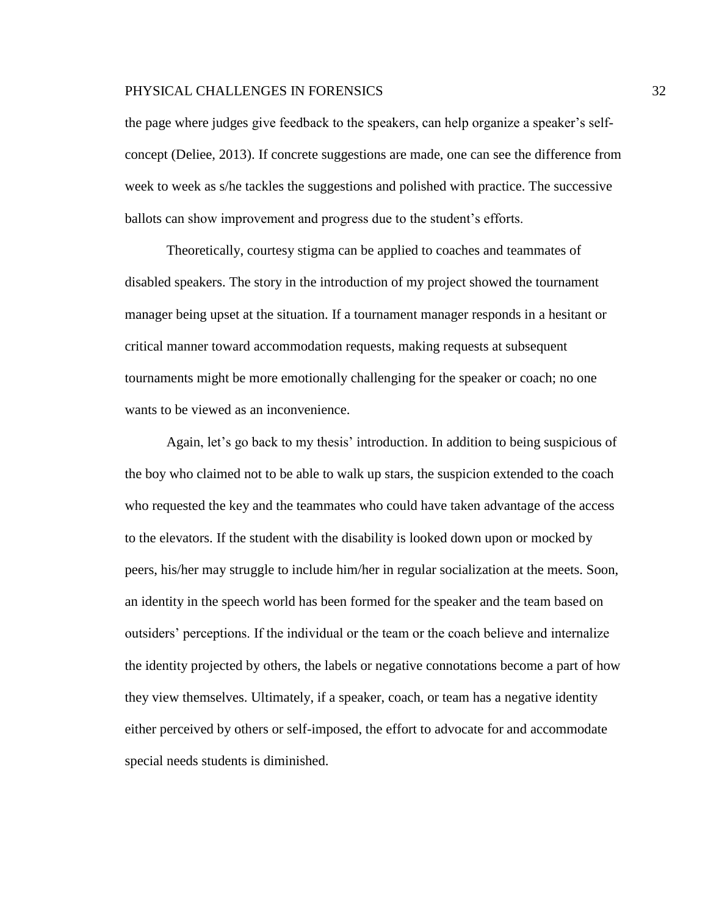the page where judges give feedback to the speakers, can help organize a speaker's self-concept (Deliee, 2013). If concrete suggestions are made, one can see the difference from week to week as s/he tackles the suggestions and polished with practice. The successive ballots can show improvement and progress due to the student's efforts.

Theoretically, courtesy stigma can be applied to coaches and teammates of disabled speakers. The story in the introduction of my project showed the tournament manager being upset at the situation. If a tournament manager responds in a hesitant or critical manner toward accommodation requests, making requests at subsequent tournaments might be more emotionally challenging for the speaker or coach; no one wants to be viewed as an inconvenience.

Again, let's go back to my thesis' introduction. In addition to being suspicious of the boy who claimed not to be able to walk up stars, the suspicion extended to the coach who requested the key and the teammates who could have taken advantage of the access to the elevators. If the student with the disability is looked down upon or mocked by peers, his/her may struggle to include him/her in regular socialization at the meets. Soon, an identity in the speech world has been formed for the speaker and the team based on outsiders' perceptions. If the individual or the team or the coach believe and internalize the identity projected by others, the labels or negative connotations become a part of how they view themselves. Ultimately, if a speaker, coach, or team has a negative identity either perceived by others or self-imposed, the effort to advocate for and accommodate special needs students is diminished.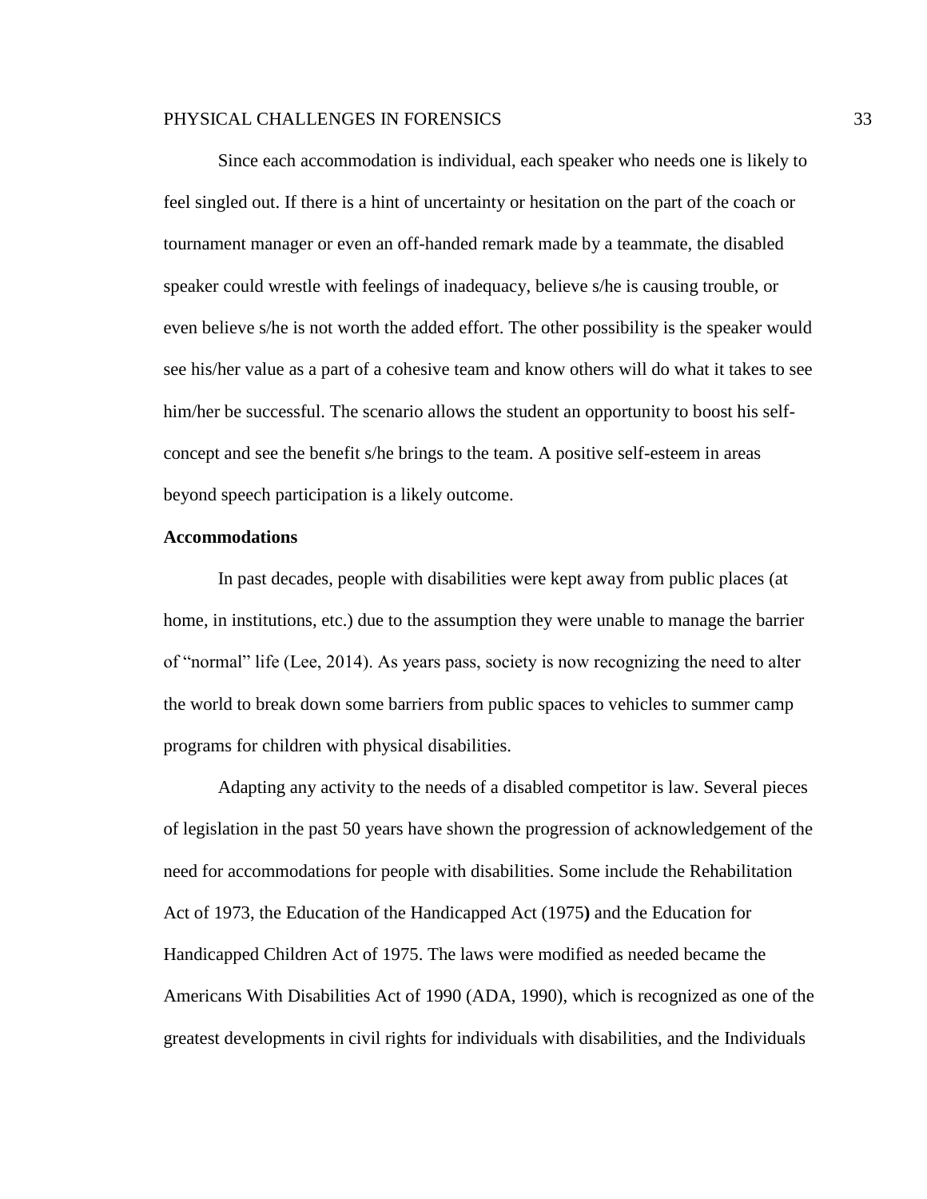Since each accommodation is individual, each speaker who needs one is likely to feel singled out. If there is a hint of uncertainty or hesitation on the part of the coach or tournament manager or even an off-handed remark made by a teammate, the disabled speaker could wrestle with feelings of inadequacy, believe s/he is causing trouble, or even believe s/he is not worth the added effort. The other possibility is the speaker would see his/her value as a part of a cohesive team and know others will do what it takes to see him/her be successful. The scenario allows the student an opportunity to boost his self-concept and see the benefit s/he brings to the team. A positive self-esteem in areas beyond speech participation is a likely outcome.

**Accommodations**

In past decades, people with disabilities were kept away from public places (at home, in institutions, etc.) due to the assumption they were unable to manage the barrier of "normal" life (Lee, 2014). As years pass, society is now recognizing the need to alter the world to break down some barriers from public spaces to vehicles to summer camp programs for children with physical disabilities.

Adapting any activity to the needs of a disabled competitor is law. Several pieces of legislation in the past 50 years have shown the progression of acknowledgement of the need for accommodations for people with disabilities. Some include the Rehabilitation Act of 1973, the Education of the Handicapped Act (1975**)** and the Education for Handicapped Children Act of 1975. The laws were modified as needed became the Americans With Disabilities Act of 1990 (ADA, 1990), which is recognized as one of the greatest developments in civil rights for individuals with disabilities, and the Individuals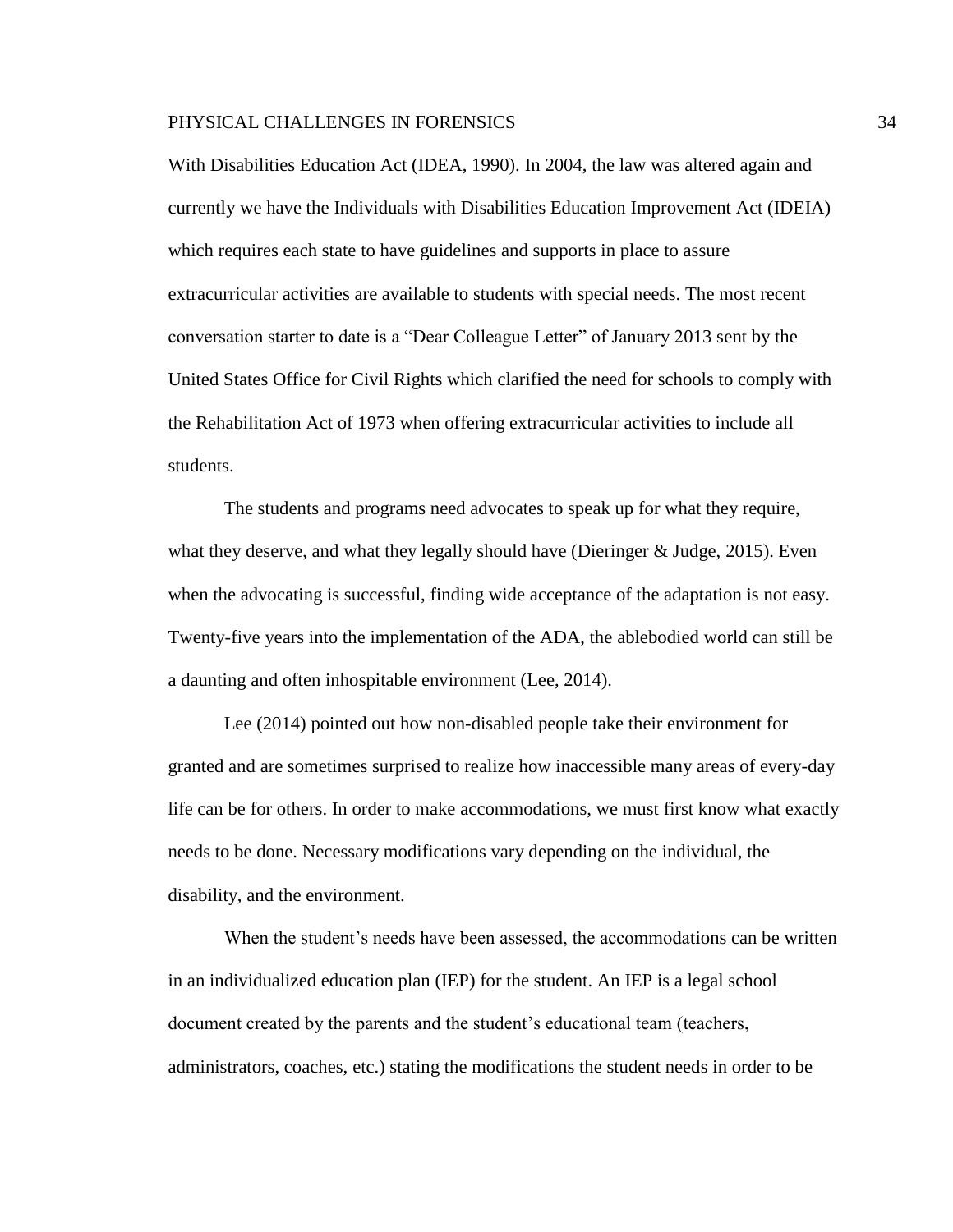With Disabilities Education Act (IDEA, 1990). In 2004, the law was altered again and currently we have the Individuals with Disabilities Education Improvement Act (IDEIA) which requires each state to have guidelines and supports in place to assure extracurricular activities are available to students with special needs. The most recent conversation starter to date is a "Dear Colleague Letter" of January 2013 sent by the United States Office for Civil Rights which clarified the need for schools to comply with the Rehabilitation Act of 1973 when offering extracurricular activities to include all students.

The students and programs need advocates to speak up for what they require, what they deserve, and what they legally should have (Dieringer & Judge, 2015). Even when the advocating is successful, finding wide acceptance of the adaptation is not easy. Twenty-five years into the implementation of the ADA, the ablebodied world can still be a daunting and often inhospitable environment (Lee, 2014).

Lee (2014) pointed out how non-disabled people take their environment for granted and are sometimes surprised to realize how inaccessible many areas of every-day life can be for others. In order to make accommodations, we must first know what exactly needs to be done. Necessary modifications vary depending on the individual, the disability, and the environment.

When the student's needs have been assessed, the accommodations can be written in an individualized education plan (IEP) for the student. An IEP is a legal school document created by the parents and the student's educational team (teachers, administrators, coaches, etc.) stating the modifications the student needs in order to be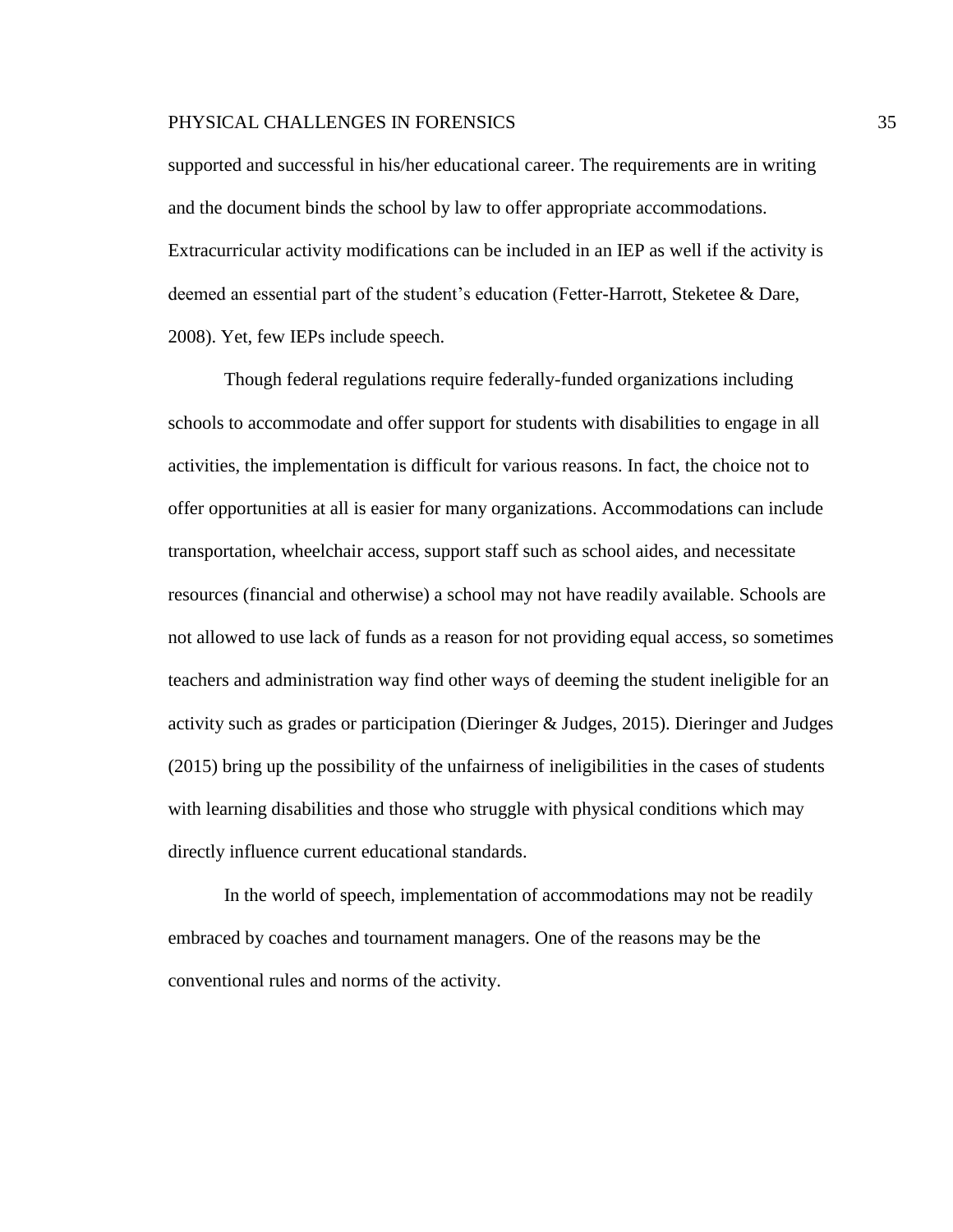supported and successful in his/her educational career. The requirements are in writing and the document binds the school by law to offer appropriate accommodations. Extracurricular activity modifications can be included in an IEP as well if the activity is deemed an essential part of the student's education (Fetter-Harrott, Steketee & Dare, 2008). Yet, few IEPs include speech.

Though federal regulations require federally-funded organizations including schools to accommodate and offer support for students with disabilities to engage in all activities, the implementation is difficult for various reasons. In fact, the choice not to offer opportunities at all is easier for many organizations. Accommodations can include transportation, wheelchair access, support staff such as school aides, and necessitate resources (financial and otherwise) a school may not have readily available. Schools are not allowed to use lack of funds as a reason for not providing equal access, so sometimes teachers and administration way find other ways of deeming the student ineligible for an activity such as grades or participation (Dieringer & Judges, 2015). Dieringer and Judges (2015) bring up the possibility of the unfairness of ineligibilities in the cases of students with learning disabilities and those who struggle with physical conditions which may directly influence current educational standards.

In the world of speech, implementation of accommodations may not be readily embraced by coaches and tournament managers. One of the reasons may be the conventional rules and norms of the activity.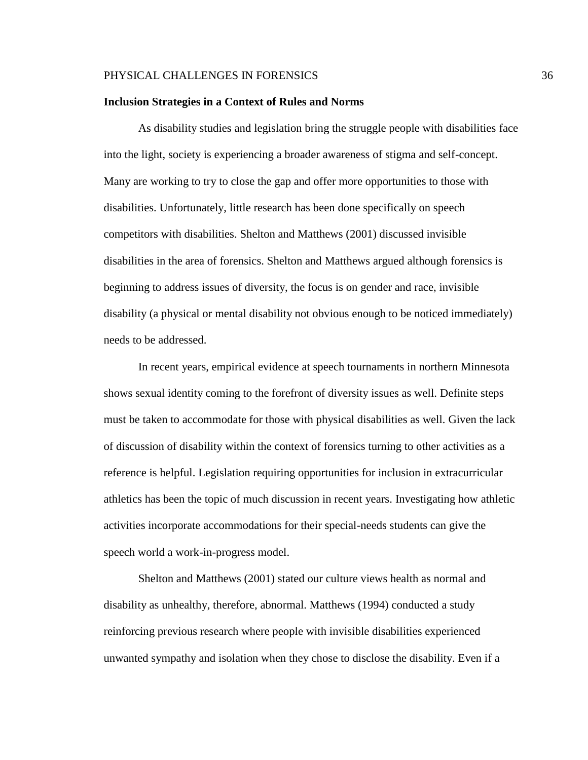**Inclusion Strategies in a Context of Rules and Norms**

As disability studies and legislation bring the struggle people with disabilities face into the light, society is experiencing a broader awareness of stigma and self-concept. Many are working to try to close the gap and offer more opportunities to those with disabilities. Unfortunately, little research has been done specifically on speech competitors with disabilities. Shelton and Matthews (2001) discussed invisible disabilities in the area of forensics. Shelton and Matthews argued although forensics is beginning to address issues of diversity, the focus is on gender and race, invisible disability (a physical or mental disability not obvious enough to be noticed immediately) needs to be addressed.

In recent years, empirical evidence at speech tournaments in northern Minnesota shows sexual identity coming to the forefront of diversity issues as well. Definite steps must be taken to accommodate for those with physical disabilities as well. Given the lack of discussion of disability within the context of forensics turning to other activities as a reference is helpful. Legislation requiring opportunities for inclusion in extracurricular athletics has been the topic of much discussion in recent years. Investigating how athletic activities incorporate accommodations for their special-needs students can give the speech world a work-in-progress model.

Shelton and Matthews (2001) stated our culture views health as normal and disability as unhealthy, therefore, abnormal. Matthews (1994) conducted a study reinforcing previous research where people with invisible disabilities experienced unwanted sympathy and isolation when they chose to disclose the disability. Even if a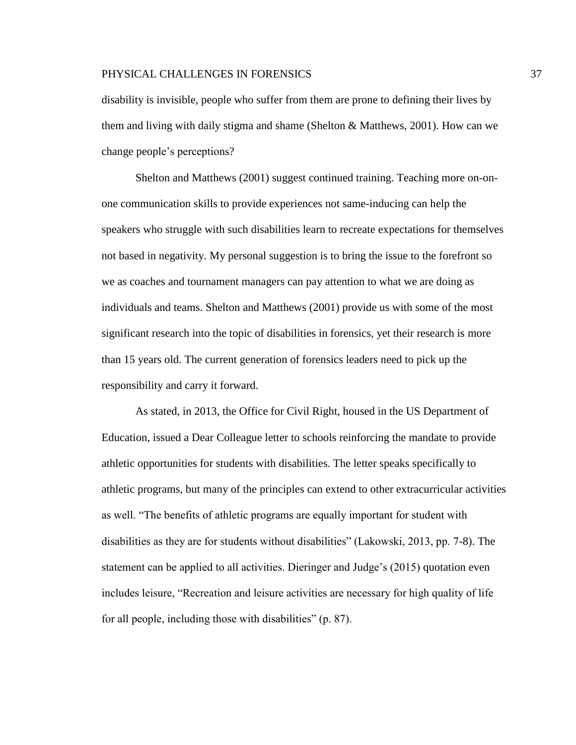disability is invisible, people who suffer from them are prone to defining their lives by them and living with daily stigma and shame (Shelton & Matthews, 2001). How can we change people's perceptions?

Shelton and Matthews (2001) suggest continued training. Teaching more on-on-one communication skills to provide experiences not same-inducing can help the speakers who struggle with such disabilities learn to recreate expectations for themselves not based in negativity. My personal suggestion is to bring the issue to the forefront so we as coaches and tournament managers can pay attention to what we are doing as individuals and teams. Shelton and Matthews (2001) provide us with some of the most significant research into the topic of disabilities in forensics, yet their research is more than 15 years old. The current generation of forensics leaders need to pick up the responsibility and carry it forward.

As stated, in 2013, the Office for Civil Right, housed in the US Department of Education, issued a Dear Colleague letter to schools reinforcing the mandate to provide athletic opportunities for students with disabilities. The letter speaks specifically to athletic programs, but many of the principles can extend to other extracurricular activities as well. "The benefits of athletic programs are equally important for student with disabilities as they are for students without disabilities" (Lakowski, 2013, pp. 7-8). The statement can be applied to all activities. Dieringer and Judge's (2015) quotation even includes leisure, "Recreation and leisure activities are necessary for high quality of life for all people, including those with disabilities" (p. 87).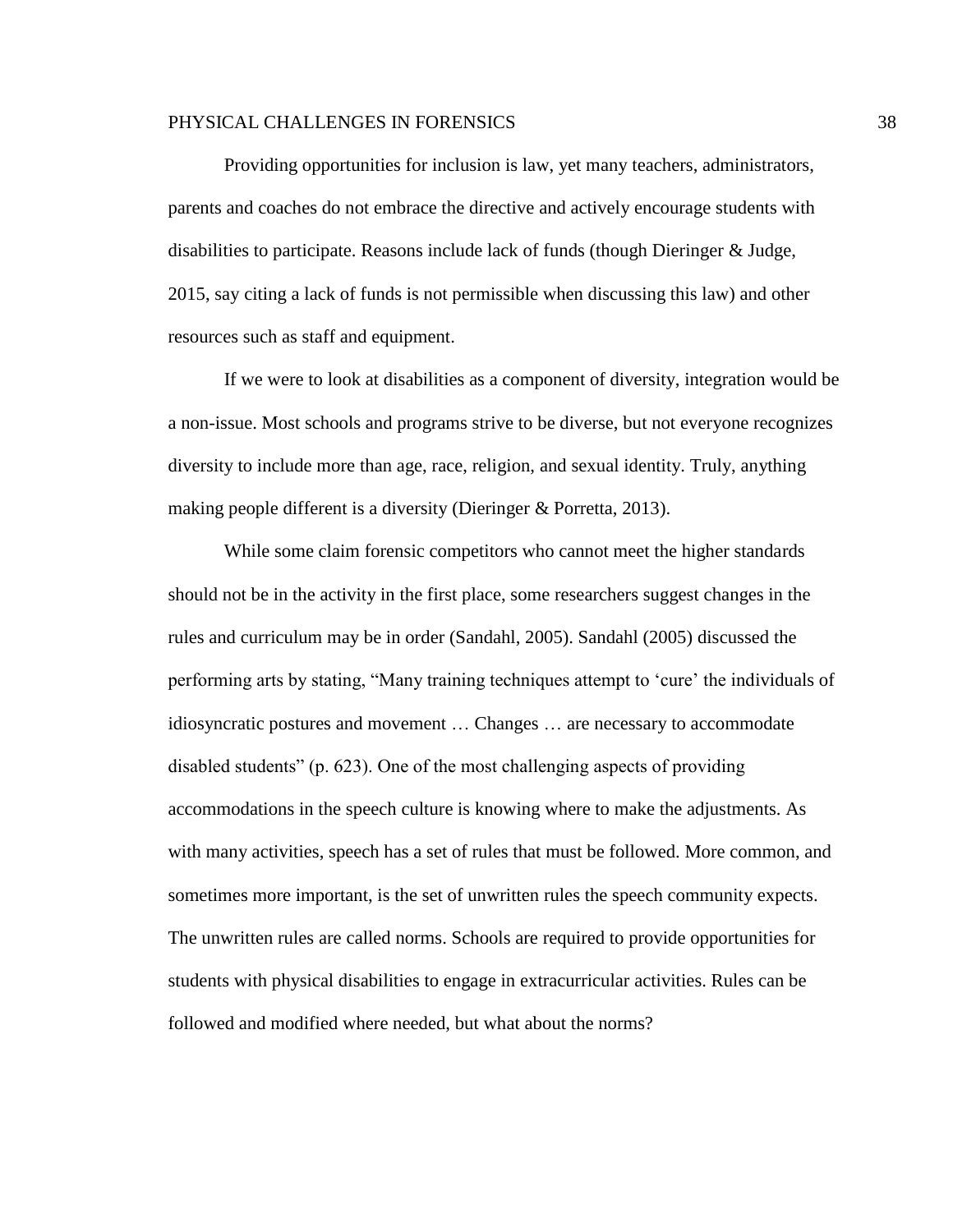Providing opportunities for inclusion is law, yet many teachers, administrators, parents and coaches do not embrace the directive and actively encourage students with disabilities to participate. Reasons include lack of funds (though Dieringer & Judge, 2015, say citing a lack of funds is not permissible when discussing this law) and other resources such as staff and equipment.

If we were to look at disabilities as a component of diversity, integration would be a non-issue. Most schools and programs strive to be diverse, but not everyone recognizes diversity to include more than age, race, religion, and sexual identity. Truly, anything making people different is a diversity (Dieringer & Porretta, 2013).

While some claim forensic competitors who cannot meet the higher standards should not be in the activity in the first place, some researchers suggest changes in the rules and curriculum may be in order (Sandahl, 2005). Sandahl (2005) discussed the performing arts by stating, "Many training techniques attempt to 'cure' the individuals of idiosyncratic postures and movement … Changes … are necessary to accommodate disabled students" (p. 623). One of the most challenging aspects of providing accommodations in the speech culture is knowing where to make the adjustments. As with many activities, speech has a set of rules that must be followed. More common, and sometimes more important, is the set of unwritten rules the speech community expects. The unwritten rules are called norms. Schools are required to provide opportunities for students with physical disabilities to engage in extracurricular activities. Rules can be followed and modified where needed, but what about the norms?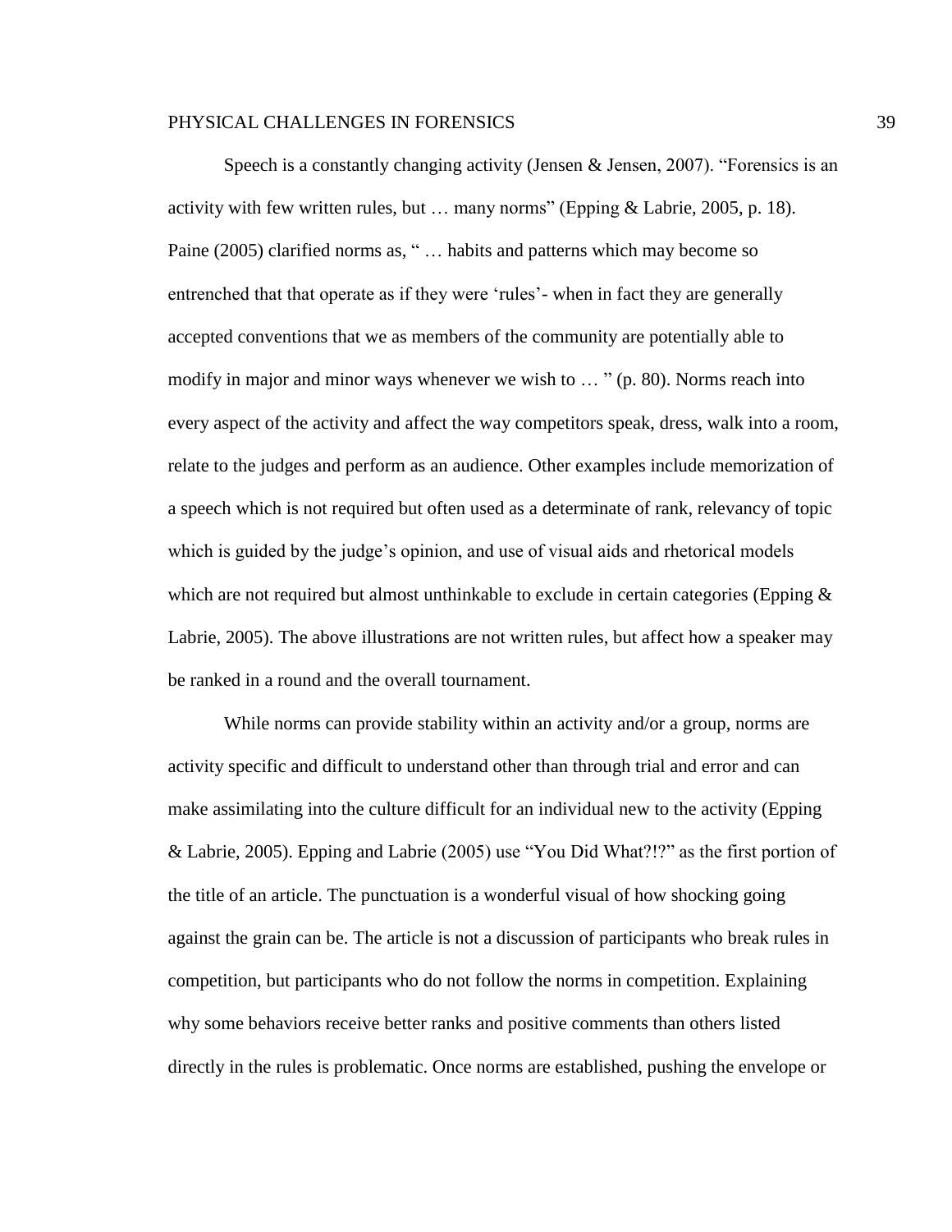Speech is a constantly changing activity (Jensen & Jensen, 2007). "Forensics is an activity with few written rules, but … many norms" (Epping & Labrie, 2005, p. 18). Paine (2005) clarified norms as, " … habits and patterns which may become so entrenched that that operate as if they were 'rules'- when in fact they are generally accepted conventions that we as members of the community are potentially able to modify in major and minor ways whenever we wish to … " (p. 80). Norms reach into every aspect of the activity and affect the way competitors speak, dress, walk into a room, relate to the judges and perform as an audience. Other examples include memorization of a speech which is not required but often used as a determinate of rank, relevancy of topic which is guided by the judge's opinion, and use of visual aids and rhetorical models which are not required but almost unthinkable to exclude in certain categories (Epping & Labrie, 2005). The above illustrations are not written rules, but affect how a speaker may be ranked in a round and the overall tournament.

While norms can provide stability within an activity and/or a group, norms are activity specific and difficult to understand other than through trial and error and can make assimilating into the culture difficult for an individual new to the activity (Epping & Labrie, 2005). Epping and Labrie (2005) use "You Did What?!?" as the first portion of the title of an article. The punctuation is a wonderful visual of how shocking going against the grain can be. The article is not a discussion of participants who break rules in competition, but participants who do not follow the norms in competition. Explaining why some behaviors receive better ranks and positive comments than others listed directly in the rules is problematic. Once norms are established, pushing the envelope or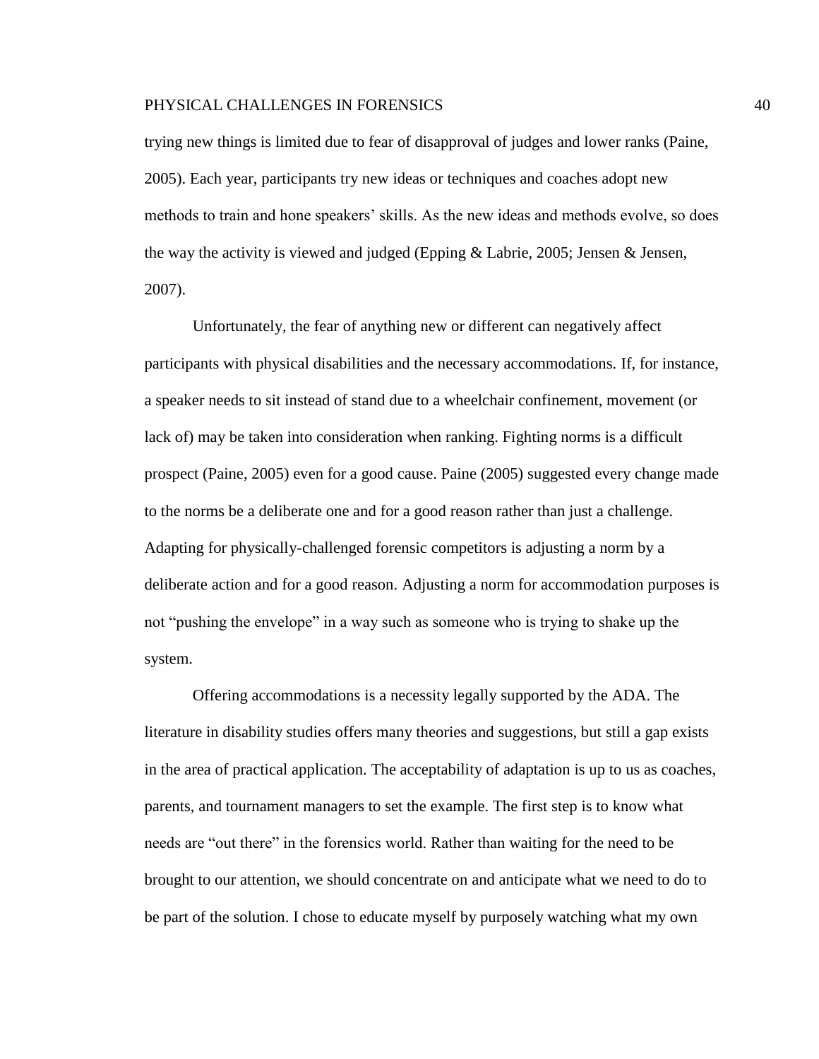trying new things is limited due to fear of disapproval of judges and lower ranks (Paine, 2005). Each year, participants try new ideas or techniques and coaches adopt new methods to train and hone speakers' skills. As the new ideas and methods evolve, so does the way the activity is viewed and judged (Epping & Labrie, 2005; Jensen & Jensen, 2007).

Unfortunately, the fear of anything new or different can negatively affect participants with physical disabilities and the necessary accommodations. If, for instance, a speaker needs to sit instead of stand due to a wheelchair confinement, movement (or lack of) may be taken into consideration when ranking. Fighting norms is a difficult prospect (Paine, 2005) even for a good cause. Paine (2005) suggested every change made to the norms be a deliberate one and for a good reason rather than just a challenge. Adapting for physically-challenged forensic competitors is adjusting a norm by a deliberate action and for a good reason. Adjusting a norm for accommodation purposes is not "pushing the envelope" in a way such as someone who is trying to shake up the system.

Offering accommodations is a necessity legally supported by the ADA. The literature in disability studies offers many theories and suggestions, but still a gap exists in the area of practical application. The acceptability of adaptation is up to us as coaches, parents, and tournament managers to set the example. The first step is to know what needs are "out there" in the forensics world. Rather than waiting for the need to be brought to our attention, we should concentrate on and anticipate what we need to do to be part of the solution. I chose to educate myself by purposely watching what my own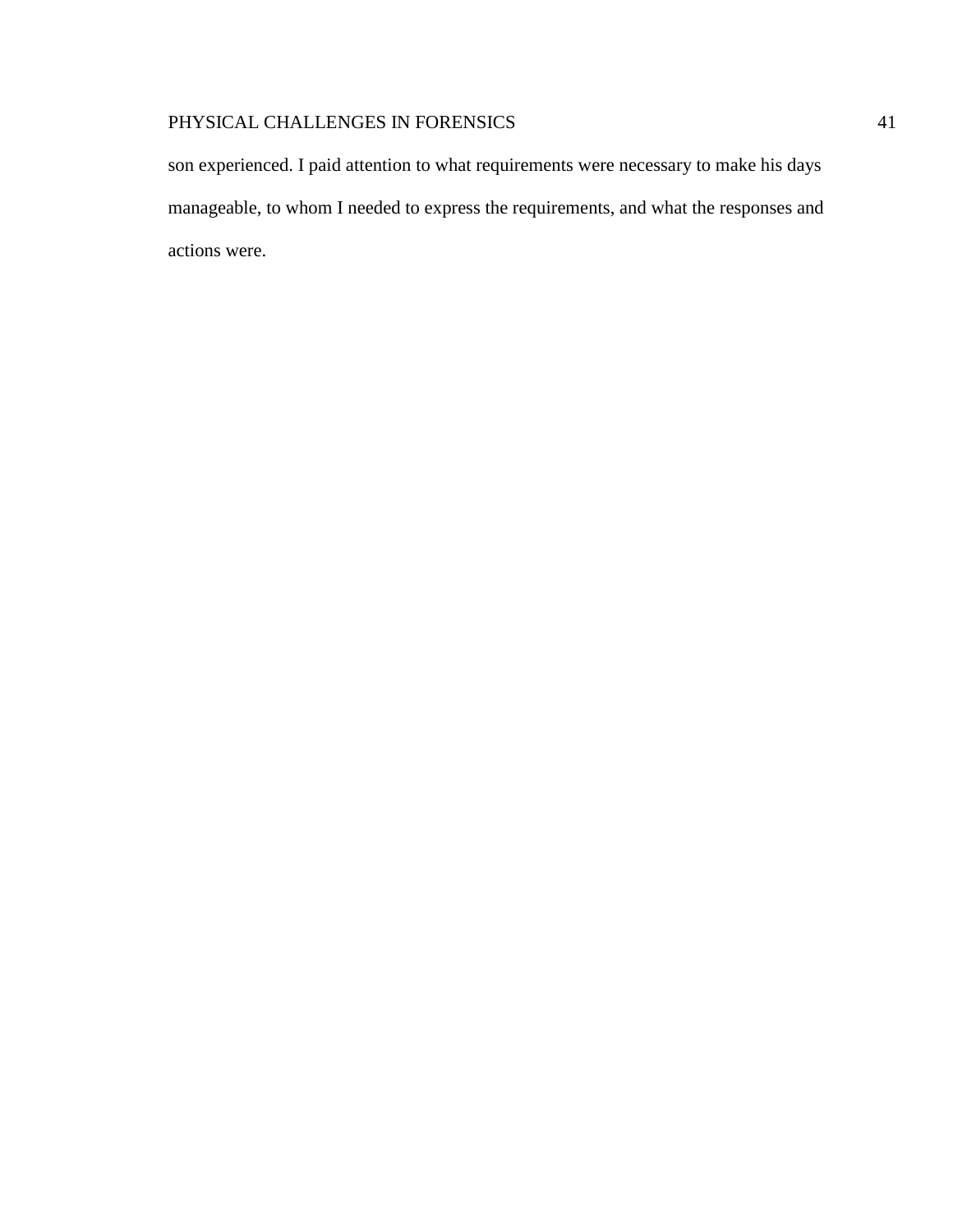son experienced. I paid attention to what requirements were necessary to make his days manageable, to whom I needed to express the requirements, and what the responses and actions were.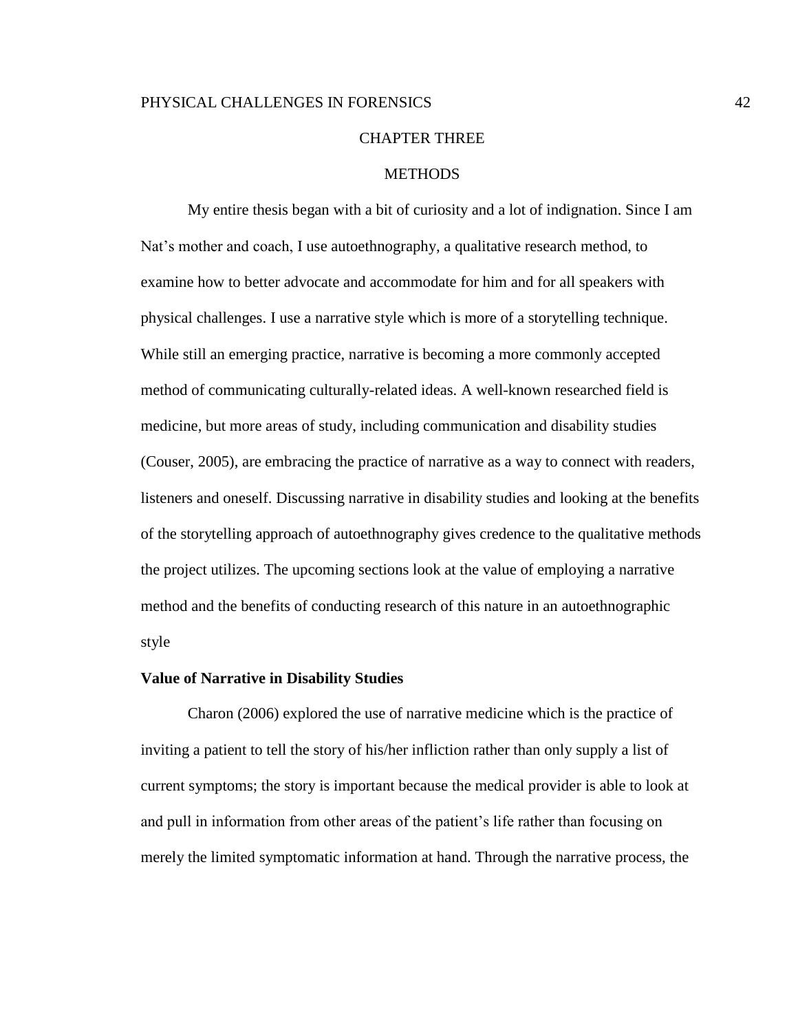# CHAPTER THREE

# METHODS

My entire thesis began with a bit of curiosity and a lot of indignation. Since I am Nat's mother and coach, I use autoethnography, a qualitative research method, to examine how to better advocate and accommodate for him and for all speakers with physical challenges. I use a narrative style which is more of a storytelling technique. While still an emerging practice, narrative is becoming a more commonly accepted method of communicating culturally-related ideas. A well-known researched field is medicine, but more areas of study, including communication and disability studies (Couser, 2005), are embracing the practice of narrative as a way to connect with readers, listeners and oneself. Discussing narrative in disability studies and looking at the benefits of the storytelling approach of autoethnography gives credence to the qualitative methods the project utilizes. The upcoming sections look at the value of employing a narrative method and the benefits of conducting research of this nature in an autoethnographic style

**Value of Narrative in Disability Studies**

Charon (2006) explored the use of narrative medicine which is the practice of inviting a patient to tell the story of his/her infliction rather than only supply a list of current symptoms; the story is important because the medical provider is able to look at and pull in information from other areas of the patient's life rather than focusing on merely the limited symptomatic information at hand. Through the narrative process, the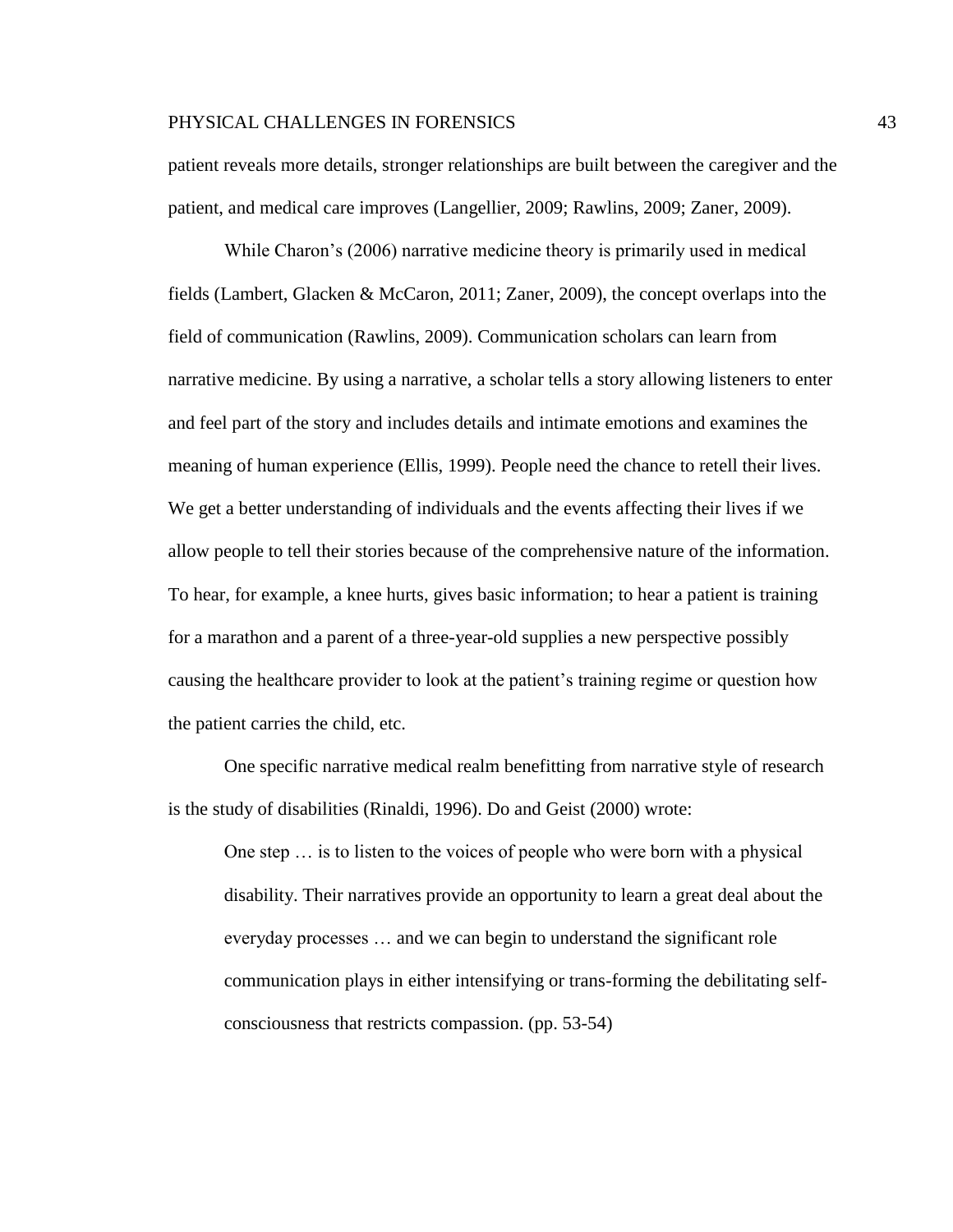patient reveals more details, stronger relationships are built between the caregiver and the patient, and medical care improves (Langellier, 2009; Rawlins, 2009; Zaner, 2009).

While Charon's (2006) narrative medicine theory is primarily used in medical fields (Lambert, Glacken & McCaron, 2011; Zaner, 2009), the concept overlaps into the field of communication (Rawlins, 2009). Communication scholars can learn from narrative medicine. By using a narrative, a scholar tells a story allowing listeners to enter and feel part of the story and includes details and intimate emotions and examines the meaning of human experience (Ellis, 1999). People need the chance to retell their lives. We get a better understanding of individuals and the events affecting their lives if we allow people to tell their stories because of the comprehensive nature of the information. To hear, for example, a knee hurts, gives basic information; to hear a patient is training for a marathon and a parent of a three-year-old supplies a new perspective possibly causing the healthcare provider to look at the patient's training regime or question how the patient carries the child, etc.

One specific narrative medical realm benefitting from narrative style of research is the study of disabilities (Rinaldi, 1996). Do and Geist (2000) wrote:

> One step … is to listen to the voices of people who were born with a physical disability. Their narratives provide an opportunity to learn a great deal about the everyday processes … and we can begin to understand the significant role communication plays in either intensifying or trans-forming the debilitating self-consciousness that restricts compassion. (pp. 53-54)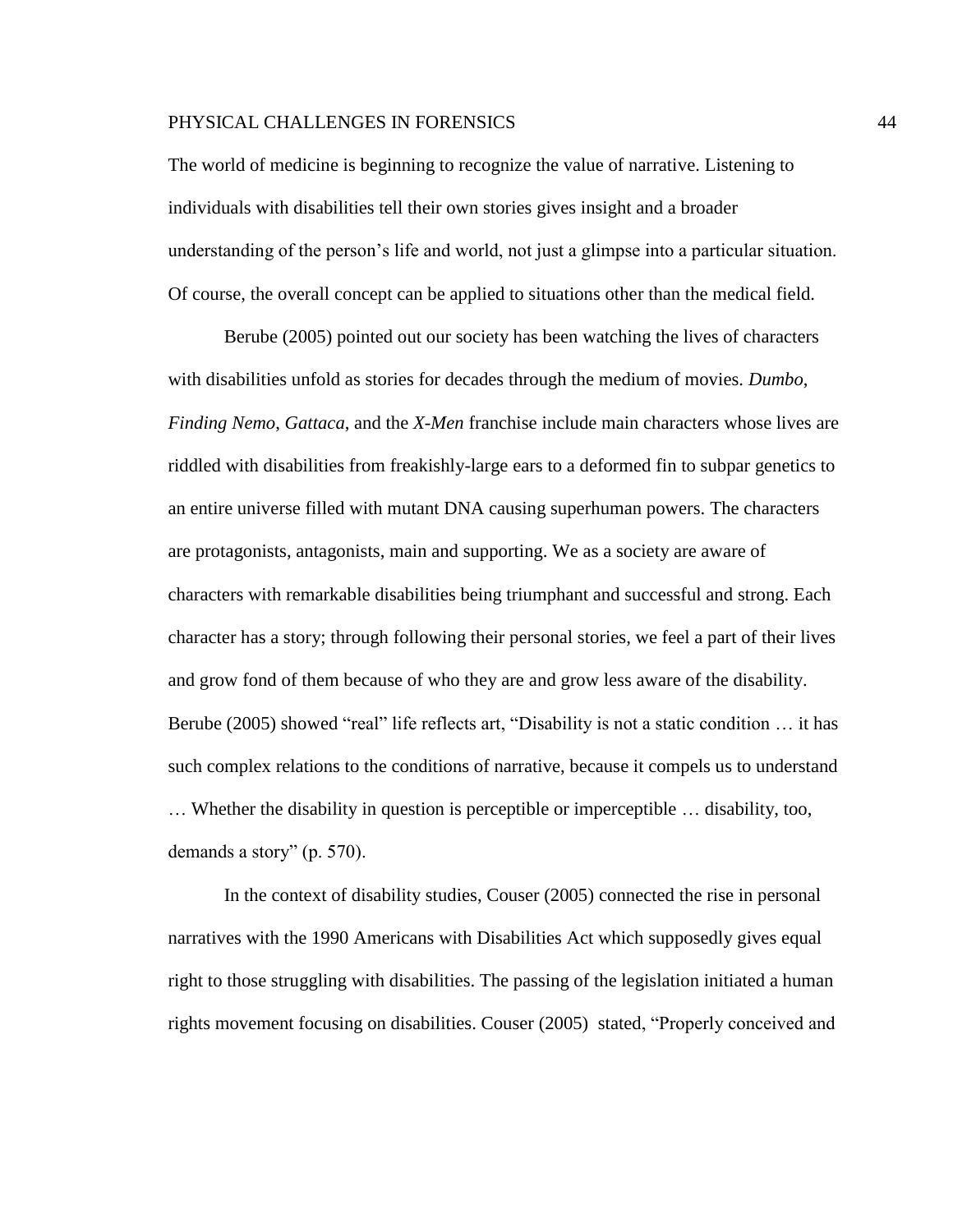The world of medicine is beginning to recognize the value of narrative. Listening to individuals with disabilities tell their own stories gives insight and a broader understanding of the person's life and world, not just a glimpse into a particular situation. Of course, the overall concept can be applied to situations other than the medical field.

Berube (2005) pointed out our society has been watching the lives of characters with disabilities unfold as stories for decades through the medium of movies. *Dumbo*, *Finding Nemo*, *Gattaca*, and the *X-Men* franchise include main characters whose lives are riddled with disabilities from freakishly-large ears to a deformed fin to subpar genetics to an entire universe filled with mutant DNA causing superhuman powers. The characters are protagonists, antagonists, main and supporting. We as a society are aware of characters with remarkable disabilities being triumphant and successful and strong. Each character has a story; through following their personal stories, we feel a part of their lives and grow fond of them because of who they are and grow less aware of the disability. Berube (2005) showed "real" life reflects art, "Disability is not a static condition … it has such complex relations to the conditions of narrative, because it compels us to understand … Whether the disability in question is perceptible or imperceptible … disability, too, demands a story" (p. 570).

In the context of disability studies, Couser (2005) connected the rise in personal narratives with the 1990 Americans with Disabilities Act which supposedly gives equal right to those struggling with disabilities. The passing of the legislation initiated a human rights movement focusing on disabilities. Couser (2005) stated, "Properly conceived and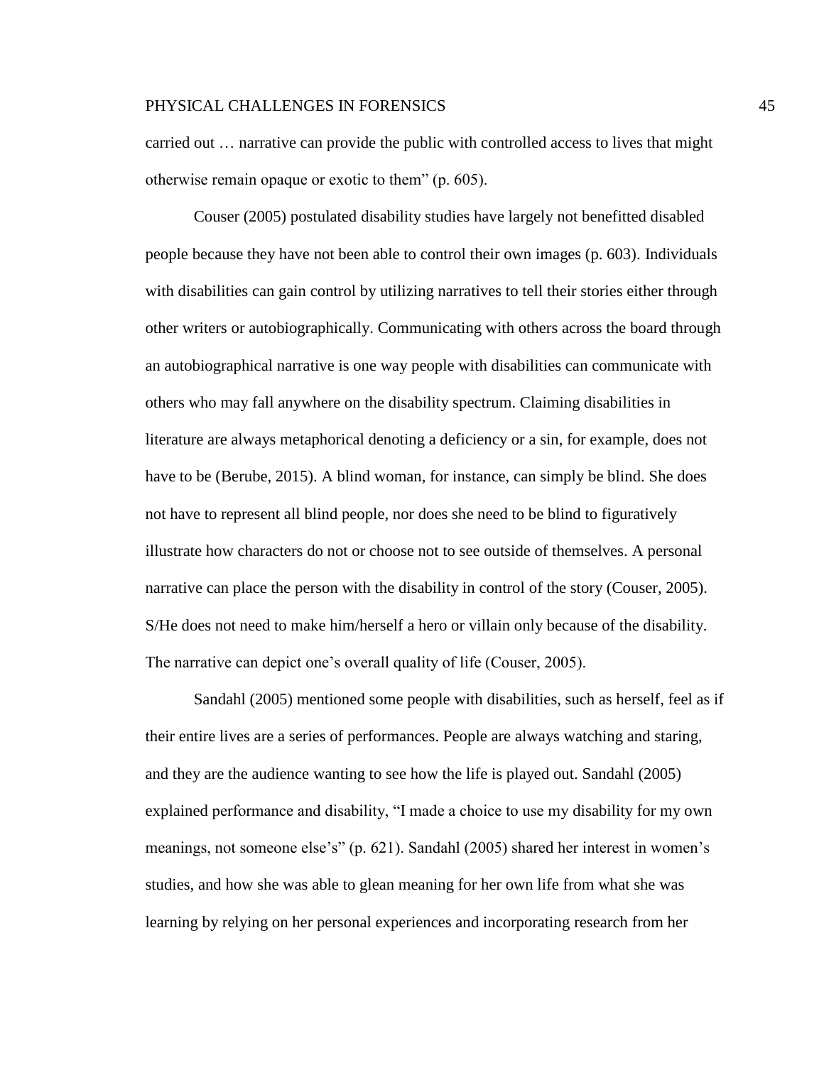carried out … narrative can provide the public with controlled access to lives that might otherwise remain opaque or exotic to them" (p. 605).

Couser (2005) postulated disability studies have largely not benefitted disabled people because they have not been able to control their own images (p. 603). Individuals with disabilities can gain control by utilizing narratives to tell their stories either through other writers or autobiographically. Communicating with others across the board through an autobiographical narrative is one way people with disabilities can communicate with others who may fall anywhere on the disability spectrum. Claiming disabilities in literature are always metaphorical denoting a deficiency or a sin, for example, does not have to be (Berube, 2015). A blind woman, for instance, can simply be blind. She does not have to represent all blind people, nor does she need to be blind to figuratively illustrate how characters do not or choose not to see outside of themselves. A personal narrative can place the person with the disability in control of the story (Couser, 2005). S/He does not need to make him/herself a hero or villain only because of the disability. The narrative can depict one's overall quality of life (Couser, 2005).

Sandahl (2005) mentioned some people with disabilities, such as herself, feel as if their entire lives are a series of performances. People are always watching and staring, and they are the audience wanting to see how the life is played out. Sandahl (2005) explained performance and disability, "I made a choice to use my disability for my own meanings, not someone else's" (p. 621). Sandahl (2005) shared her interest in women's studies, and how she was able to glean meaning for her own life from what she was learning by relying on her personal experiences and incorporating research from her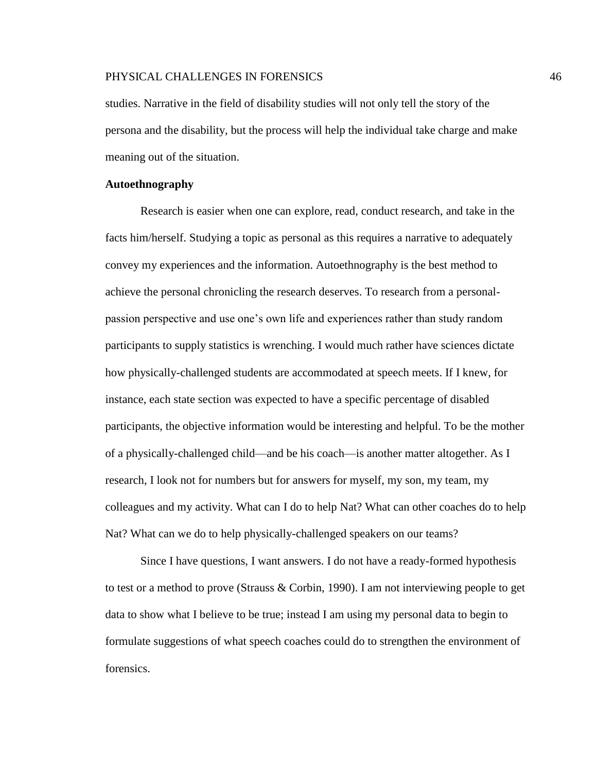studies. Narrative in the field of disability studies will not only tell the story of the persona and the disability, but the process will help the individual take charge and make meaning out of the situation.

**Autoethnography**

Research is easier when one can explore, read, conduct research, and take in the facts him/herself. Studying a topic as personal as this requires a narrative to adequately convey my experiences and the information. Autoethnography is the best method to achieve the personal chronicling the research deserves. To research from a personal-passion perspective and use one's own life and experiences rather than study random participants to supply statistics is wrenching. I would much rather have sciences dictate how physically-challenged students are accommodated at speech meets. If I knew, for instance, each state section was expected to have a specific percentage of disabled participants, the objective information would be interesting and helpful. To be the mother of a physically-challenged child—and be his coach—is another matter altogether. As I research, I look not for numbers but for answers for myself, my son, my team, my colleagues and my activity. What can I do to help Nat? What can other coaches do to help Nat? What can we do to help physically-challenged speakers on our teams?

Since I have questions, I want answers. I do not have a ready-formed hypothesis to test or a method to prove (Strauss & Corbin, 1990). I am not interviewing people to get data to show what I believe to be true; instead I am using my personal data to begin to formulate suggestions of what speech coaches could do to strengthen the environment of forensics.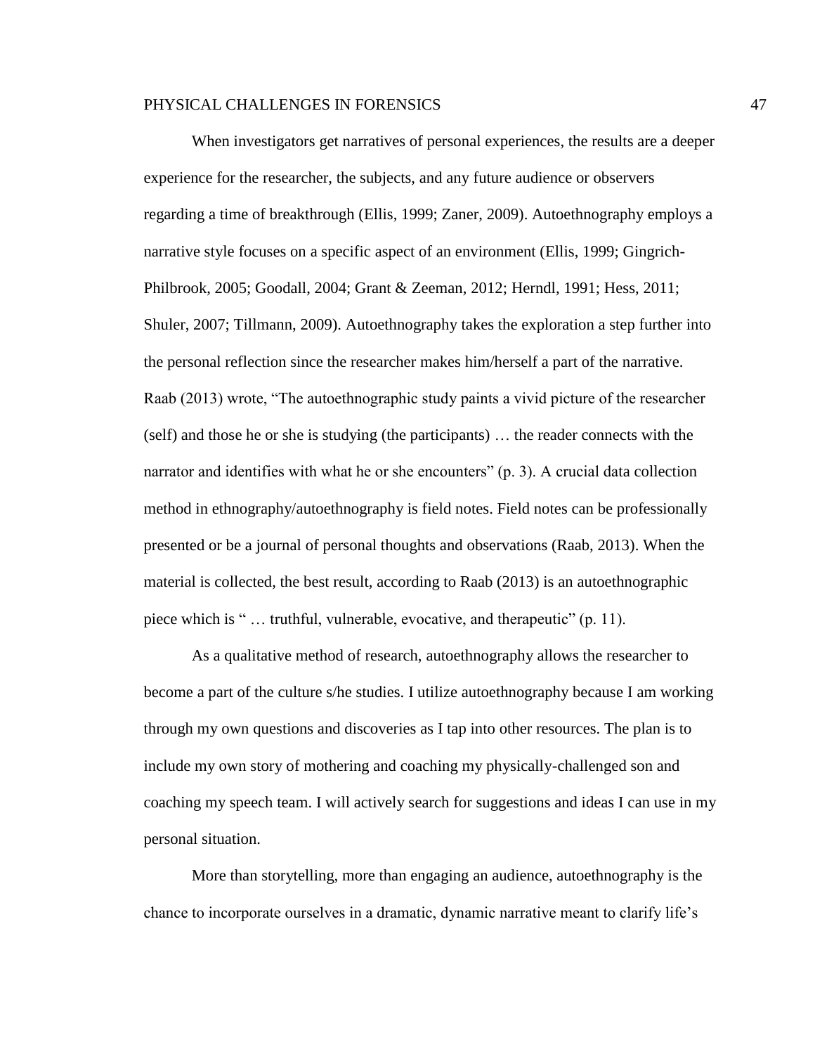When investigators get narratives of personal experiences, the results are a deeper experience for the researcher, the subjects, and any future audience or observers regarding a time of breakthrough (Ellis, 1999; Zaner, 2009). Autoethnography employs a narrative style focuses on a specific aspect of an environment (Ellis, 1999; Gingrich-Philbrook, 2005; Goodall, 2004; Grant & Zeeman, 2012; Herndl, 1991; Hess, 2011; Shuler, 2007; Tillmann, 2009). Autoethnography takes the exploration a step further into the personal reflection since the researcher makes him/herself a part of the narrative. Raab (2013) wrote, "The autoethnographic study paints a vivid picture of the researcher (self) and those he or she is studying (the participants) … the reader connects with the narrator and identifies with what he or she encounters" (p. 3). A crucial data collection method in ethnography/autoethnography is field notes. Field notes can be professionally presented or be a journal of personal thoughts and observations (Raab, 2013). When the material is collected, the best result, according to Raab (2013) is an autoethnographic piece which is " … truthful, vulnerable, evocative, and therapeutic" (p. 11).

As a qualitative method of research, autoethnography allows the researcher to become a part of the culture s/he studies. I utilize autoethnography because I am working through my own questions and discoveries as I tap into other resources. The plan is to include my own story of mothering and coaching my physically-challenged son and coaching my speech team. I will actively search for suggestions and ideas I can use in my personal situation.

More than storytelling, more than engaging an audience, autoethnography is the chance to incorporate ourselves in a dramatic, dynamic narrative meant to clarify life's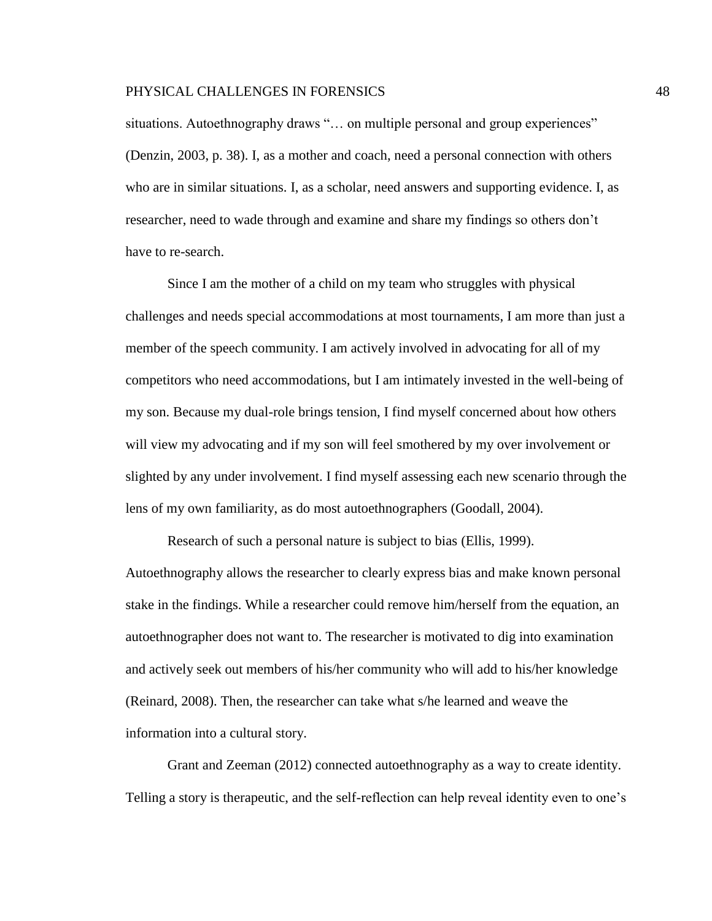situations. Autoethnography draws "… on multiple personal and group experiences" (Denzin, 2003, p. 38). I, as a mother and coach, need a personal connection with others who are in similar situations. I, as a scholar, need answers and supporting evidence. I, as researcher, need to wade through and examine and share my findings so others don't have to re-search.

Since I am the mother of a child on my team who struggles with physical challenges and needs special accommodations at most tournaments, I am more than just a member of the speech community. I am actively involved in advocating for all of my competitors who need accommodations, but I am intimately invested in the well-being of my son. Because my dual-role brings tension, I find myself concerned about how others will view my advocating and if my son will feel smothered by my over involvement or slighted by any under involvement. I find myself assessing each new scenario through the lens of my own familiarity, as do most autoethnographers (Goodall, 2004).

Research of such a personal nature is subject to bias (Ellis, 1999). Autoethnography allows the researcher to clearly express bias and make known personal stake in the findings. While a researcher could remove him/herself from the equation, an autoethnographer does not want to. The researcher is motivated to dig into examination and actively seek out members of his/her community who will add to his/her knowledge (Reinard, 2008). Then, the researcher can take what s/he learned and weave the information into a cultural story.

Grant and Zeeman (2012) connected autoethnography as a way to create identity. Telling a story is therapeutic, and the self-reflection can help reveal identity even to one's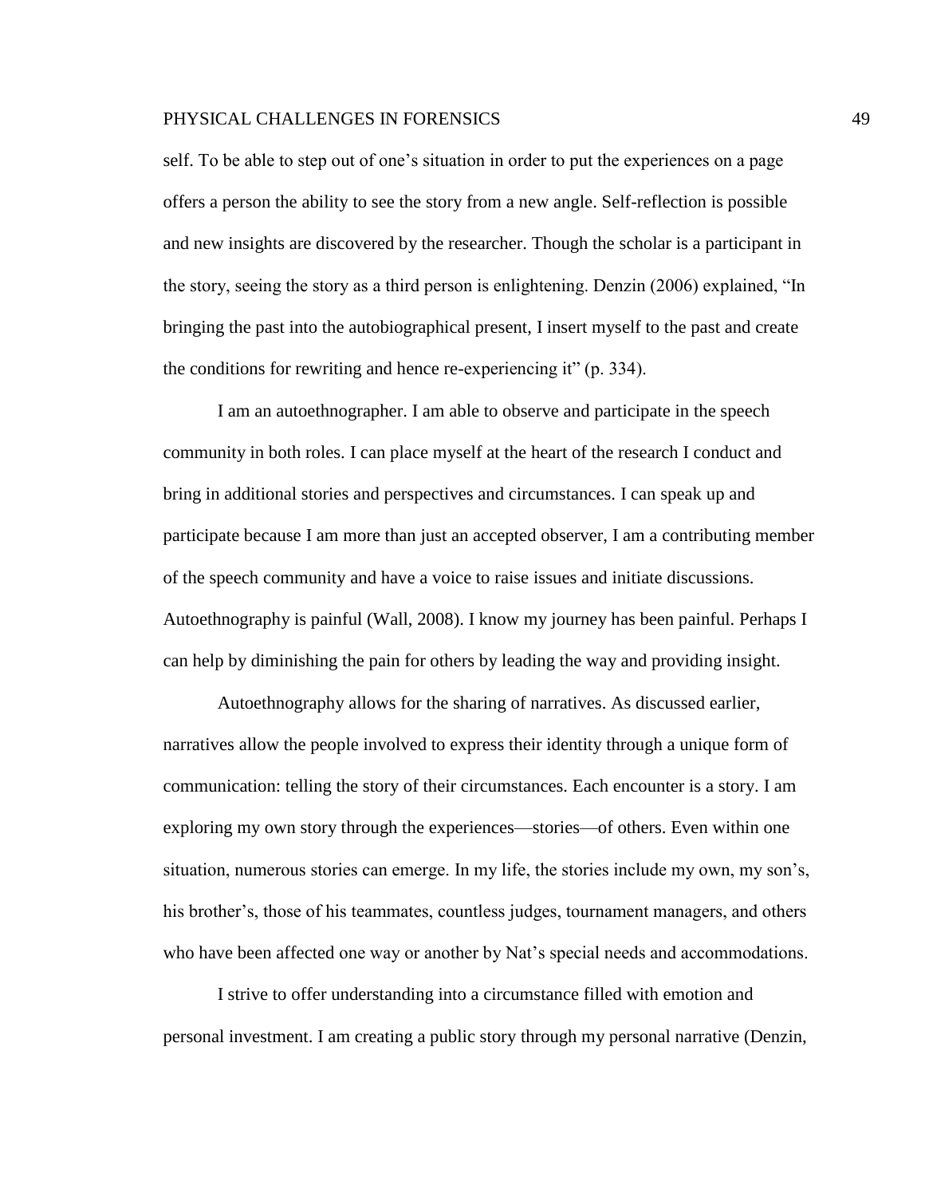self. To be able to step out of one's situation in order to put the experiences on a page offers a person the ability to see the story from a new angle. Self-reflection is possible and new insights are discovered by the researcher. Though the scholar is a participant in the story, seeing the story as a third person is enlightening. Denzin (2006) explained, "In bringing the past into the autobiographical present, I insert myself to the past and create the conditions for rewriting and hence re-experiencing it" (p. 334).

I am an autoethnographer. I am able to observe and participate in the speech community in both roles. I can place myself at the heart of the research I conduct and bring in additional stories and perspectives and circumstances. I can speak up and participate because I am more than just an accepted observer, I am a contributing member of the speech community and have a voice to raise issues and initiate discussions. Autoethnography is painful (Wall, 2008). I know my journey has been painful. Perhaps I can help by diminishing the pain for others by leading the way and providing insight.

Autoethnography allows for the sharing of narratives. As discussed earlier, narratives allow the people involved to express their identity through a unique form of communication: telling the story of their circumstances. Each encounter is a story. I am exploring my own story through the experiences—stories—of others. Even within one situation, numerous stories can emerge. In my life, the stories include my own, my son's, his brother's, those of his teammates, countless judges, tournament managers, and others who have been affected one way or another by Nat's special needs and accommodations.

I strive to offer understanding into a circumstance filled with emotion and personal investment. I am creating a public story through my personal narrative (Denzin,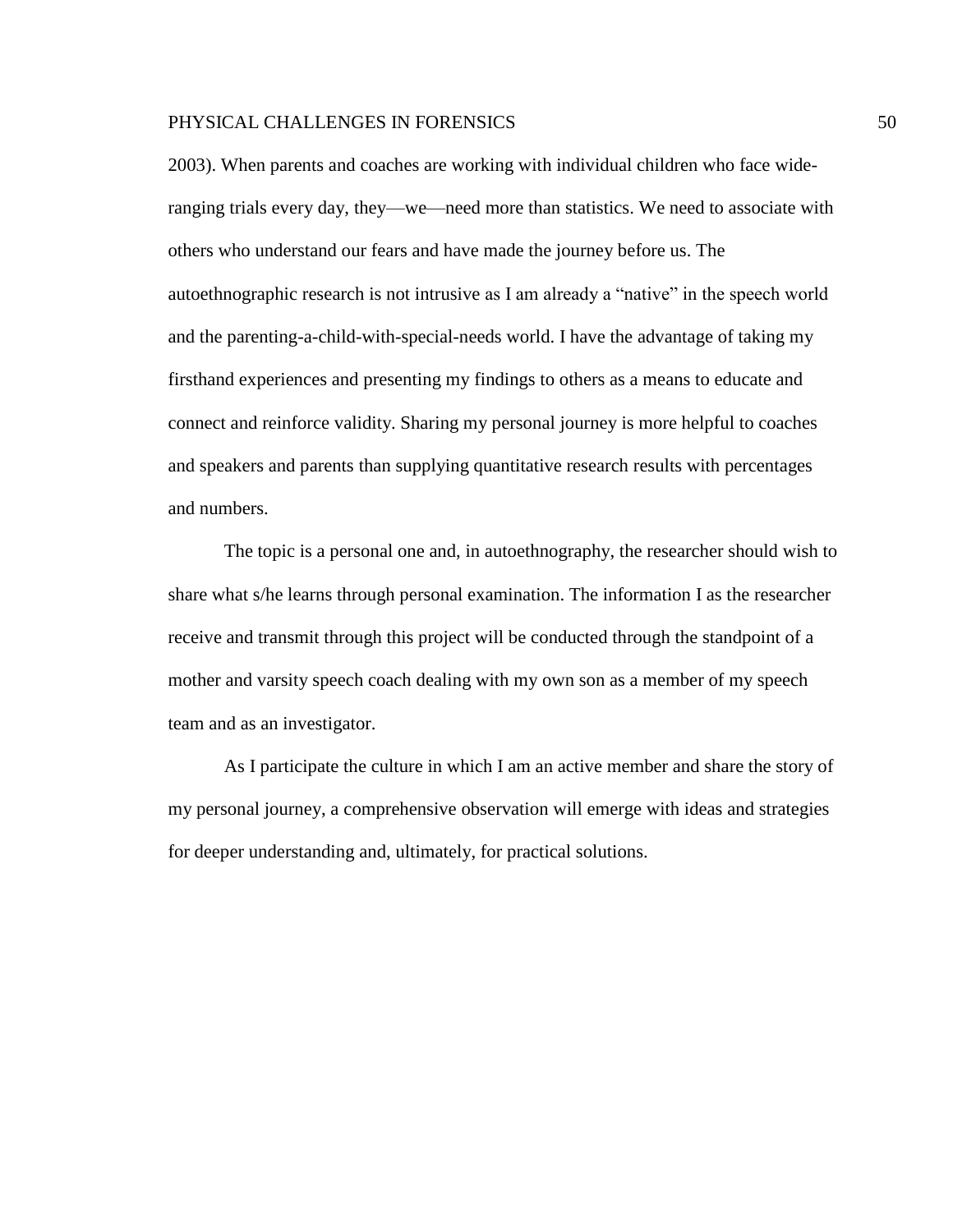2003). When parents and coaches are working with individual children who face wide-ranging trials every day, they—we—need more than statistics. We need to associate with others who understand our fears and have made the journey before us. The autoethnographic research is not intrusive as I am already a "native" in the speech world and the parenting-a-child-with-special-needs world. I have the advantage of taking my firsthand experiences and presenting my findings to others as a means to educate and connect and reinforce validity. Sharing my personal journey is more helpful to coaches and speakers and parents than supplying quantitative research results with percentages and numbers.

The topic is a personal one and, in autoethnography, the researcher should wish to share what s/he learns through personal examination. The information I as the researcher receive and transmit through this project will be conducted through the standpoint of a mother and varsity speech coach dealing with my own son as a member of my speech team and as an investigator.

As I participate the culture in which I am an active member and share the story of my personal journey, a comprehensive observation will emerge with ideas and strategies for deeper understanding and, ultimately, for practical solutions.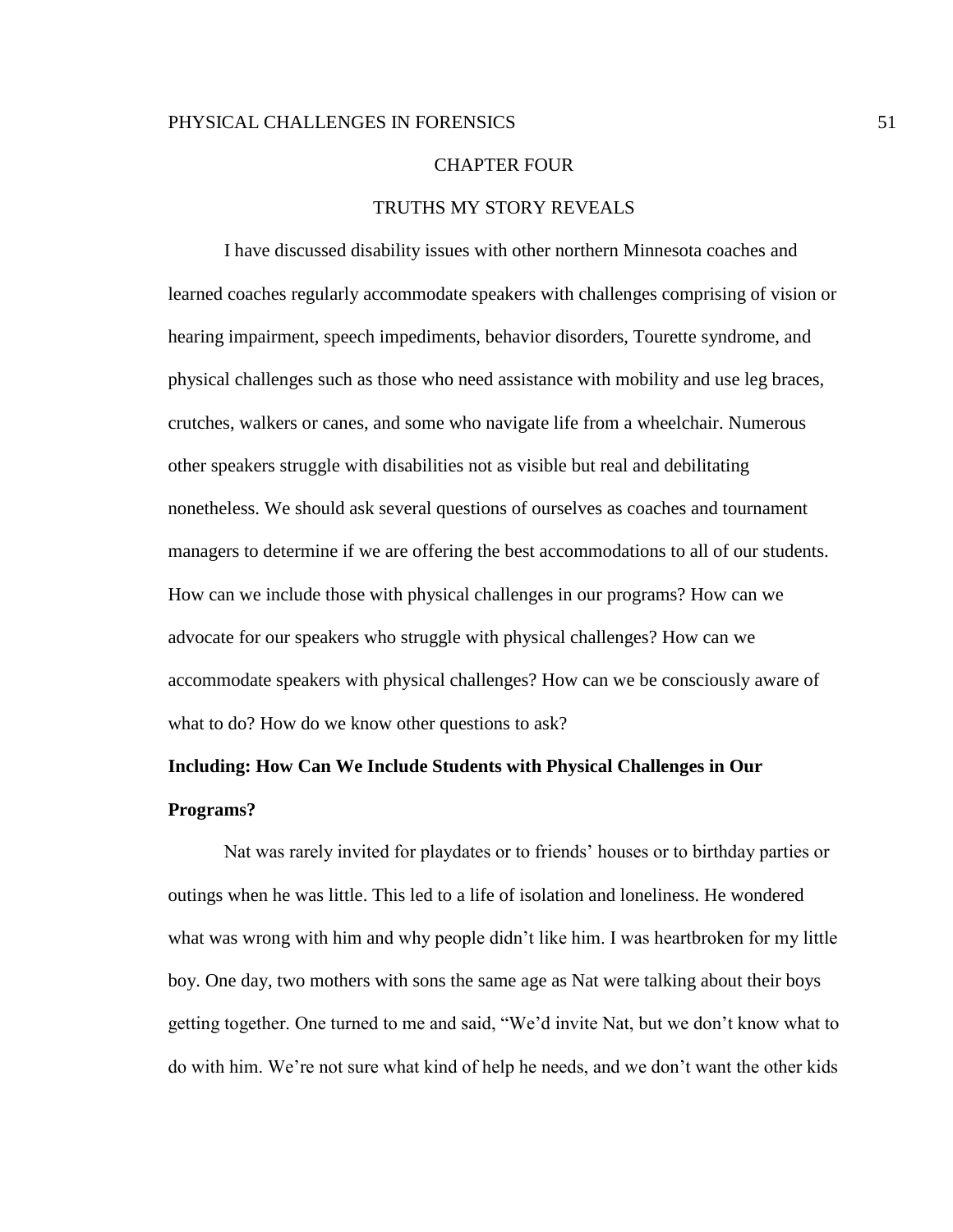# CHAPTER FOUR

# TRUTHS MY STORY REVEALS

I have discussed disability issues with other northern Minnesota coaches and learned coaches regularly accommodate speakers with challenges comprising of vision or hearing impairment, speech impediments, behavior disorders, Tourette syndrome, and physical challenges such as those who need assistance with mobility and use leg braces, crutches, walkers or canes, and some who navigate life from a wheelchair. Numerous other speakers struggle with disabilities not as visible but real and debilitating nonetheless. We should ask several questions of ourselves as coaches and tournament managers to determine if we are offering the best accommodations to all of our students. How can we include those with physical challenges in our programs? How can we advocate for our speakers who struggle with physical challenges? How can we accommodate speakers with physical challenges? How can we be consciously aware of what to do? How do we know other questions to ask?

**Including: How Can We Include Students with Physical Challenges in Our Programs?**

Nat was rarely invited for playdates or to friends' houses or to birthday parties or outings when he was little. This led to a life of isolation and loneliness. He wondered what was wrong with him and why people didn't like him. I was heartbroken for my little boy. One day, two mothers with sons the same age as Nat were talking about their boys getting together. One turned to me and said, "We'd invite Nat, but we don't know what to do with him. We're not sure what kind of help he needs, and we don't want the other kids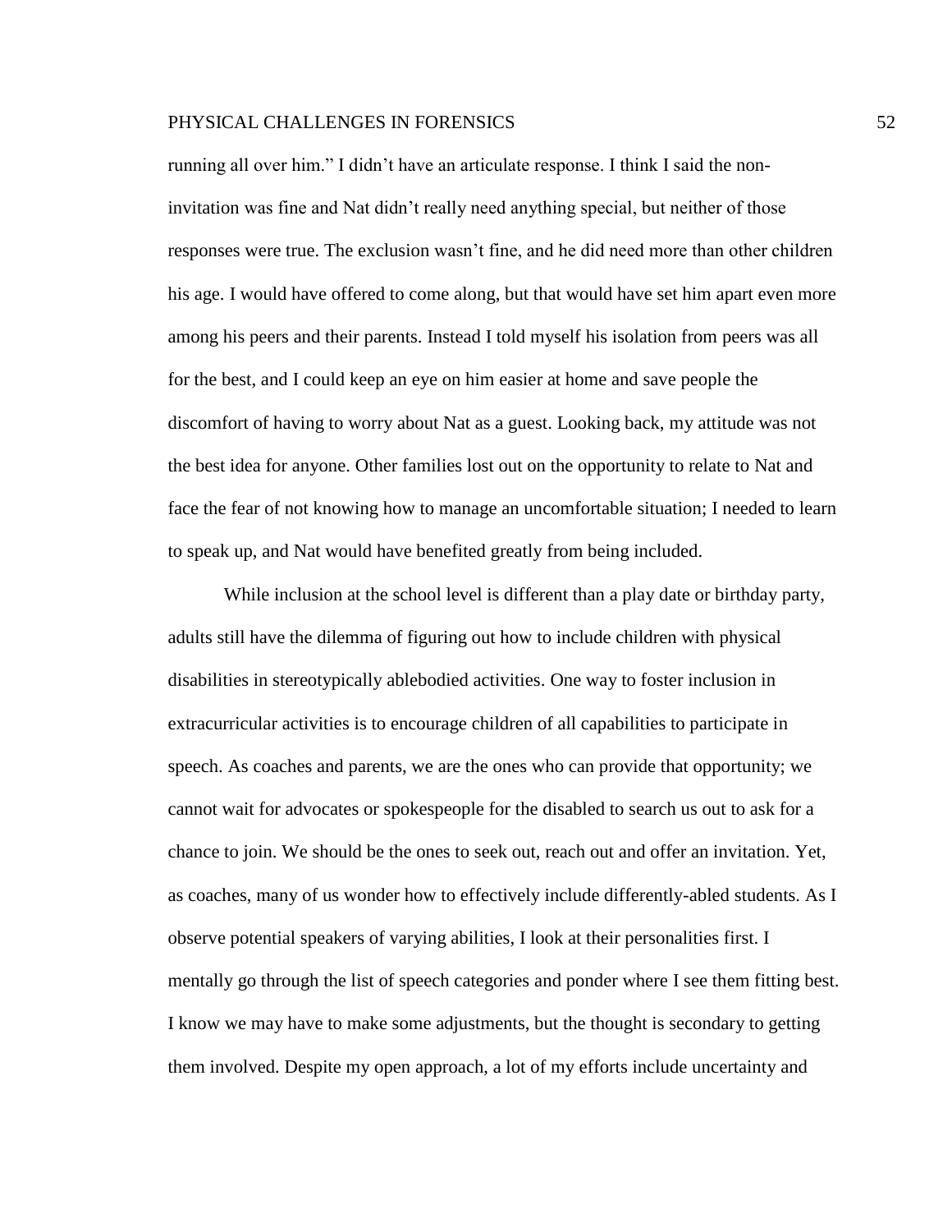running all over him." I didn't have an articulate response. I think I said the non-invitation was fine and Nat didn't really need anything special, but neither of those responses were true. The exclusion wasn't fine, and he did need more than other children his age. I would have offered to come along, but that would have set him apart even more among his peers and their parents. Instead I told myself his isolation from peers was all for the best, and I could keep an eye on him easier at home and save people the discomfort of having to worry about Nat as a guest. Looking back, my attitude was not the best idea for anyone. Other families lost out on the opportunity to relate to Nat and face the fear of not knowing how to manage an uncomfortable situation; I needed to learn to speak up, and Nat would have benefited greatly from being included.

While inclusion at the school level is different than a play date or birthday party, adults still have the dilemma of figuring out how to include children with physical disabilities in stereotypically ablebodied activities. One way to foster inclusion in extracurricular activities is to encourage children of all capabilities to participate in speech. As coaches and parents, we are the ones who can provide that opportunity; we cannot wait for advocates or spokespeople for the disabled to search us out to ask for a chance to join. We should be the ones to seek out, reach out and offer an invitation. Yet, as coaches, many of us wonder how to effectively include differently-abled students. As I observe potential speakers of varying abilities, I look at their personalities first. I mentally go through the list of speech categories and ponder where I see them fitting best. I know we may have to make some adjustments, but the thought is secondary to getting them involved. Despite my open approach, a lot of my efforts include uncertainty and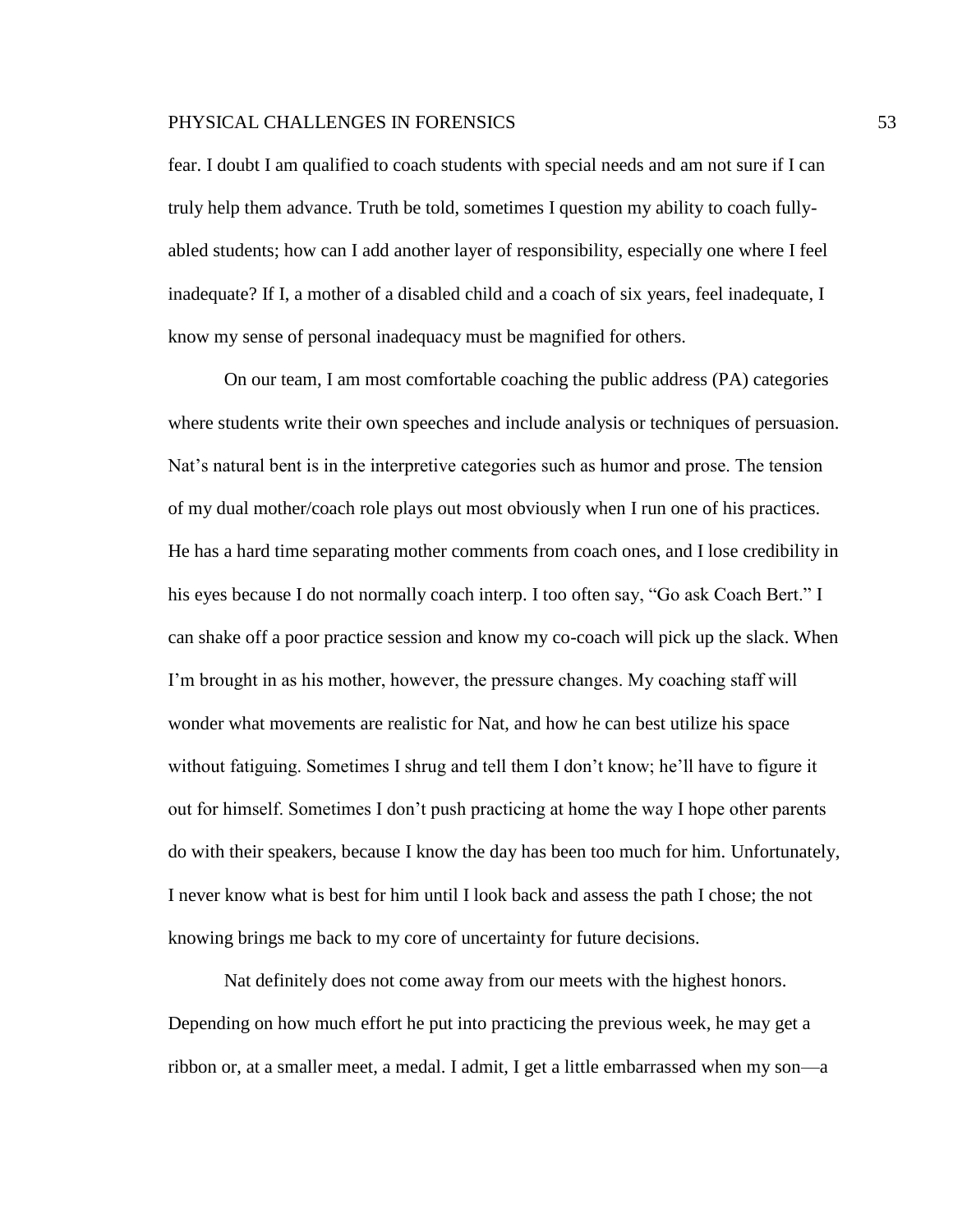fear. I doubt I am qualified to coach students with special needs and am not sure if I can truly help them advance. Truth be told, sometimes I question my ability to coach fully-abled students; how can I add another layer of responsibility, especially one where I feel inadequate? If I, a mother of a disabled child and a coach of six years, feel inadequate, I know my sense of personal inadequacy must be magnified for others.

On our team, I am most comfortable coaching the public address (PA) categories where students write their own speeches and include analysis or techniques of persuasion. Nat's natural bent is in the interpretive categories such as humor and prose. The tension of my dual mother/coach role plays out most obviously when I run one of his practices. He has a hard time separating mother comments from coach ones, and I lose credibility in his eyes because I do not normally coach interp. I too often say, "Go ask Coach Bert." I can shake off a poor practice session and know my co-coach will pick up the slack. When I'm brought in as his mother, however, the pressure changes. My coaching staff will wonder what movements are realistic for Nat, and how he can best utilize his space without fatiguing. Sometimes I shrug and tell them I don't know; he'll have to figure it out for himself. Sometimes I don't push practicing at home the way I hope other parents do with their speakers, because I know the day has been too much for him. Unfortunately, I never know what is best for him until I look back and assess the path I chose; the not knowing brings me back to my core of uncertainty for future decisions.

Nat definitely does not come away from our meets with the highest honors. Depending on how much effort he put into practicing the previous week, he may get a ribbon or, at a smaller meet, a medal. I admit, I get a little embarrassed when my son—a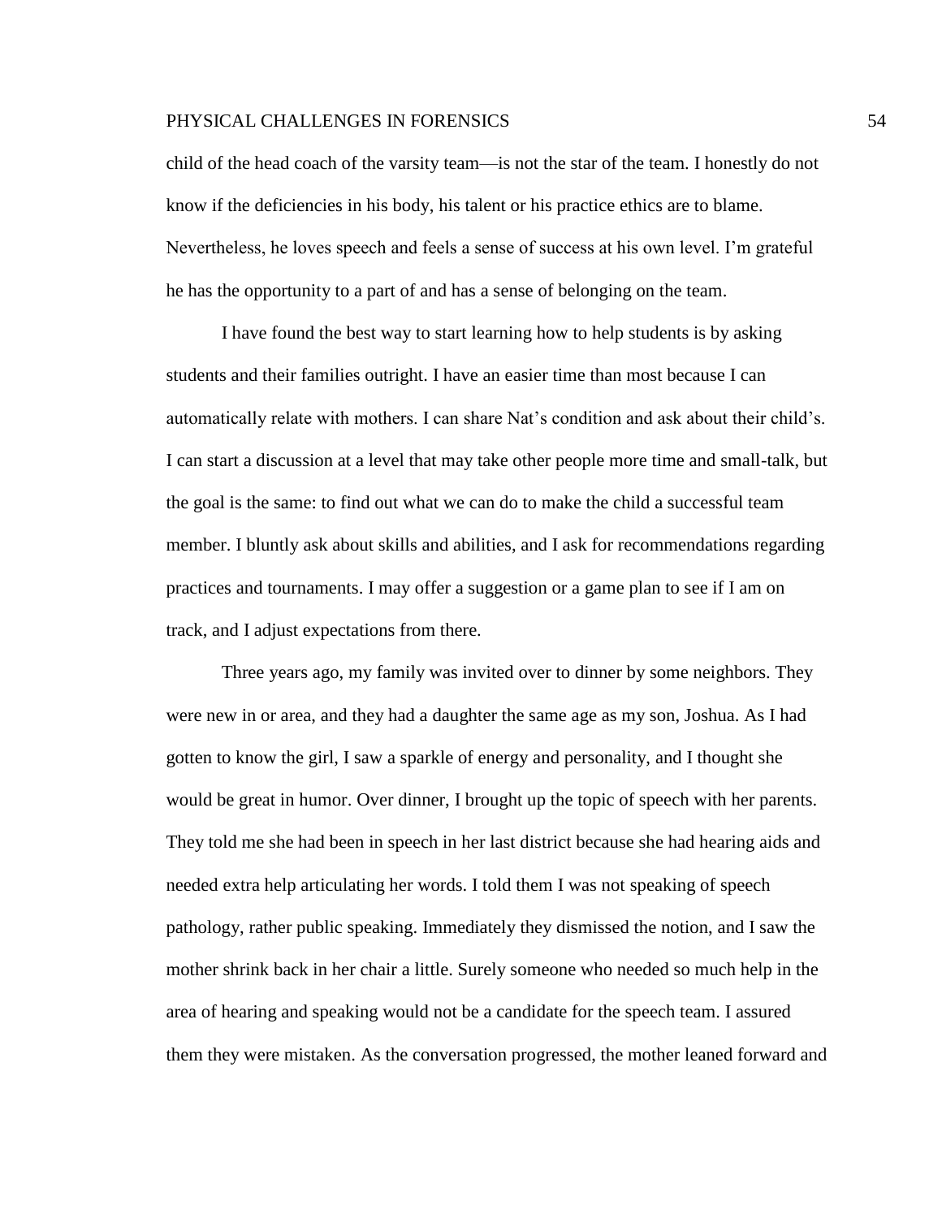child of the head coach of the varsity team—is not the star of the team. I honestly do not know if the deficiencies in his body, his talent or his practice ethics are to blame. Nevertheless, he loves speech and feels a sense of success at his own level. I'm grateful he has the opportunity to a part of and has a sense of belonging on the team.

I have found the best way to start learning how to help students is by asking students and their families outright. I have an easier time than most because I can automatically relate with mothers. I can share Nat's condition and ask about their child's. I can start a discussion at a level that may take other people more time and small-talk, but the goal is the same: to find out what we can do to make the child a successful team member. I bluntly ask about skills and abilities, and I ask for recommendations regarding practices and tournaments. I may offer a suggestion or a game plan to see if I am on track, and I adjust expectations from there.

Three years ago, my family was invited over to dinner by some neighbors. They were new in or area, and they had a daughter the same age as my son, Joshua. As I had gotten to know the girl, I saw a sparkle of energy and personality, and I thought she would be great in humor. Over dinner, I brought up the topic of speech with her parents. They told me she had been in speech in her last district because she had hearing aids and needed extra help articulating her words. I told them I was not speaking of speech pathology, rather public speaking. Immediately they dismissed the notion, and I saw the mother shrink back in her chair a little. Surely someone who needed so much help in the area of hearing and speaking would not be a candidate for the speech team. I assured them they were mistaken. As the conversation progressed, the mother leaned forward and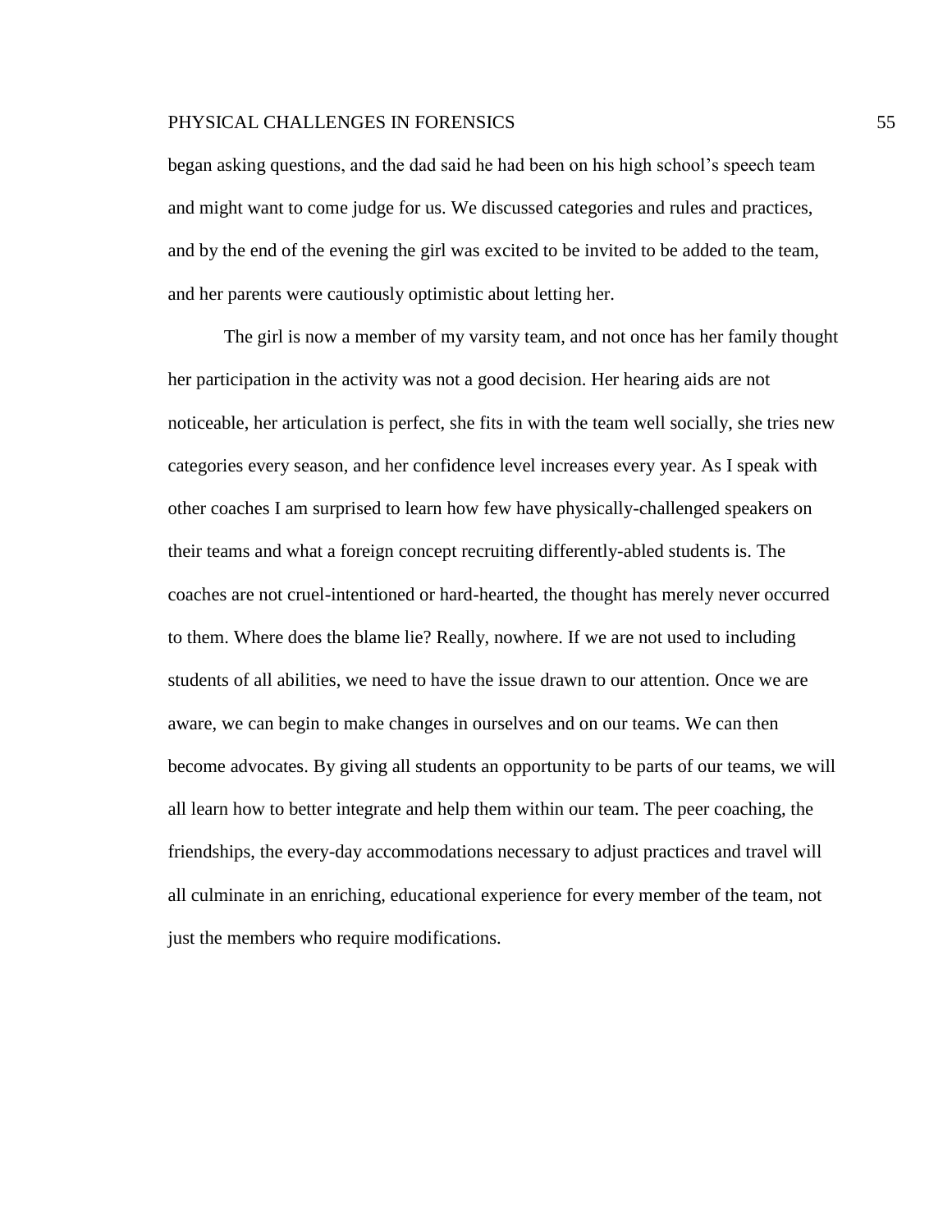began asking questions, and the dad said he had been on his high school's speech team and might want to come judge for us. We discussed categories and rules and practices, and by the end of the evening the girl was excited to be invited to be added to the team, and her parents were cautiously optimistic about letting her.

The girl is now a member of my varsity team, and not once has her family thought her participation in the activity was not a good decision. Her hearing aids are not noticeable, her articulation is perfect, she fits in with the team well socially, she tries new categories every season, and her confidence level increases every year. As I speak with other coaches I am surprised to learn how few have physically-challenged speakers on their teams and what a foreign concept recruiting differently-abled students is. The coaches are not cruel-intentioned or hard-hearted, the thought has merely never occurred to them. Where does the blame lie? Really, nowhere. If we are not used to including students of all abilities, we need to have the issue drawn to our attention. Once we are aware, we can begin to make changes in ourselves and on our teams. We can then become advocates. By giving all students an opportunity to be parts of our teams, we will all learn how to better integrate and help them within our team. The peer coaching, the friendships, the every-day accommodations necessary to adjust practices and travel will all culminate in an enriching, educational experience for every member of the team, not just the members who require modifications.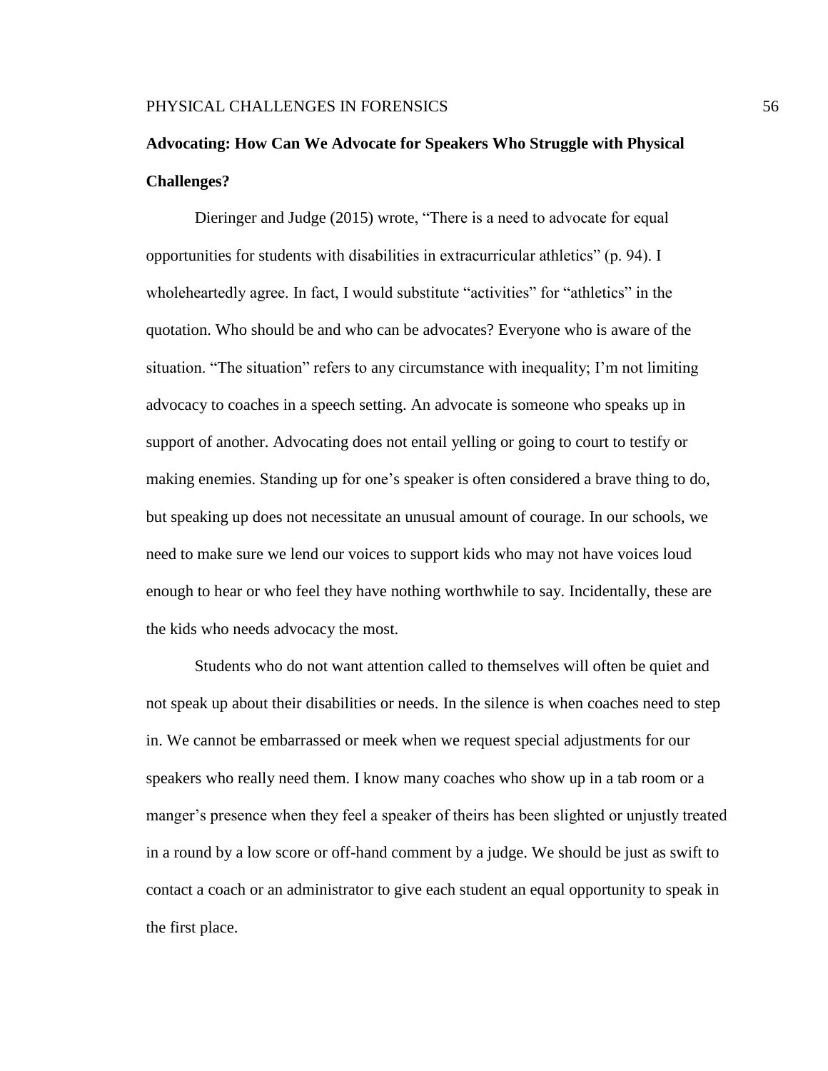**Advocating: How Can We Advocate for Speakers Who Struggle with Physical Challenges?**

Dieringer and Judge (2015) wrote, “There is a need to advocate for equal opportunities for students with disabilities in extracurricular athletics” (p. 94). I wholeheartedly agree. In fact, I would substitute “activities” for “athletics” in the quotation. Who should be and who can be advocates? Everyone who is aware of the situation. “The situation” refers to any circumstance with inequality; I’m not limiting advocacy to coaches in a speech setting. An advocate is someone who speaks up in support of another. Advocating does not entail yelling or going to court to testify or making enemies. Standing up for one’s speaker is often considered a brave thing to do, but speaking up does not necessitate an unusual amount of courage. In our schools, we need to make sure we lend our voices to support kids who may not have voices loud enough to hear or who feel they have nothing worthwhile to say. Incidentally, these are the kids who needs advocacy the most.

Students who do not want attention called to themselves will often be quiet and not speak up about their disabilities or needs. In the silence is when coaches need to step in. We cannot be embarrassed or meek when we request special adjustments for our speakers who really need them. I know many coaches who show up in a tab room or a manger’s presence when they feel a speaker of theirs has been slighted or unjustly treated in a round by a low score or off-hand comment by a judge. We should be just as swift to contact a coach or an administrator to give each student an equal opportunity to speak in the first place.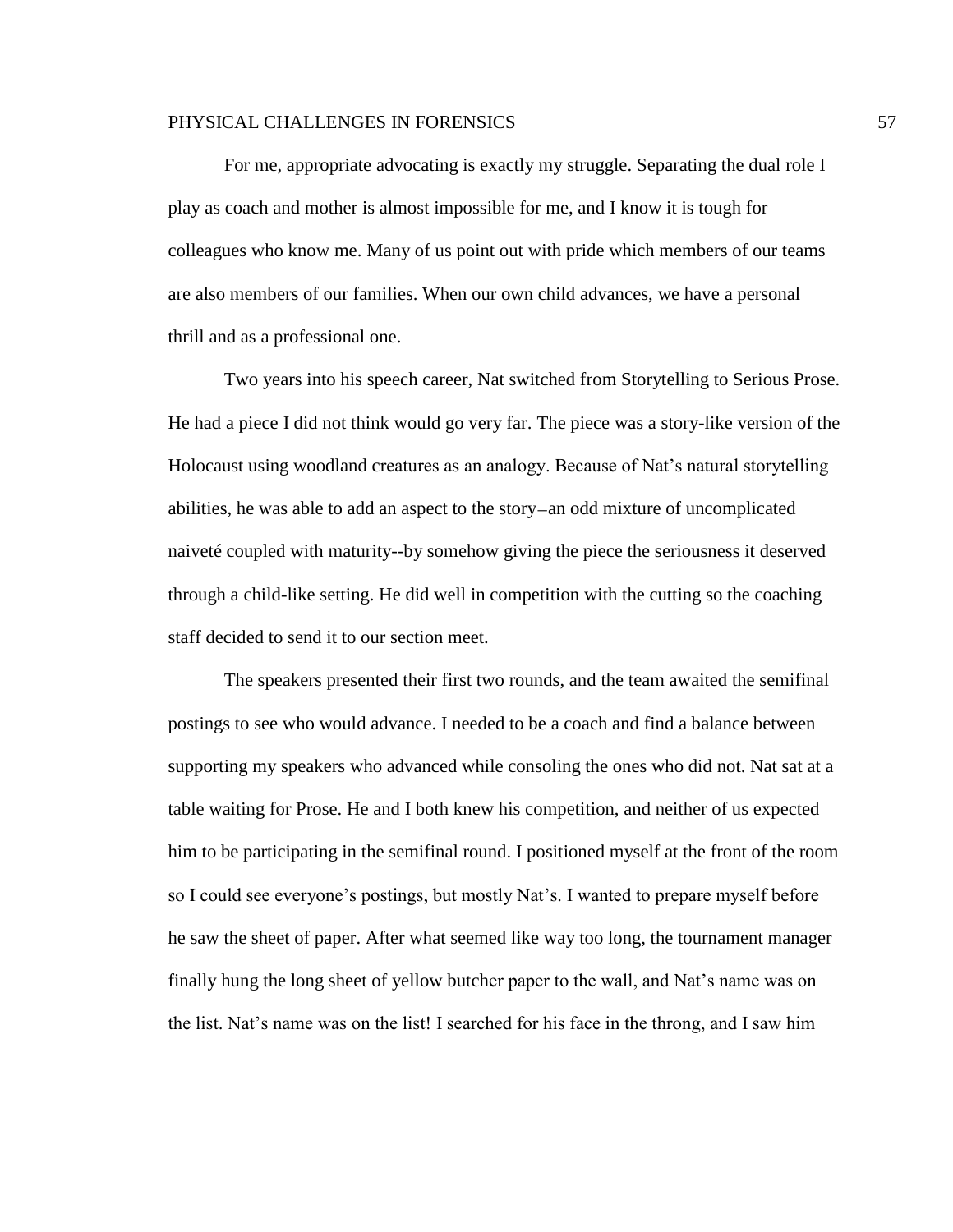For me, appropriate advocating is exactly my struggle. Separating the dual role I play as coach and mother is almost impossible for me, and I know it is tough for colleagues who know me. Many of us point out with pride which members of our teams are also members of our families. When our own child advances, we have a personal thrill and as a professional one.

Two years into his speech career, Nat switched from Storytelling to Serious Prose. He had a piece I did not think would go very far. The piece was a story-like version of the Holocaust using woodland creatures as an analogy. Because of Nat's natural storytelling abilities, he was able to add an aspect to the story–an odd mixture of uncomplicated naiveté coupled with maturity--by somehow giving the piece the seriousness it deserved through a child-like setting. He did well in competition with the cutting so the coaching staff decided to send it to our section meet.

The speakers presented their first two rounds, and the team awaited the semifinal postings to see who would advance. I needed to be a coach and find a balance between supporting my speakers who advanced while consoling the ones who did not. Nat sat at a table waiting for Prose. He and I both knew his competition, and neither of us expected him to be participating in the semifinal round. I positioned myself at the front of the room so I could see everyone's postings, but mostly Nat's. I wanted to prepare myself before he saw the sheet of paper. After what seemed like way too long, the tournament manager finally hung the long sheet of yellow butcher paper to the wall, and Nat's name was on the list. Nat's name was on the list! I searched for his face in the throng, and I saw him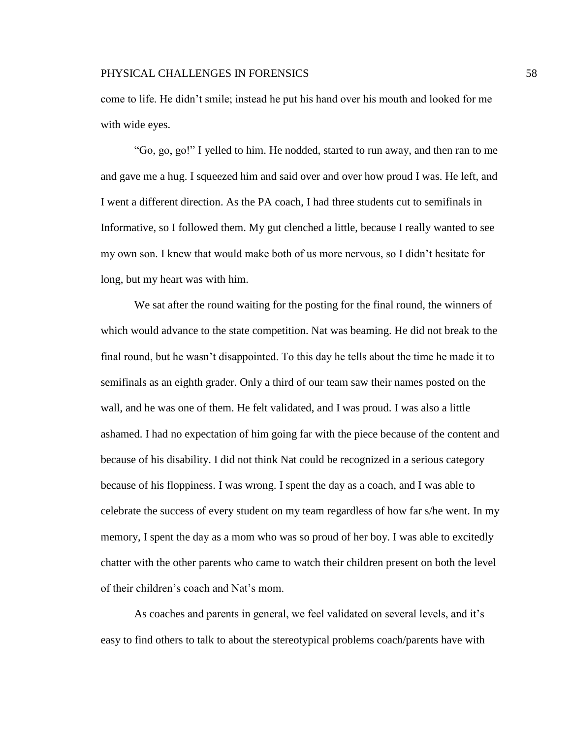come to life. He didn't smile; instead he put his hand over his mouth and looked for me with wide eyes.

"Go, go, go!" I yelled to him. He nodded, started to run away, and then ran to me and gave me a hug. I squeezed him and said over and over how proud I was. He left, and I went a different direction. As the PA coach, I had three students cut to semifinals in Informative, so I followed them. My gut clenched a little, because I really wanted to see my own son. I knew that would make both of us more nervous, so I didn't hesitate for long, but my heart was with him.

We sat after the round waiting for the posting for the final round, the winners of which would advance to the state competition. Nat was beaming. He did not break to the final round, but he wasn't disappointed. To this day he tells about the time he made it to semifinals as an eighth grader. Only a third of our team saw their names posted on the wall, and he was one of them. He felt validated, and I was proud. I was also a little ashamed. I had no expectation of him going far with the piece because of the content and because of his disability. I did not think Nat could be recognized in a serious category because of his floppiness. I was wrong. I spent the day as a coach, and I was able to celebrate the success of every student on my team regardless of how far s/he went. In my memory, I spent the day as a mom who was so proud of her boy. I was able to excitedly chatter with the other parents who came to watch their children present on both the level of their children's coach and Nat's mom.

As coaches and parents in general, we feel validated on several levels, and it's easy to find others to talk to about the stereotypical problems coach/parents have with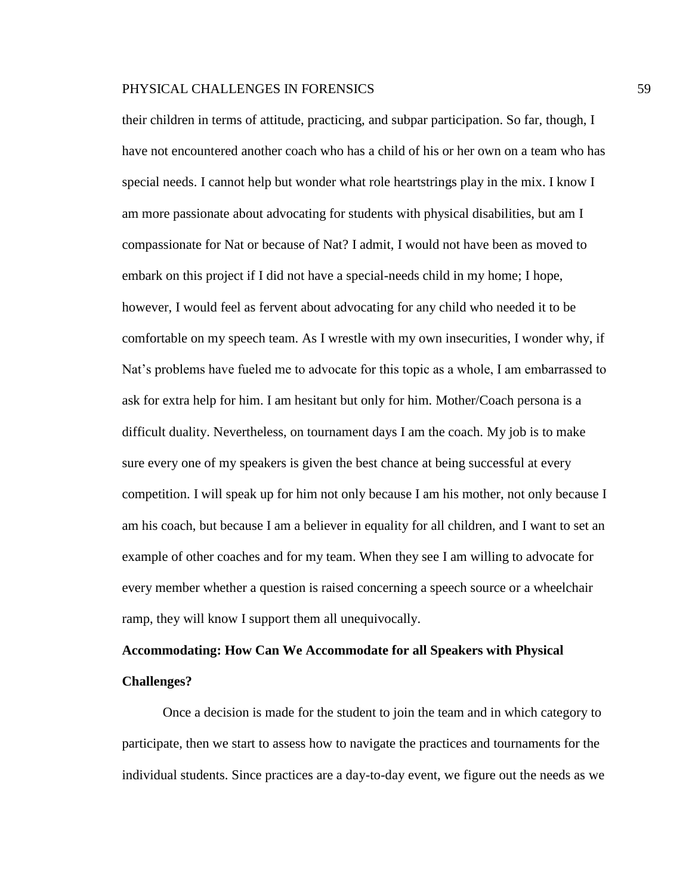their children in terms of attitude, practicing, and subpar participation. So far, though, I have not encountered another coach who has a child of his or her own on a team who has special needs. I cannot help but wonder what role heartstrings play in the mix. I know I am more passionate about advocating for students with physical disabilities, but am I compassionate for Nat or because of Nat? I admit, I would not have been as moved to embark on this project if I did not have a special-needs child in my home; I hope, however, I would feel as fervent about advocating for any child who needed it to be comfortable on my speech team. As I wrestle with my own insecurities, I wonder why, if Nat's problems have fueled me to advocate for this topic as a whole, I am embarrassed to ask for extra help for him. I am hesitant but only for him. Mother/Coach persona is a difficult duality. Nevertheless, on tournament days I am the coach. My job is to make sure every one of my speakers is given the best chance at being successful at every competition. I will speak up for him not only because I am his mother, not only because I am his coach, but because I am a believer in equality for all children, and I want to set an example of other coaches and for my team. When they see I am willing to advocate for every member whether a question is raised concerning a speech source or a wheelchair ramp, they will know I support them all unequivocally.

**Accommodating: How Can We Accommodate for all Speakers with Physical Challenges?**

Once a decision is made for the student to join the team and in which category to participate, then we start to assess how to navigate the practices and tournaments for the individual students. Since practices are a day-to-day event, we figure out the needs as we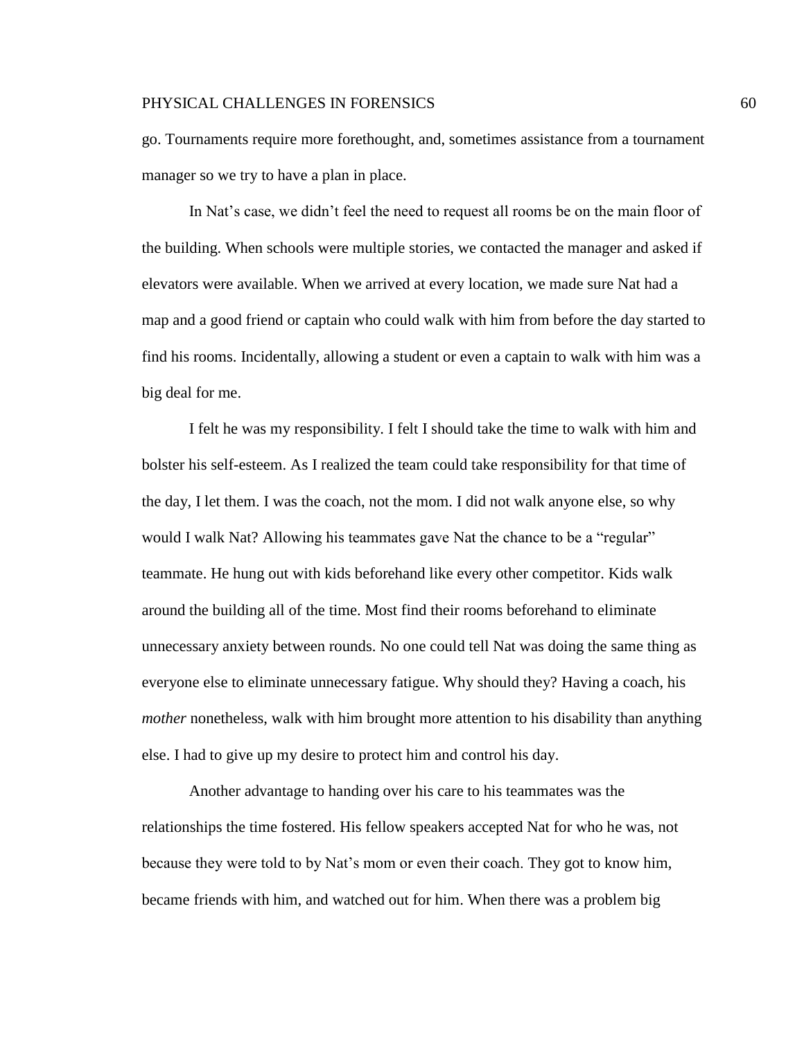go. Tournaments require more forethought, and, sometimes assistance from a tournament manager so we try to have a plan in place.

In Nat's case, we didn't feel the need to request all rooms be on the main floor of the building. When schools were multiple stories, we contacted the manager and asked if elevators were available. When we arrived at every location, we made sure Nat had a map and a good friend or captain who could walk with him from before the day started to find his rooms. Incidentally, allowing a student or even a captain to walk with him was a big deal for me.

I felt he was my responsibility. I felt I should take the time to walk with him and bolster his self-esteem. As I realized the team could take responsibility for that time of the day, I let them. I was the coach, not the mom. I did not walk anyone else, so why would I walk Nat? Allowing his teammates gave Nat the chance to be a "regular" teammate. He hung out with kids beforehand like every other competitor. Kids walk around the building all of the time. Most find their rooms beforehand to eliminate unnecessary anxiety between rounds. No one could tell Nat was doing the same thing as everyone else to eliminate unnecessary fatigue. Why should they? Having a coach, his *mother* nonetheless, walk with him brought more attention to his disability than anything else. I had to give up my desire to protect him and control his day.

Another advantage to handing over his care to his teammates was the relationships the time fostered. His fellow speakers accepted Nat for who he was, not because they were told to by Nat's mom or even their coach. They got to know him, became friends with him, and watched out for him. When there was a problem big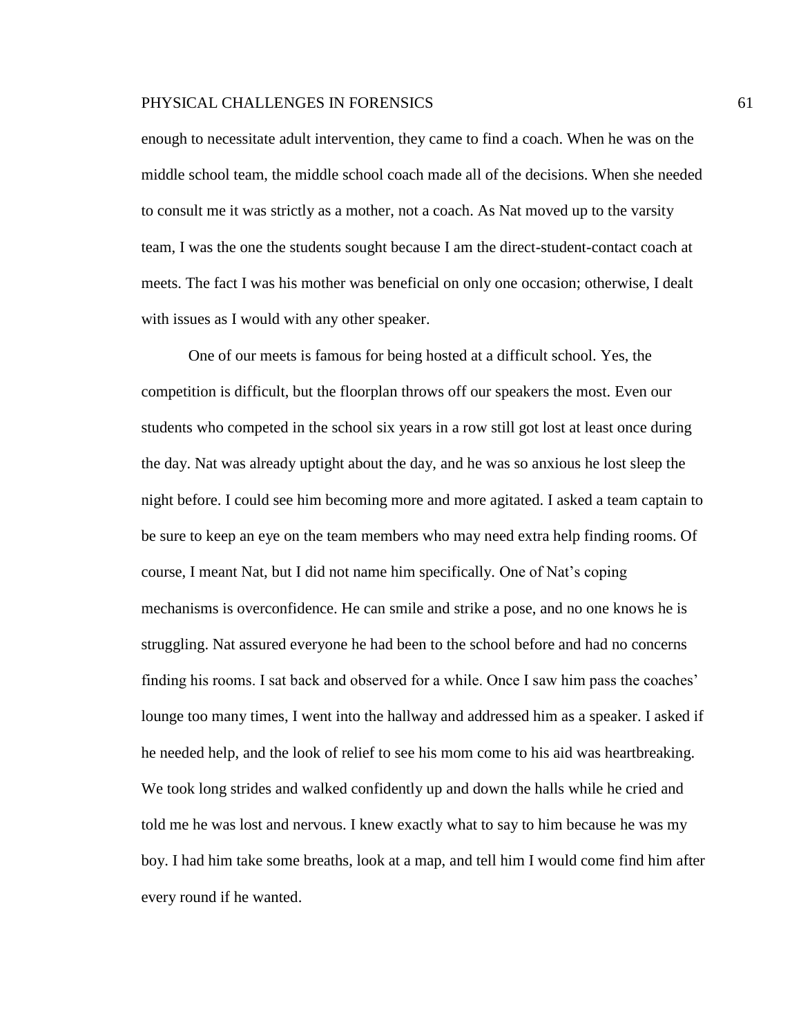enough to necessitate adult intervention, they came to find a coach. When he was on the middle school team, the middle school coach made all of the decisions. When she needed to consult me it was strictly as a mother, not a coach. As Nat moved up to the varsity team, I was the one the students sought because I am the direct-student-contact coach at meets. The fact I was his mother was beneficial on only one occasion; otherwise, I dealt with issues as I would with any other speaker.

One of our meets is famous for being hosted at a difficult school. Yes, the competition is difficult, but the floorplan throws off our speakers the most. Even our students who competed in the school six years in a row still got lost at least once during the day. Nat was already uptight about the day, and he was so anxious he lost sleep the night before. I could see him becoming more and more agitated. I asked a team captain to be sure to keep an eye on the team members who may need extra help finding rooms. Of course, I meant Nat, but I did not name him specifically. One of Nat's coping mechanisms is overconfidence. He can smile and strike a pose, and no one knows he is struggling. Nat assured everyone he had been to the school before and had no concerns finding his rooms. I sat back and observed for a while. Once I saw him pass the coaches' lounge too many times, I went into the hallway and addressed him as a speaker. I asked if he needed help, and the look of relief to see his mom come to his aid was heartbreaking. We took long strides and walked confidently up and down the halls while he cried and told me he was lost and nervous. I knew exactly what to say to him because he was my boy. I had him take some breaths, look at a map, and tell him I would come find him after every round if he wanted.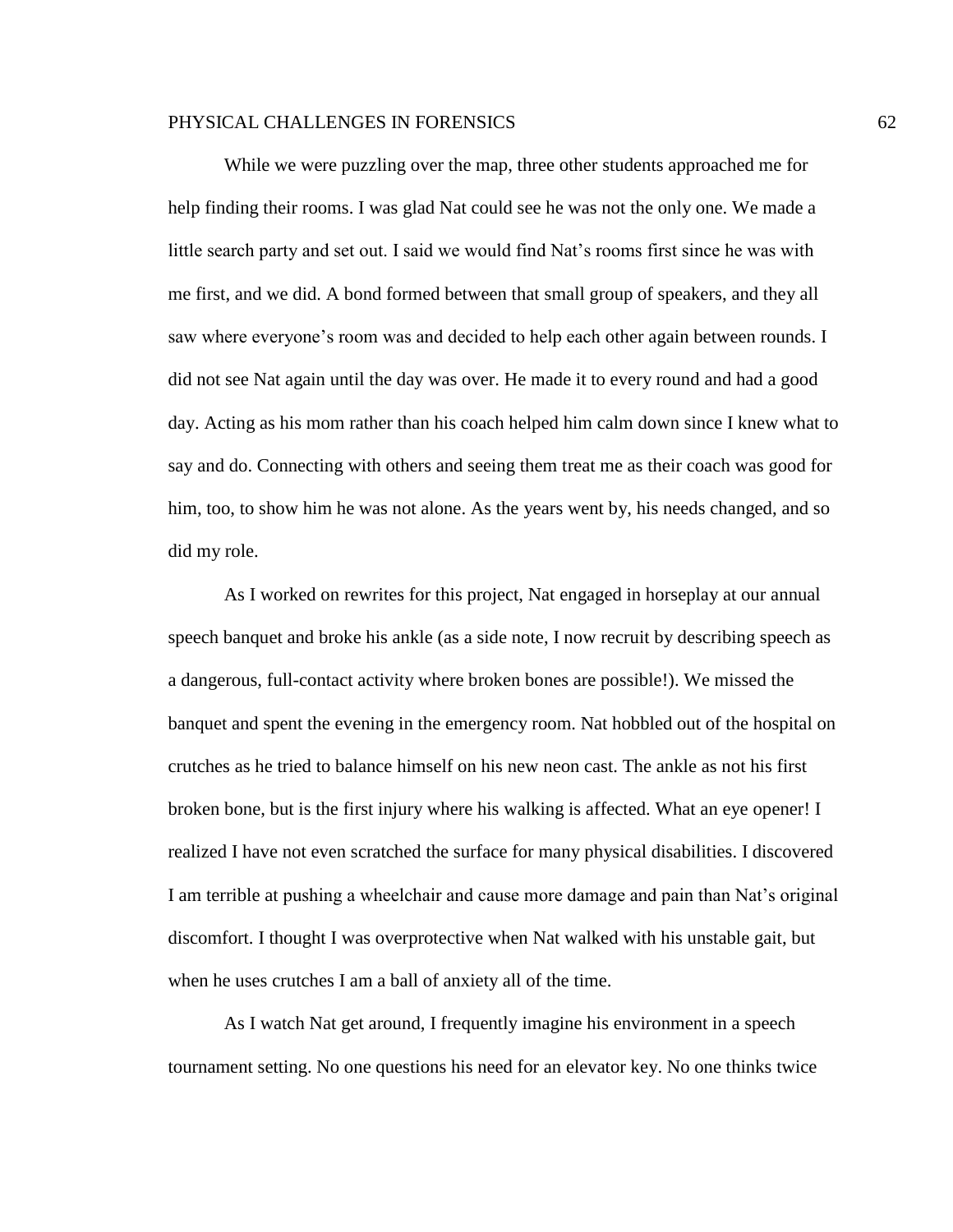While we were puzzling over the map, three other students approached me for help finding their rooms. I was glad Nat could see he was not the only one. We made a little search party and set out. I said we would find Nat's rooms first since he was with me first, and we did. A bond formed between that small group of speakers, and they all saw where everyone's room was and decided to help each other again between rounds. I did not see Nat again until the day was over. He made it to every round and had a good day. Acting as his mom rather than his coach helped him calm down since I knew what to say and do. Connecting with others and seeing them treat me as their coach was good for him, too, to show him he was not alone. As the years went by, his needs changed, and so did my role.

As I worked on rewrites for this project, Nat engaged in horseplay at our annual speech banquet and broke his ankle (as a side note, I now recruit by describing speech as a dangerous, full-contact activity where broken bones are possible!). We missed the banquet and spent the evening in the emergency room. Nat hobbled out of the hospital on crutches as he tried to balance himself on his new neon cast. The ankle as not his first broken bone, but is the first injury where his walking is affected. What an eye opener! I realized I have not even scratched the surface for many physical disabilities. I discovered I am terrible at pushing a wheelchair and cause more damage and pain than Nat's original discomfort. I thought I was overprotective when Nat walked with his unstable gait, but when he uses crutches I am a ball of anxiety all of the time.

As I watch Nat get around, I frequently imagine his environment in a speech tournament setting. No one questions his need for an elevator key. No one thinks twice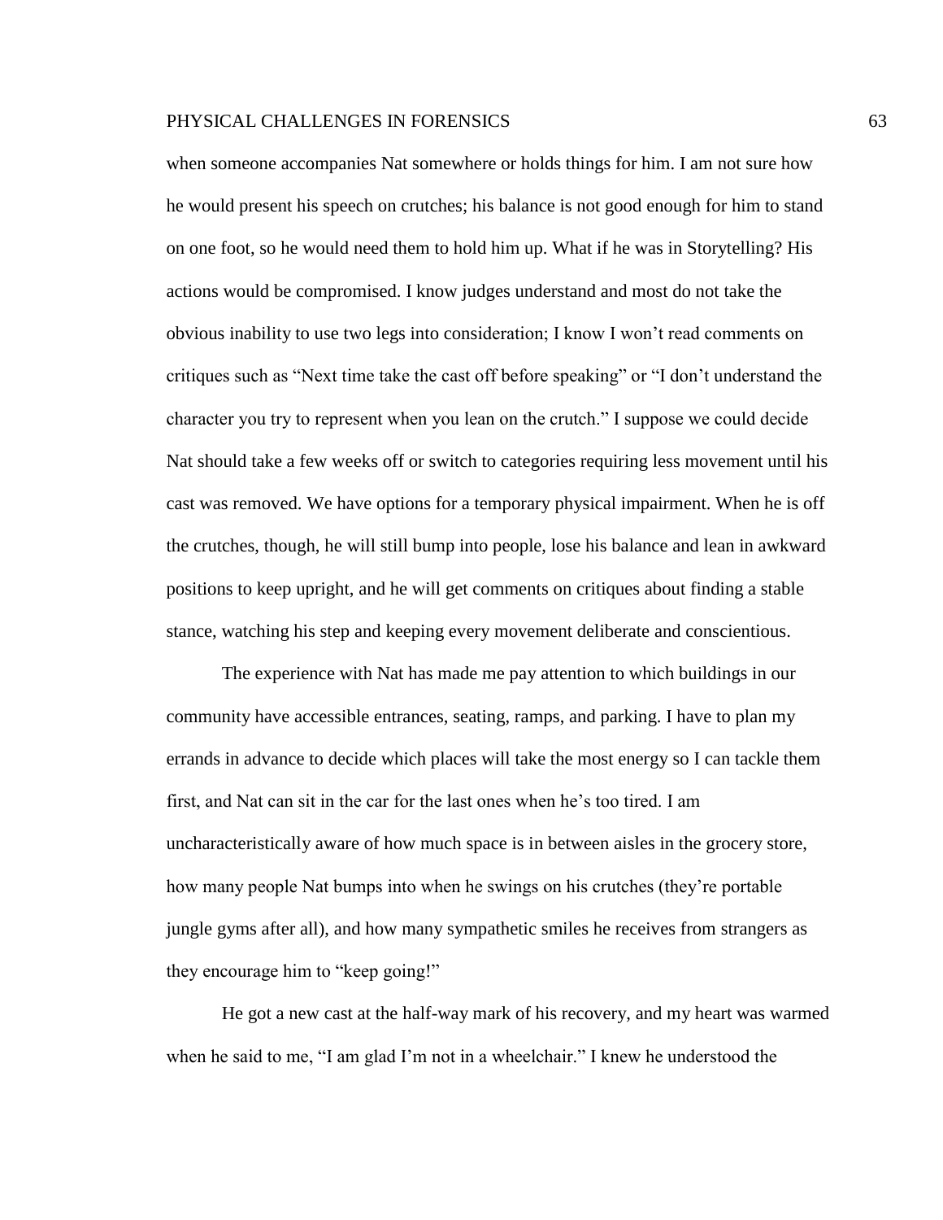when someone accompanies Nat somewhere or holds things for him. I am not sure how he would present his speech on crutches; his balance is not good enough for him to stand on one foot, so he would need them to hold him up. What if he was in Storytelling? His actions would be compromised. I know judges understand and most do not take the obvious inability to use two legs into consideration; I know I won't read comments on critiques such as "Next time take the cast off before speaking" or "I don't understand the character you try to represent when you lean on the crutch." I suppose we could decide Nat should take a few weeks off or switch to categories requiring less movement until his cast was removed. We have options for a temporary physical impairment. When he is off the crutches, though, he will still bump into people, lose his balance and lean in awkward positions to keep upright, and he will get comments on critiques about finding a stable stance, watching his step and keeping every movement deliberate and conscientious.

The experience with Nat has made me pay attention to which buildings in our community have accessible entrances, seating, ramps, and parking. I have to plan my errands in advance to decide which places will take the most energy so I can tackle them first, and Nat can sit in the car for the last ones when he's too tired. I am uncharacteristically aware of how much space is in between aisles in the grocery store, how many people Nat bumps into when he swings on his crutches (they're portable jungle gyms after all), and how many sympathetic smiles he receives from strangers as they encourage him to "keep going!"

He got a new cast at the half-way mark of his recovery, and my heart was warmed when he said to me, "I am glad I'm not in a wheelchair." I knew he understood the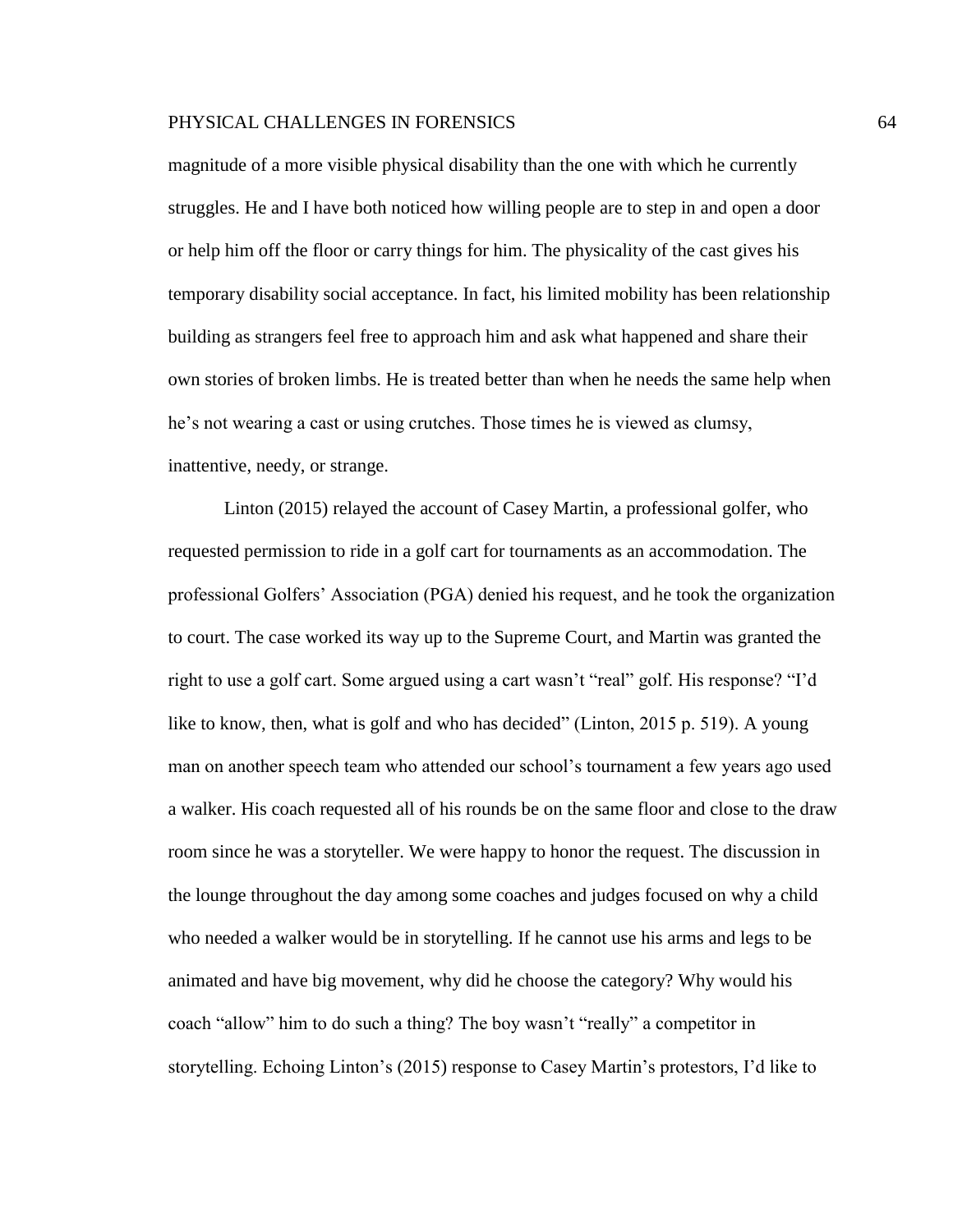magnitude of a more visible physical disability than the one with which he currently struggles. He and I have both noticed how willing people are to step in and open a door or help him off the floor or carry things for him. The physicality of the cast gives his temporary disability social acceptance. In fact, his limited mobility has been relationship building as strangers feel free to approach him and ask what happened and share their own stories of broken limbs. He is treated better than when he needs the same help when he's not wearing a cast or using crutches. Those times he is viewed as clumsy, inattentive, needy, or strange.

Linton (2015) relayed the account of Casey Martin, a professional golfer, who requested permission to ride in a golf cart for tournaments as an accommodation. The professional Golfers' Association (PGA) denied his request, and he took the organization to court. The case worked its way up to the Supreme Court, and Martin was granted the right to use a golf cart. Some argued using a cart wasn't "real" golf. His response? "I'd like to know, then, what is golf and who has decided" (Linton, 2015 p. 519). A young man on another speech team who attended our school's tournament a few years ago used a walker. His coach requested all of his rounds be on the same floor and close to the draw room since he was a storyteller. We were happy to honor the request. The discussion in the lounge throughout the day among some coaches and judges focused on why a child who needed a walker would be in storytelling. If he cannot use his arms and legs to be animated and have big movement, why did he choose the category? Why would his coach "allow" him to do such a thing? The boy wasn't "really" a competitor in storytelling. Echoing Linton's (2015) response to Casey Martin's protestors, I'd like to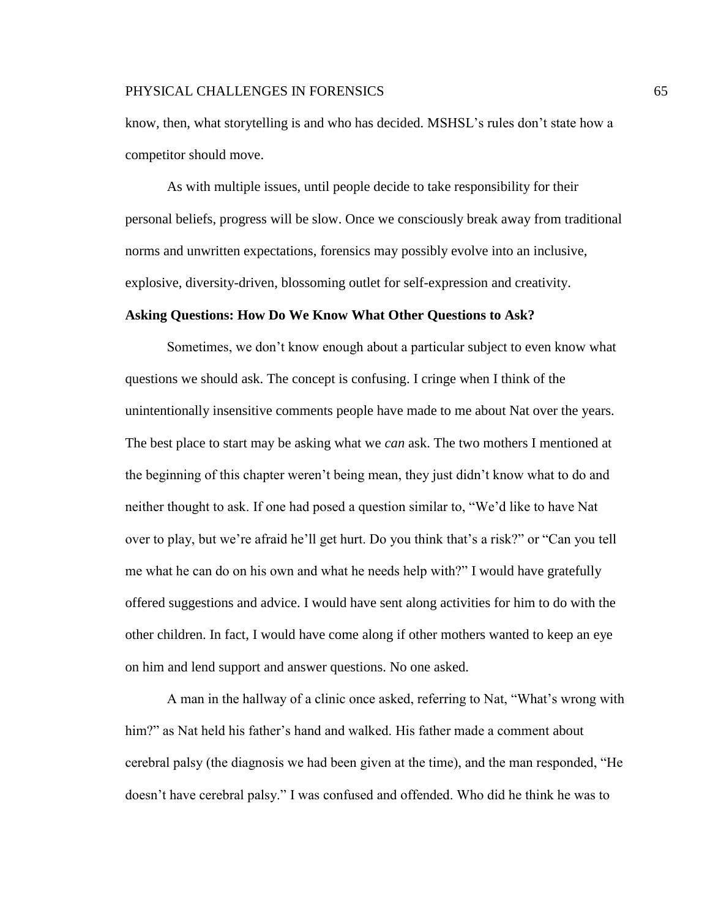know, then, what storytelling is and who has decided. MSHSL's rules don't state how a competitor should move.

As with multiple issues, until people decide to take responsibility for their personal beliefs, progress will be slow. Once we consciously break away from traditional norms and unwritten expectations, forensics may possibly evolve into an inclusive, explosive, diversity-driven, blossoming outlet for self-expression and creativity.

**Asking Questions: How Do We Know What Other Questions to Ask?**

Sometimes, we don't know enough about a particular subject to even know what questions we should ask. The concept is confusing. I cringe when I think of the unintentionally insensitive comments people have made to me about Nat over the years. The best place to start may be asking what we *can* ask. The two mothers I mentioned at the beginning of this chapter weren't being mean, they just didn't know what to do and neither thought to ask. If one had posed a question similar to, "We'd like to have Nat over to play, but we're afraid he'll get hurt. Do you think that's a risk?" or "Can you tell me what he can do on his own and what he needs help with?" I would have gratefully offered suggestions and advice. I would have sent along activities for him to do with the other children. In fact, I would have come along if other mothers wanted to keep an eye on him and lend support and answer questions. No one asked.

A man in the hallway of a clinic once asked, referring to Nat, "What's wrong with him?" as Nat held his father's hand and walked. His father made a comment about cerebral palsy (the diagnosis we had been given at the time), and the man responded, "He doesn't have cerebral palsy." I was confused and offended. Who did he think he was to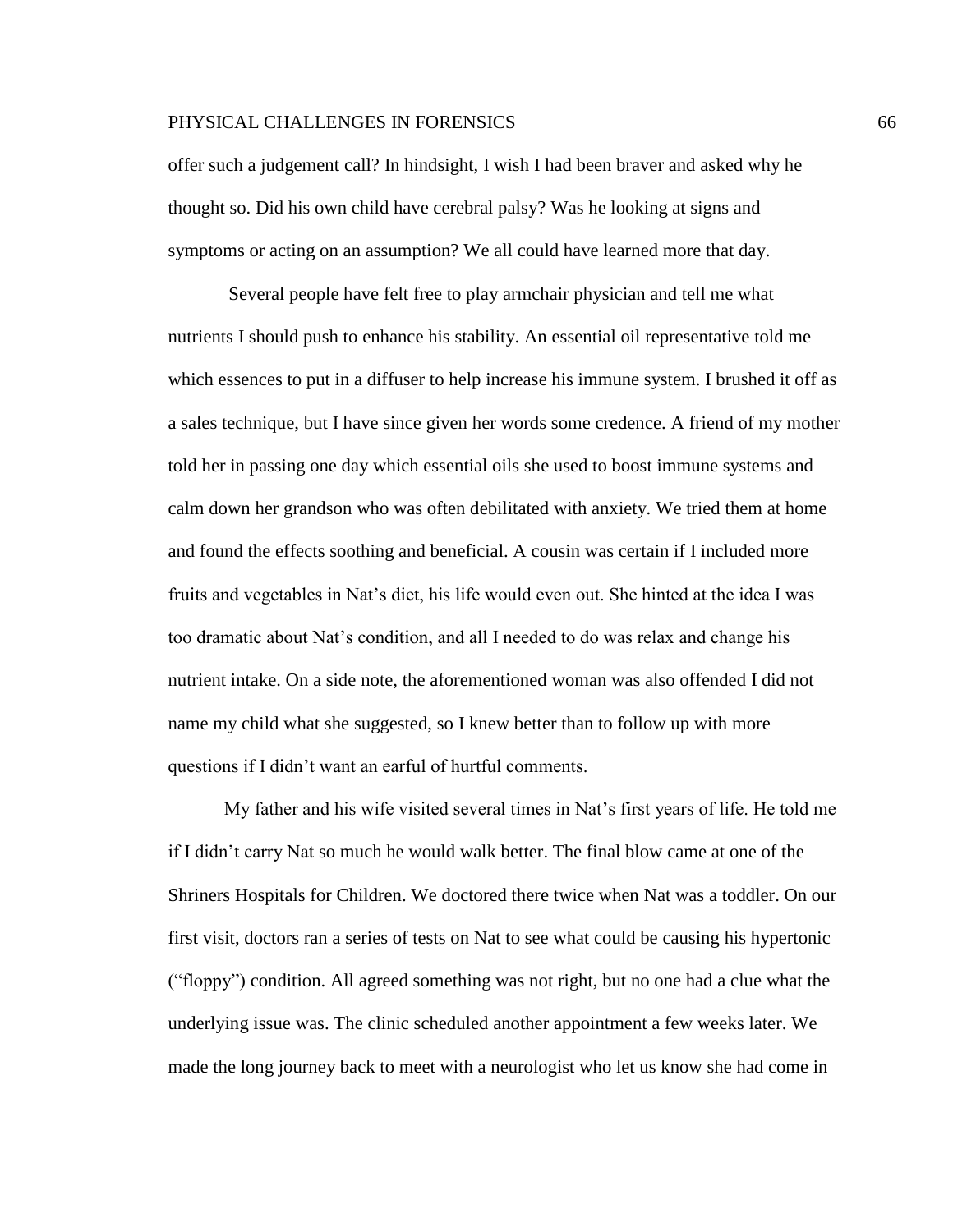offer such a judgement call? In hindsight, I wish I had been braver and asked why he thought so. Did his own child have cerebral palsy? Was he looking at signs and symptoms or acting on an assumption? We all could have learned more that day.

Several people have felt free to play armchair physician and tell me what nutrients I should push to enhance his stability. An essential oil representative told me which essences to put in a diffuser to help increase his immune system. I brushed it off as a sales technique, but I have since given her words some credence. A friend of my mother told her in passing one day which essential oils she used to boost immune systems and calm down her grandson who was often debilitated with anxiety. We tried them at home and found the effects soothing and beneficial. A cousin was certain if I included more fruits and vegetables in Nat's diet, his life would even out. She hinted at the idea I was too dramatic about Nat's condition, and all I needed to do was relax and change his nutrient intake. On a side note, the aforementioned woman was also offended I did not name my child what she suggested, so I knew better than to follow up with more questions if I didn't want an earful of hurtful comments.

My father and his wife visited several times in Nat's first years of life. He told me if I didn't carry Nat so much he would walk better. The final blow came at one of the Shriners Hospitals for Children. We doctored there twice when Nat was a toddler. On our first visit, doctors ran a series of tests on Nat to see what could be causing his hypertonic ("floppy") condition. All agreed something was not right, but no one had a clue what the underlying issue was. The clinic scheduled another appointment a few weeks later. We made the long journey back to meet with a neurologist who let us know she had come in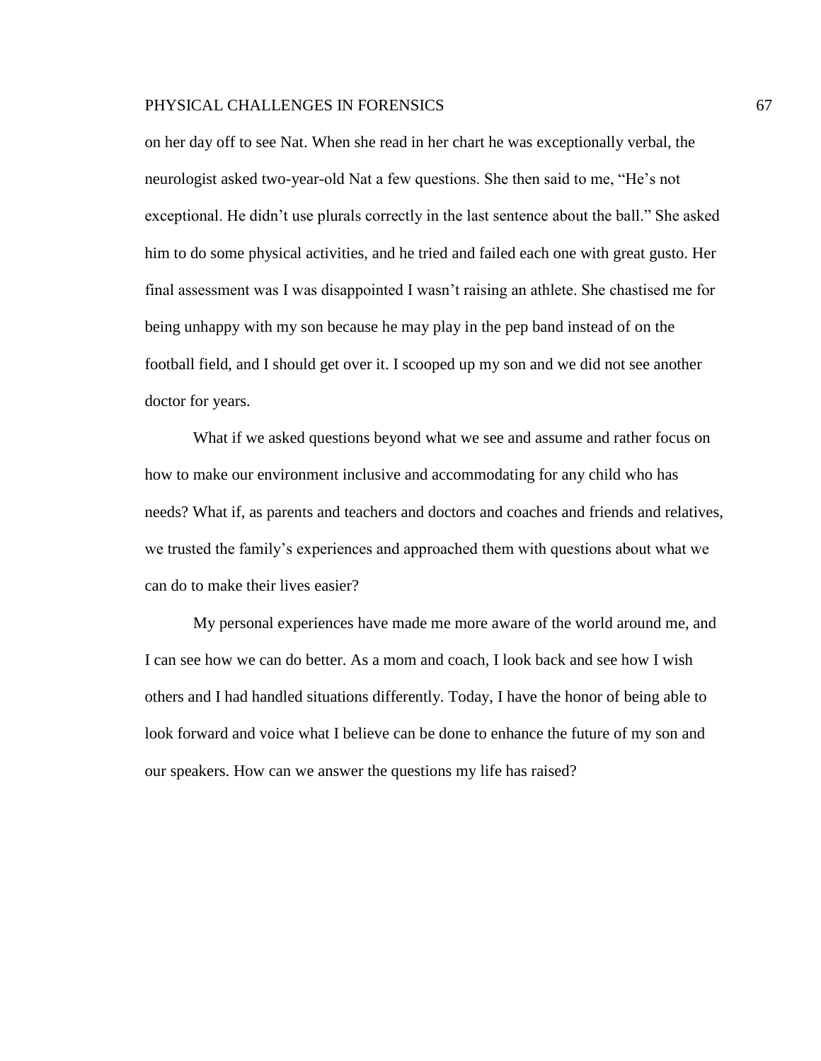on her day off to see Nat. When she read in her chart he was exceptionally verbal, the neurologist asked two-year-old Nat a few questions. She then said to me, "He's not exceptional. He didn't use plurals correctly in the last sentence about the ball." She asked him to do some physical activities, and he tried and failed each one with great gusto. Her final assessment was I was disappointed I wasn't raising an athlete. She chastised me for being unhappy with my son because he may play in the pep band instead of on the football field, and I should get over it. I scooped up my son and we did not see another doctor for years.

What if we asked questions beyond what we see and assume and rather focus on how to make our environment inclusive and accommodating for any child who has needs? What if, as parents and teachers and doctors and coaches and friends and relatives, we trusted the family's experiences and approached them with questions about what we can do to make their lives easier?

My personal experiences have made me more aware of the world around me, and I can see how we can do better. As a mom and coach, I look back and see how I wish others and I had handled situations differently. Today, I have the honor of being able to look forward and voice what I believe can be done to enhance the future of my son and our speakers. How can we answer the questions my life has raised?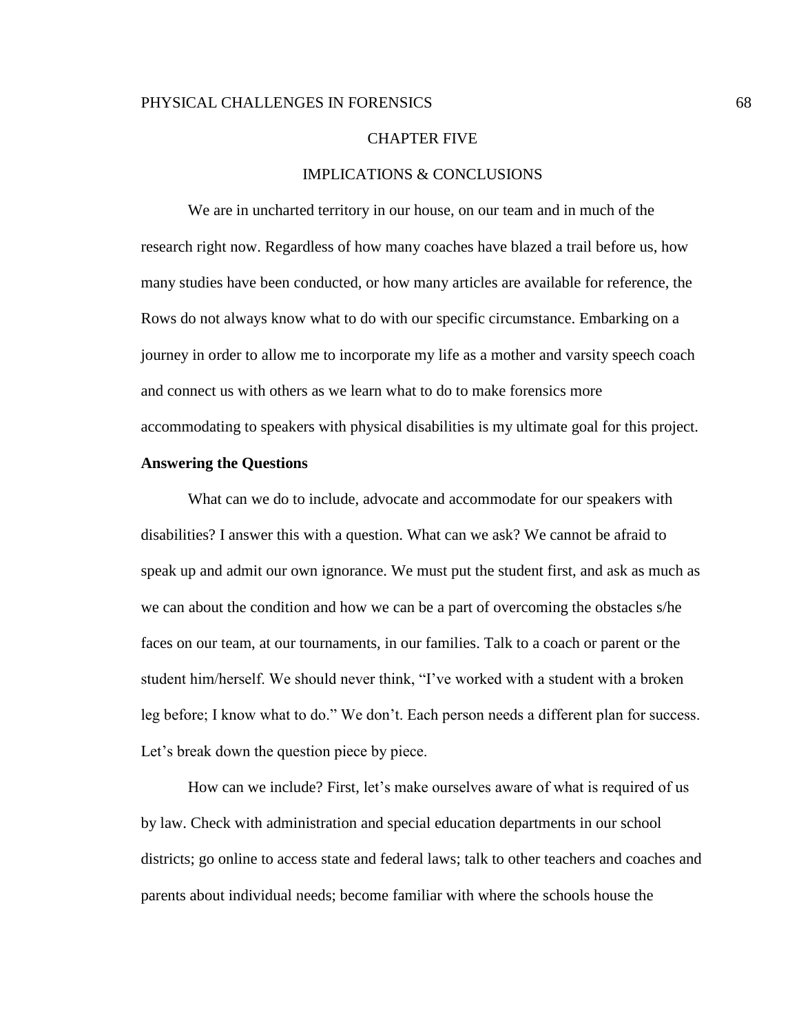# CHAPTER FIVE

# IMPLICATIONS & CONCLUSIONS

We are in uncharted territory in our house, on our team and in much of the research right now. Regardless of how many coaches have blazed a trail before us, how many studies have been conducted, or how many articles are available for reference, the Rows do not always know what to do with our specific circumstance. Embarking on a journey in order to allow me to incorporate my life as a mother and varsity speech coach and connect us with others as we learn what to do to make forensics more accommodating to speakers with physical disabilities is my ultimate goal for this project.

## Answering the Questions

What can we do to include, advocate and accommodate for our speakers with disabilities? I answer this with a question. What can we ask? We cannot be afraid to speak up and admit our own ignorance. We must put the student first, and ask as much as we can about the condition and how we can be a part of overcoming the obstacles s/he faces on our team, at our tournaments, in our families. Talk to a coach or parent or the student him/herself. We should never think, "I've worked with a student with a broken leg before; I know what to do." We don't. Each person needs a different plan for success. Let's break down the question piece by piece.

How can we include? First, let's make ourselves aware of what is required of us by law. Check with administration and special education departments in our school districts; go online to access state and federal laws; talk to other teachers and coaches and parents about individual needs; become familiar with where the schools house the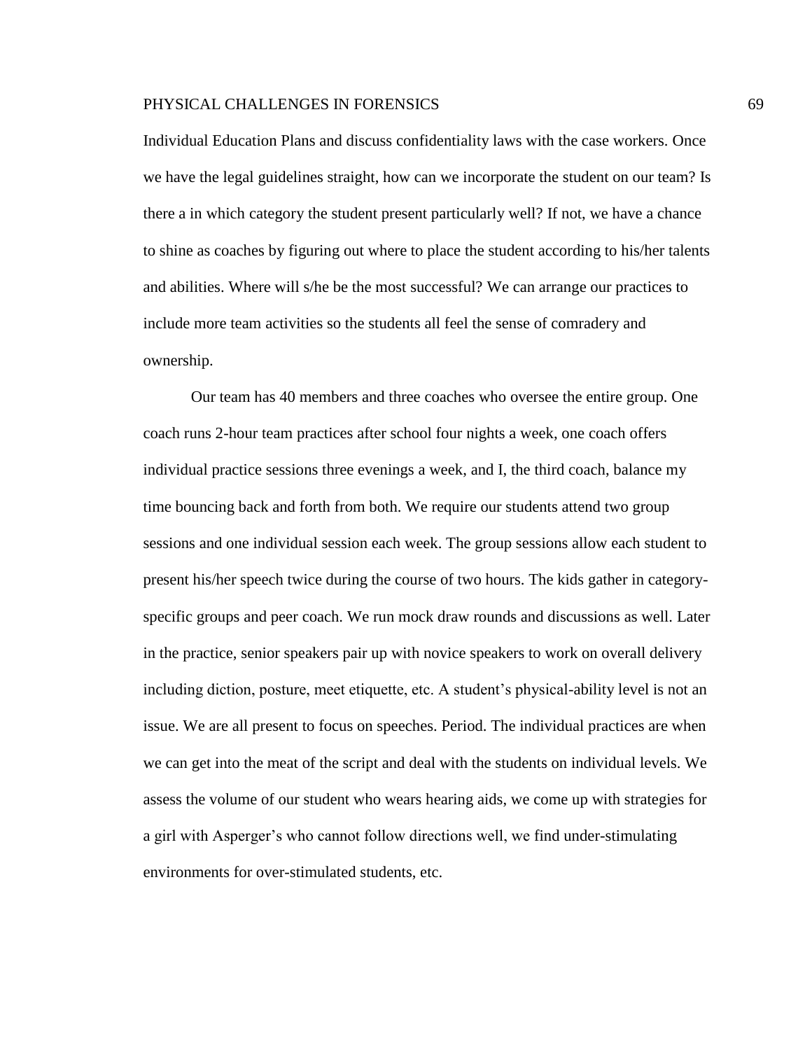Individual Education Plans and discuss confidentiality laws with the case workers. Once we have the legal guidelines straight, how can we incorporate the student on our team? Is there a in which category the student present particularly well? If not, we have a chance to shine as coaches by figuring out where to place the student according to his/her talents and abilities. Where will s/he be the most successful? We can arrange our practices to include more team activities so the students all feel the sense of comradery and ownership.

Our team has 40 members and three coaches who oversee the entire group. One coach runs 2-hour team practices after school four nights a week, one coach offers individual practice sessions three evenings a week, and I, the third coach, balance my time bouncing back and forth from both. We require our students attend two group sessions and one individual session each week. The group sessions allow each student to present his/her speech twice during the course of two hours. The kids gather in category-specific groups and peer coach. We run mock draw rounds and discussions as well. Later in the practice, senior speakers pair up with novice speakers to work on overall delivery including diction, posture, meet etiquette, etc. A student's physical-ability level is not an issue. We are all present to focus on speeches. Period. The individual practices are when we can get into the meat of the script and deal with the students on individual levels. We assess the volume of our student who wears hearing aids, we come up with strategies for a girl with Asperger's who cannot follow directions well, we find under-stimulating environments for over-stimulated students, etc.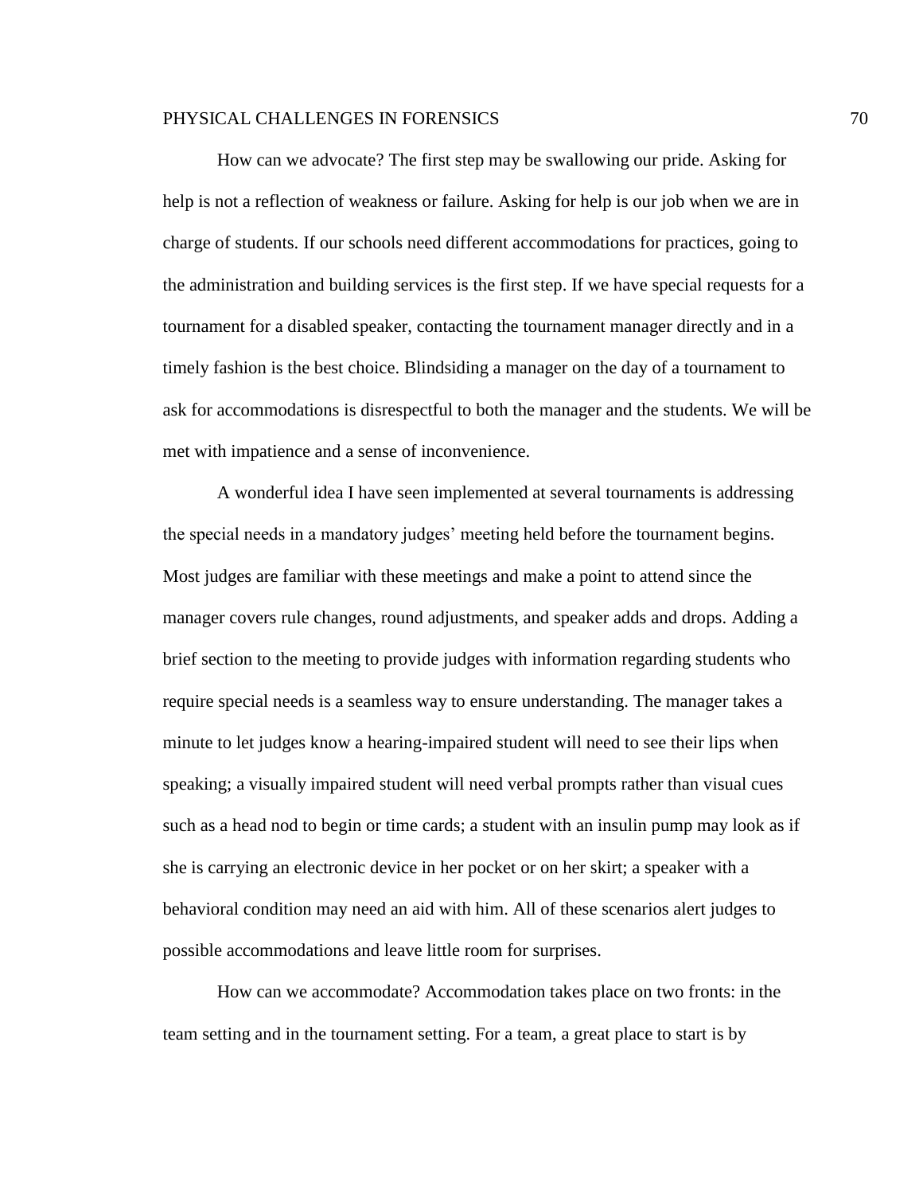How can we advocate? The first step may be swallowing our pride. Asking for help is not a reflection of weakness or failure. Asking for help is our job when we are in charge of students. If our schools need different accommodations for practices, going to the administration and building services is the first step. If we have special requests for a tournament for a disabled speaker, contacting the tournament manager directly and in a timely fashion is the best choice. Blindsiding a manager on the day of a tournament to ask for accommodations is disrespectful to both the manager and the students. We will be met with impatience and a sense of inconvenience.

A wonderful idea I have seen implemented at several tournaments is addressing the special needs in a mandatory judges' meeting held before the tournament begins. Most judges are familiar with these meetings and make a point to attend since the manager covers rule changes, round adjustments, and speaker adds and drops. Adding a brief section to the meeting to provide judges with information regarding students who require special needs is a seamless way to ensure understanding. The manager takes a minute to let judges know a hearing-impaired student will need to see their lips when speaking; a visually impaired student will need verbal prompts rather than visual cues such as a head nod to begin or time cards; a student with an insulin pump may look as if she is carrying an electronic device in her pocket or on her skirt; a speaker with a behavioral condition may need an aid with him. All of these scenarios alert judges to possible accommodations and leave little room for surprises.

How can we accommodate? Accommodation takes place on two fronts: in the team setting and in the tournament setting. For a team, a great place to start is by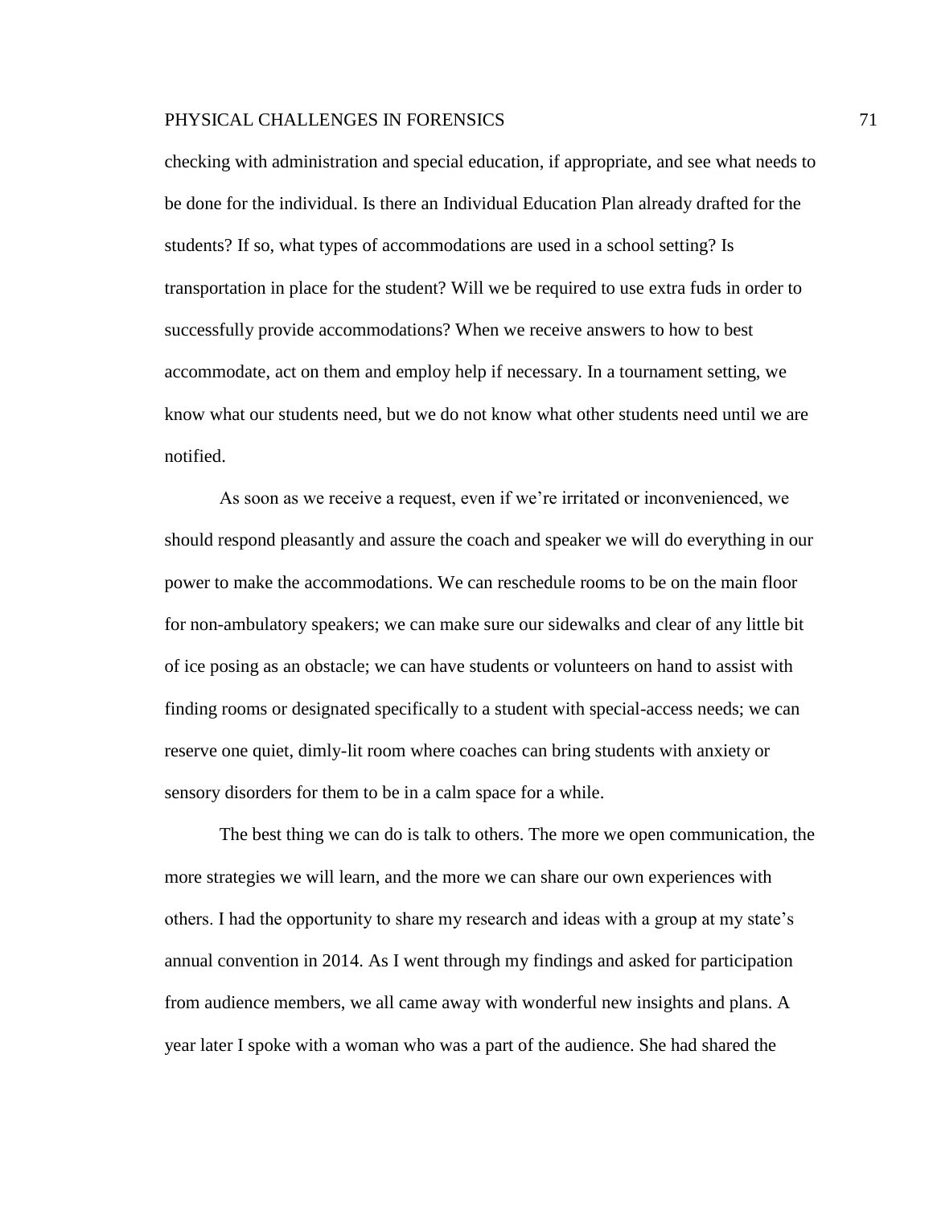checking with administration and special education, if appropriate, and see what needs to be done for the individual. Is there an Individual Education Plan already drafted for the students? If so, what types of accommodations are used in a school setting? Is transportation in place for the student? Will we be required to use extra fuds in order to successfully provide accommodations? When we receive answers to how to best accommodate, act on them and employ help if necessary. In a tournament setting, we know what our students need, but we do not know what other students need until we are notified.

As soon as we receive a request, even if we're irritated or inconvenienced, we should respond pleasantly and assure the coach and speaker we will do everything in our power to make the accommodations. We can reschedule rooms to be on the main floor for non-ambulatory speakers; we can make sure our sidewalks and clear of any little bit of ice posing as an obstacle; we can have students or volunteers on hand to assist with finding rooms or designated specifically to a student with special-access needs; we can reserve one quiet, dimly-lit room where coaches can bring students with anxiety or sensory disorders for them to be in a calm space for a while.

The best thing we can do is talk to others. The more we open communication, the more strategies we will learn, and the more we can share our own experiences with others. I had the opportunity to share my research and ideas with a group at my state's annual convention in 2014. As I went through my findings and asked for participation from audience members, we all came away with wonderful new insights and plans. A year later I spoke with a woman who was a part of the audience. She had shared the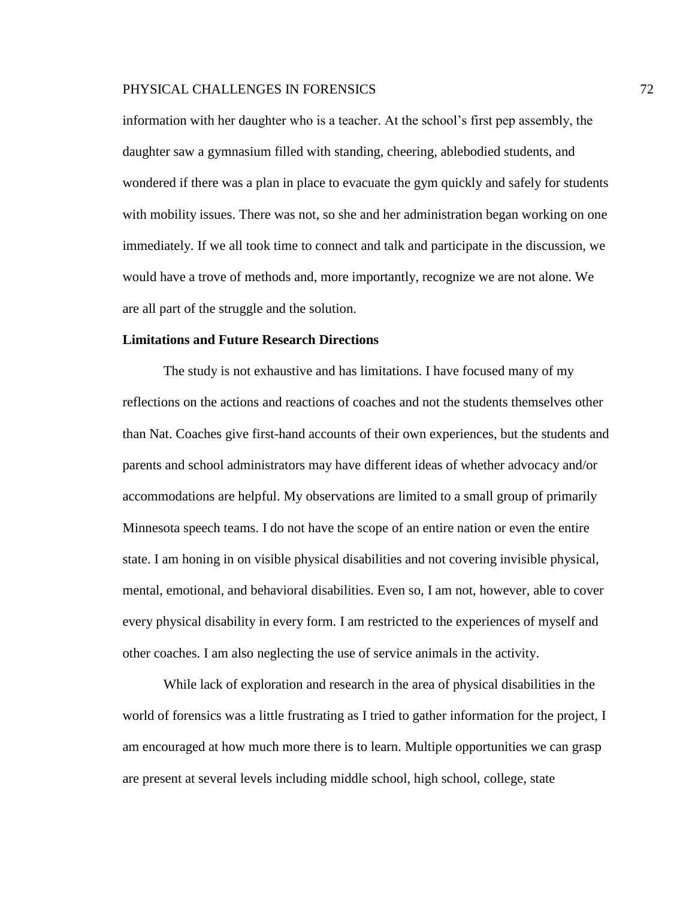information with her daughter who is a teacher. At the school's first pep assembly, the daughter saw a gymnasium filled with standing, cheering, ablebodied students, and wondered if there was a plan in place to evacuate the gym quickly and safely for students with mobility issues. There was not, so she and her administration began working on one immediately. If we all took time to connect and talk and participate in the discussion, we would have a trove of methods and, more importantly, recognize we are not alone. We are all part of the struggle and the solution.

**Limitations and Future Research Directions**

The study is not exhaustive and has limitations. I have focused many of my reflections on the actions and reactions of coaches and not the students themselves other than Nat. Coaches give first-hand accounts of their own experiences, but the students and parents and school administrators may have different ideas of whether advocacy and/or accommodations are helpful. My observations are limited to a small group of primarily Minnesota speech teams. I do not have the scope of an entire nation or even the entire state. I am honing in on visible physical disabilities and not covering invisible physical, mental, emotional, and behavioral disabilities. Even so, I am not, however, able to cover every physical disability in every form. I am restricted to the experiences of myself and other coaches. I am also neglecting the use of service animals in the activity.

While lack of exploration and research in the area of physical disabilities in the world of forensics was a little frustrating as I tried to gather information for the project, I am encouraged at how much more there is to learn. Multiple opportunities we can grasp are present at several levels including middle school, high school, college, state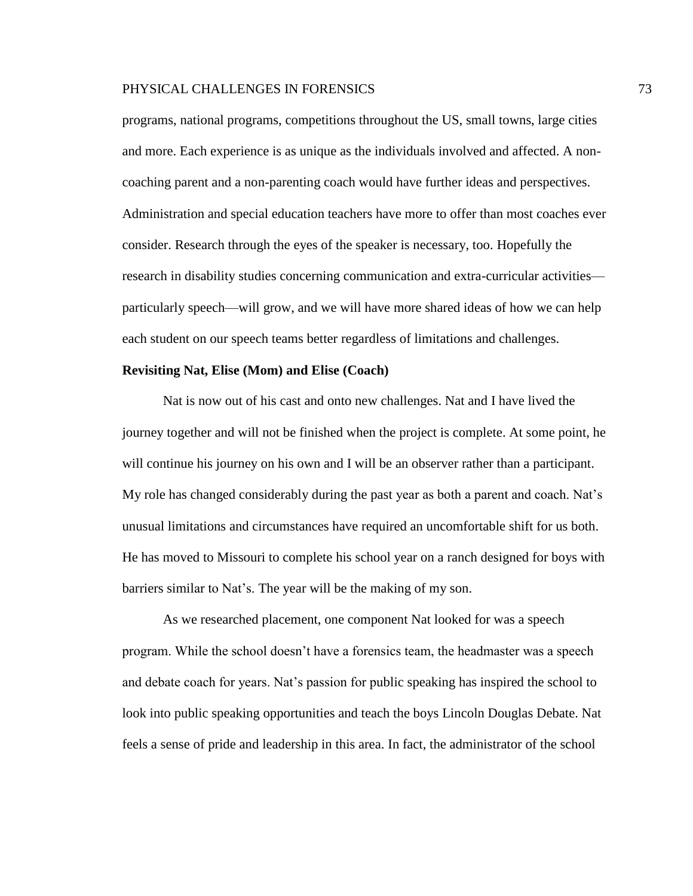programs, national programs, competitions throughout the US, small towns, large cities and more. Each experience is as unique as the individuals involved and affected. A non-coaching parent and a non-parenting coach would have further ideas and perspectives. Administration and special education teachers have more to offer than most coaches ever consider. Research through the eyes of the speaker is necessary, too. Hopefully the research in disability studies concerning communication and extra-curricular activities—particularly speech—will grow, and we will have more shared ideas of how we can help each student on our speech teams better regardless of limitations and challenges.

**Revisiting Nat, Elise (Mom) and Elise (Coach)**

Nat is now out of his cast and onto new challenges. Nat and I have lived the journey together and will not be finished when the project is complete. At some point, he will continue his journey on his own and I will be an observer rather than a participant. My role has changed considerably during the past year as both a parent and coach. Nat's unusual limitations and circumstances have required an uncomfortable shift for us both. He has moved to Missouri to complete his school year on a ranch designed for boys with barriers similar to Nat's. The year will be the making of my son.

As we researched placement, one component Nat looked for was a speech program. While the school doesn't have a forensics team, the headmaster was a speech and debate coach for years. Nat's passion for public speaking has inspired the school to look into public speaking opportunities and teach the boys Lincoln Douglas Debate. Nat feels a sense of pride and leadership in this area. In fact, the administrator of the school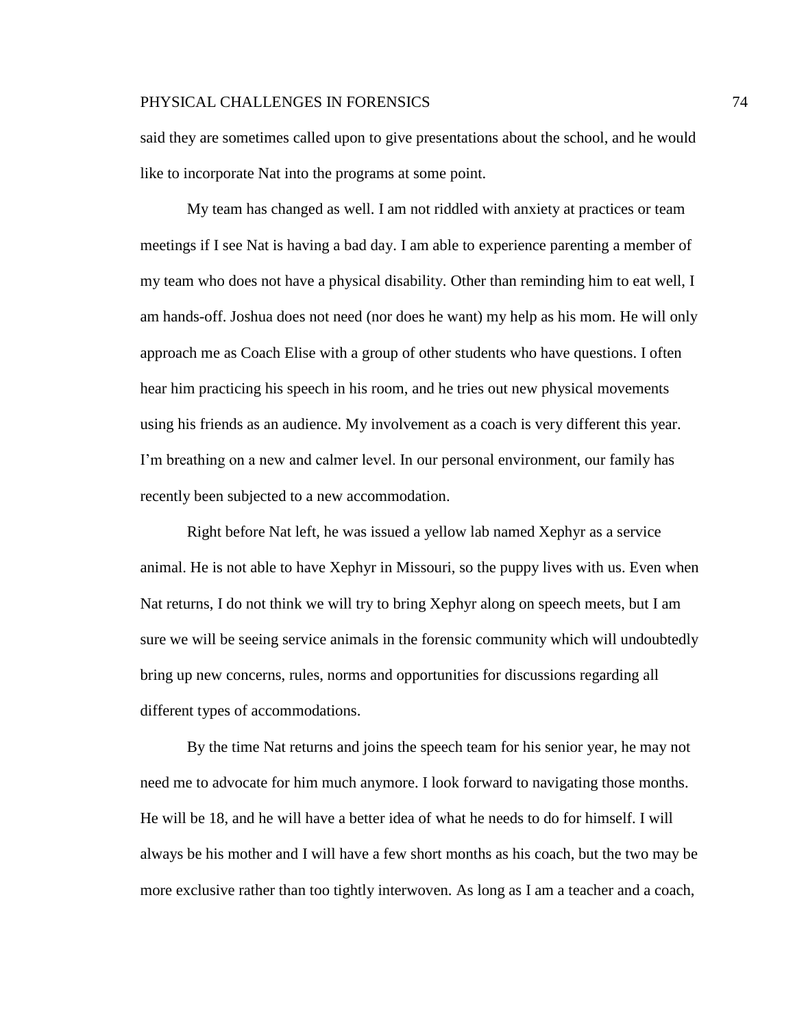said they are sometimes called upon to give presentations about the school, and he would like to incorporate Nat into the programs at some point.

My team has changed as well. I am not riddled with anxiety at practices or team meetings if I see Nat is having a bad day. I am able to experience parenting a member of my team who does not have a physical disability. Other than reminding him to eat well, I am hands-off. Joshua does not need (nor does he want) my help as his mom. He will only approach me as Coach Elise with a group of other students who have questions. I often hear him practicing his speech in his room, and he tries out new physical movements using his friends as an audience. My involvement as a coach is very different this year. I'm breathing on a new and calmer level. In our personal environment, our family has recently been subjected to a new accommodation.

Right before Nat left, he was issued a yellow lab named Xephyr as a service animal. He is not able to have Xephyr in Missouri, so the puppy lives with us. Even when Nat returns, I do not think we will try to bring Xephyr along on speech meets, but I am sure we will be seeing service animals in the forensic community which will undoubtedly bring up new concerns, rules, norms and opportunities for discussions regarding all different types of accommodations.

By the time Nat returns and joins the speech team for his senior year, he may not need me to advocate for him much anymore. I look forward to navigating those months. He will be 18, and he will have a better idea of what he needs to do for himself. I will always be his mother and I will have a few short months as his coach, but the two may be more exclusive rather than too tightly interwoven. As long as I am a teacher and a coach,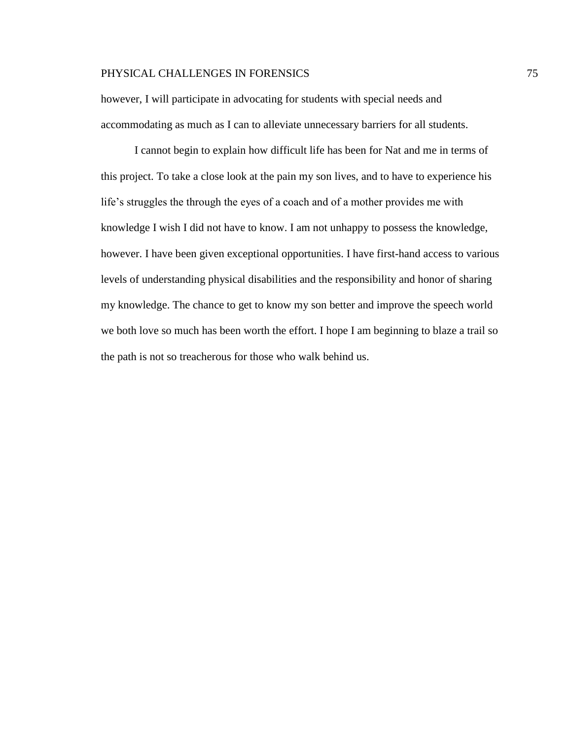however, I will participate in advocating for students with special needs and accommodating as much as I can to alleviate unnecessary barriers for all students.

I cannot begin to explain how difficult life has been for Nat and me in terms of this project. To take a close look at the pain my son lives, and to have to experience his life's struggles the through the eyes of a coach and of a mother provides me with knowledge I wish I did not have to know. I am not unhappy to possess the knowledge, however. I have been given exceptional opportunities. I have first-hand access to various levels of understanding physical disabilities and the responsibility and honor of sharing my knowledge. The chance to get to know my son better and improve the speech world we both love so much has been worth the effort. I hope I am beginning to blaze a trail so the path is not so treacherous for those who walk behind us.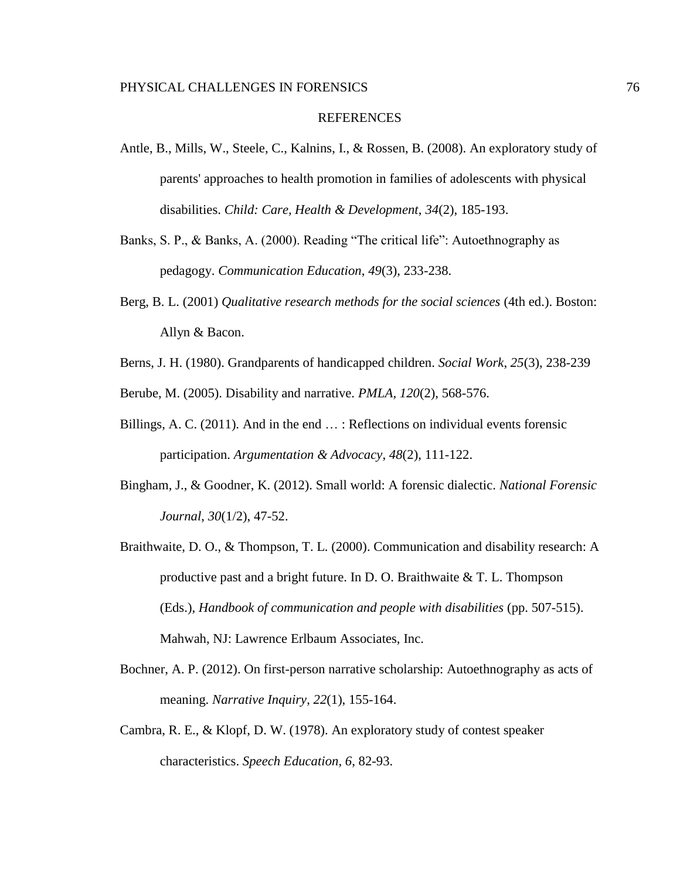# REFERENCES

Antle, B., Mills, W., Steele, C., Kalnins, I., & Rossen, B. (2008). An exploratory study of parents' approaches to health promotion in families of adolescents with physical disabilities. *Child: Care, Health & Development*, *34*(2), 185-193.

Banks, S. P., & Banks, A. (2000). Reading “The critical life”: Autoethnography as pedagogy. *Communication Education*, *49*(3), 233-238.

Berg, B. L. (2001) *Qualitative research methods for the social sciences* (4th ed.). Boston: Allyn & Bacon.

Berns, J. H. (1980). Grandparents of handicapped children. *Social Work*, *25*(3), 238-239

Berube, M. (2005). Disability and narrative. *PMLA*, *120*(2), 568-576.

Billings, A. C. (2011). And in the end … : Reflections on individual events forensic participation. *Argumentation & Advocacy*, *48*(2), 111-122.

Bingham, J., & Goodner, K. (2012). Small world: A forensic dialectic. *National Forensic Journal*, *30*(1/2), 47-52.

Braithwaite, D. O., & Thompson, T. L. (2000). Communication and disability research: A productive past and a bright future. In D. O. Braithwaite & T. L. Thompson (Eds.), *Handbook of communication and people with disabilities* (pp. 507-515). Mahwah, NJ: Lawrence Erlbaum Associates, Inc.

Bochner, A. P. (2012). On first-person narrative scholarship: Autoethnography as acts of meaning. *Narrative Inquiry*, *22*(1), 155-164.

Cambra, R. E., & Klopf, D. W. (1978). An exploratory study of contest speaker characteristics. *Speech Education, 6*, 82-93.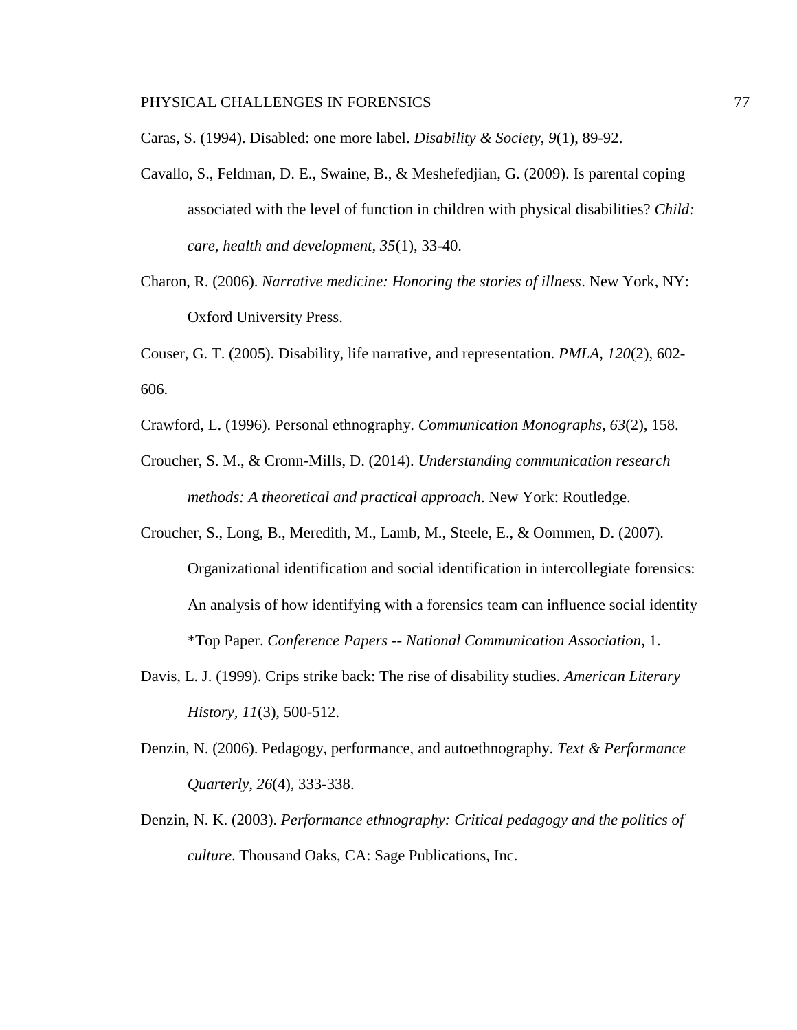Caras, S. (1994). Disabled: one more label. *Disability & Society*, *9*(1), 89-92.

Cavallo, S., Feldman, D. E., Swaine, B., & Meshefedjian, G. (2009). Is parental coping associated with the level of function in children with physical disabilities? *Child: care, health and development*, *35*(1), 33-40.

Charon, R. (2006). *Narrative medicine: Honoring the stories of illness*. New York, NY: Oxford University Press.

Couser, G. T. (2005). Disability, life narrative, and representation. *PMLA, 120*(2), 602-606.

Crawford, L. (1996). Personal ethnography. *Communication Monographs*, *63*(2), 158.

Croucher, S. M., & Cronn-Mills, D. (2014). *Understanding communication research methods: A theoretical and practical approach*. New York: Routledge.

Croucher, S., Long, B., Meredith, M., Lamb, M., Steele, E., & Oommen, D. (2007). Organizational identification and social identification in intercollegiate forensics: An analysis of how identifying with a forensics team can influence social identity *Top Paper. *Conference Papers -- National Communication Association*, 1.

Davis, L. J. (1999). Crips strike back: The rise of disability studies. *American Literary History*, *11*(3), 500-512.

Denzin, N. (2006). Pedagogy, performance, and autoethnography. *Text & Performance Quarterly*, *26*(4), 333-338.

Denzin, N. K. (2003). *Performance ethnography: Critical pedagogy and the politics of culture*. Thousand Oaks, CA: Sage Publications, Inc.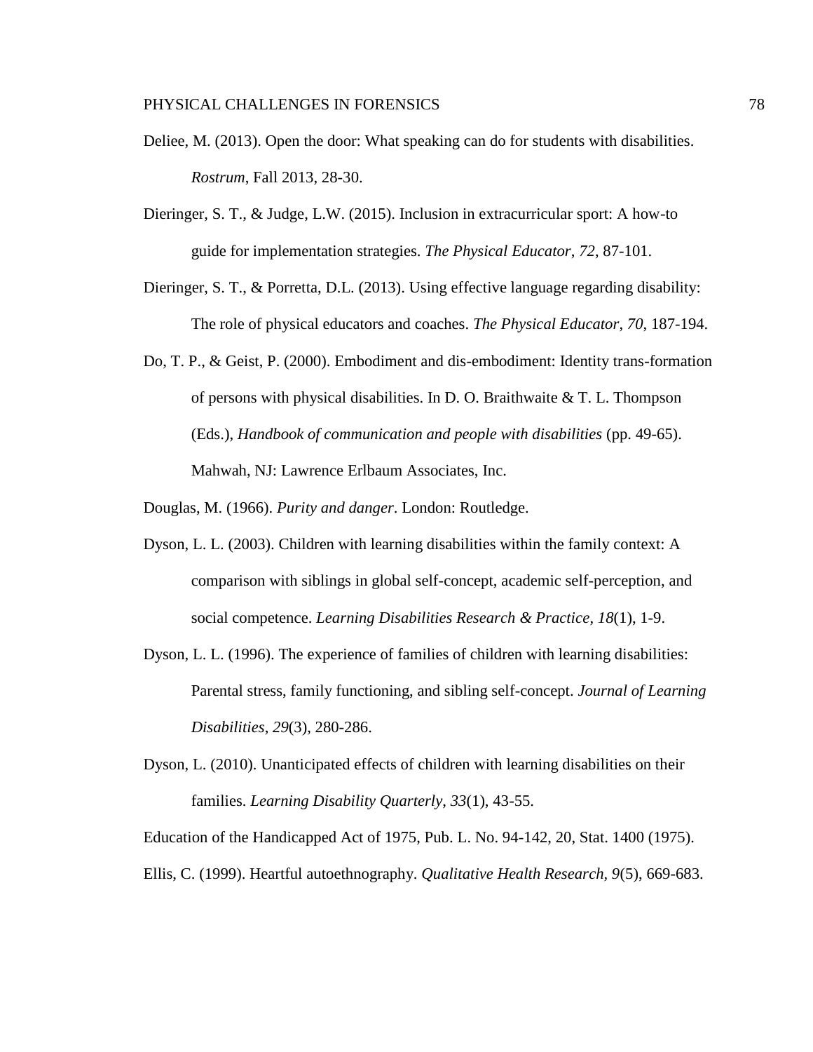Deliee, M. (2013). Open the door: What speaking can do for students with disabilities. *Rostrum*, Fall 2013, 28-30.

Dieringer, S. T., & Judge, L.W. (2015). Inclusion in extracurricular sport: A how-to guide for implementation strategies. *The Physical Educator*, *72*, 87-101.

Dieringer, S. T., & Porretta, D.L. (2013). Using effective language regarding disability: The role of physical educators and coaches. *The Physical Educator*, *70*, 187-194.

Do, T. P., & Geist, P. (2000). Embodiment and dis-embodiment: Identity trans-formation of persons with physical disabilities. In D. O. Braithwaite & T. L. Thompson (Eds.), *Handbook of communication and people with disabilities* (pp. 49-65). Mahwah, NJ: Lawrence Erlbaum Associates, Inc.

Douglas, M. (1966). *Purity and danger*. London: Routledge.

Dyson, L. L. (2003). Children with learning disabilities within the family context: A comparison with siblings in global self-concept, academic self-perception, and social competence. *Learning Disabilities Research & Practice*, *18*(1), 1-9.

Dyson, L. L. (1996). The experience of families of children with learning disabilities: Parental stress, family functioning, and sibling self-concept. *Journal of Learning Disabilities*, *29*(3), 280-286.

Dyson, L. (2010). Unanticipated effects of children with learning disabilities on their families. *Learning Disability Quarterly*, *33*(1), 43-55.

Education of the Handicapped Act of 1975, Pub. L. No. 94-142, 20, Stat. 1400 (1975).

Ellis, C. (1999). Heartful autoethnography. *Qualitative Health Research*, *9*(5), 669-683.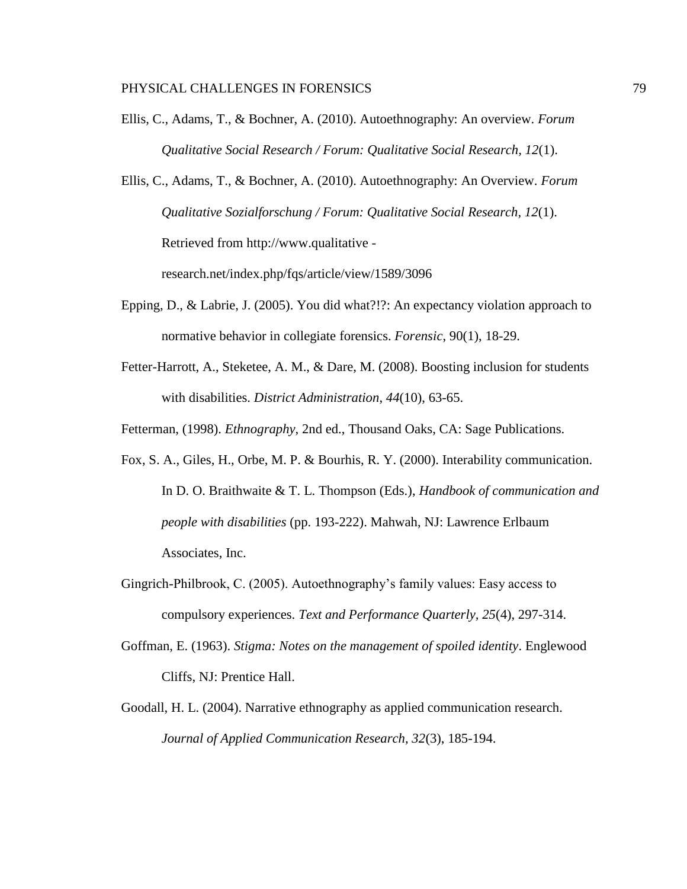Ellis, C., Adams, T., & Bochner, A. (2010). Autoethnography: An overview. *Forum Qualitative Social Research / Forum: Qualitative Social Research*, *12*(1).

Ellis, C., Adams, T., & Bochner, A. (2010). Autoethnography: An Overview. *Forum Qualitative Sozialforschung / Forum: Qualitative Social Research*, *12*(1). Retrieved from http://www.qualitative - research.net/index.php/fqs/article/view/1589/3096

Epping, D., & Labrie, J. (2005). You did what?!?: An expectancy violation approach to normative behavior in collegiate forensics. *Forensic*, 90(1), 18-29.

Fetter-Harrott, A., Steketee, A. M., & Dare, M. (2008). Boosting inclusion for students with disabilities. *District Administration*, *44*(10), 63-65.

Fetterman, (1998). *Ethnography*, 2nd ed., Thousand Oaks, CA: Sage Publications.

Fox, S. A., Giles, H., Orbe, M. P. & Bourhis, R. Y. (2000). Interability communication. In D. O. Braithwaite & T. L. Thompson (Eds.), *Handbook of communication and people with disabilities* (pp. 193-222). Mahwah, NJ: Lawrence Erlbaum Associates, Inc.

Gingrich-Philbrook, C. (2005). Autoethnography's family values: Easy access to compulsory experiences. *Text and Performance Quarterly, 25*(4), 297-314.

Goffman, E. (1963). *Stigma: Notes on the management of spoiled identity*. Englewood Cliffs, NJ: Prentice Hall.

Goodall, H. L. (2004). Narrative ethnography as applied communication research. *Journal of Applied Communication Research, 32*(3), 185-194.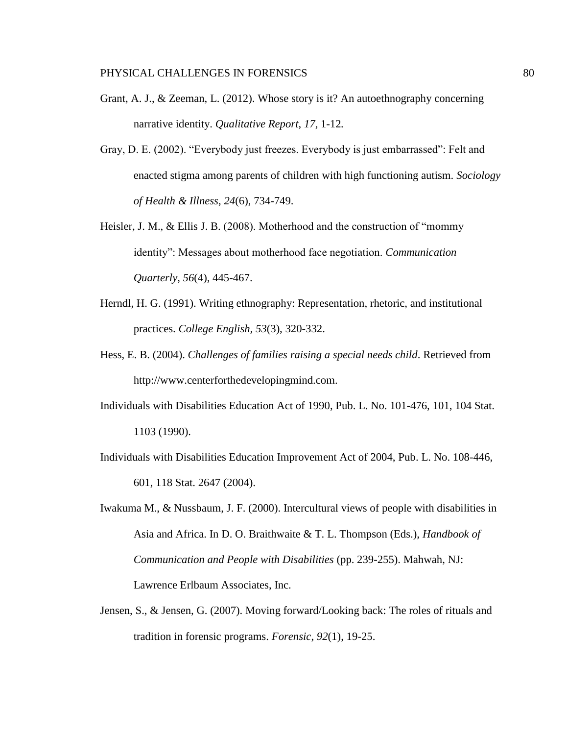Grant, A. J., & Zeeman, L. (2012). Whose story is it? An autoethnography concerning narrative identity. *Qualitative Report*, *17*, 1-12.

Gray, D. E. (2002). "Everybody just freezes. Everybody is just embarrassed": Felt and enacted stigma among parents of children with high functioning autism. *Sociology of Health & Illness*, *24*(6), 734-749.

Heisler, J. M., & Ellis J. B. (2008). Motherhood and the construction of "mommy identity": Messages about motherhood face negotiation. *Communication Quarterly*, *56*(4), 445-467.

Herndl, H. G. (1991). Writing ethnography: Representation, rhetoric, and institutional practices. *College English*, *53*(3), 320-332.

Hess, E. B. (2004). *Challenges of families raising a special needs child*. Retrieved from http://www.centerforthedevelopingmind.com.

Individuals with Disabilities Education Act of 1990, Pub. L. No. 101-476, 101, 104 Stat. 1103 (1990).

Individuals with Disabilities Education Improvement Act of 2004, Pub. L. No. 108-446, 601, 118 Stat. 2647 (2004).

Iwakuma M., & Nussbaum, J. F. (2000). Intercultural views of people with disabilities in Asia and Africa. In D. O. Braithwaite & T. L. Thompson (Eds.), *Handbook of Communication and People with Disabilities* (pp. 239-255). Mahwah, NJ: Lawrence Erlbaum Associates, Inc.

Jensen, S., & Jensen, G. (2007). Moving forward/Looking back: The roles of rituals and tradition in forensic programs. *Forensic*, *92*(1), 19-25.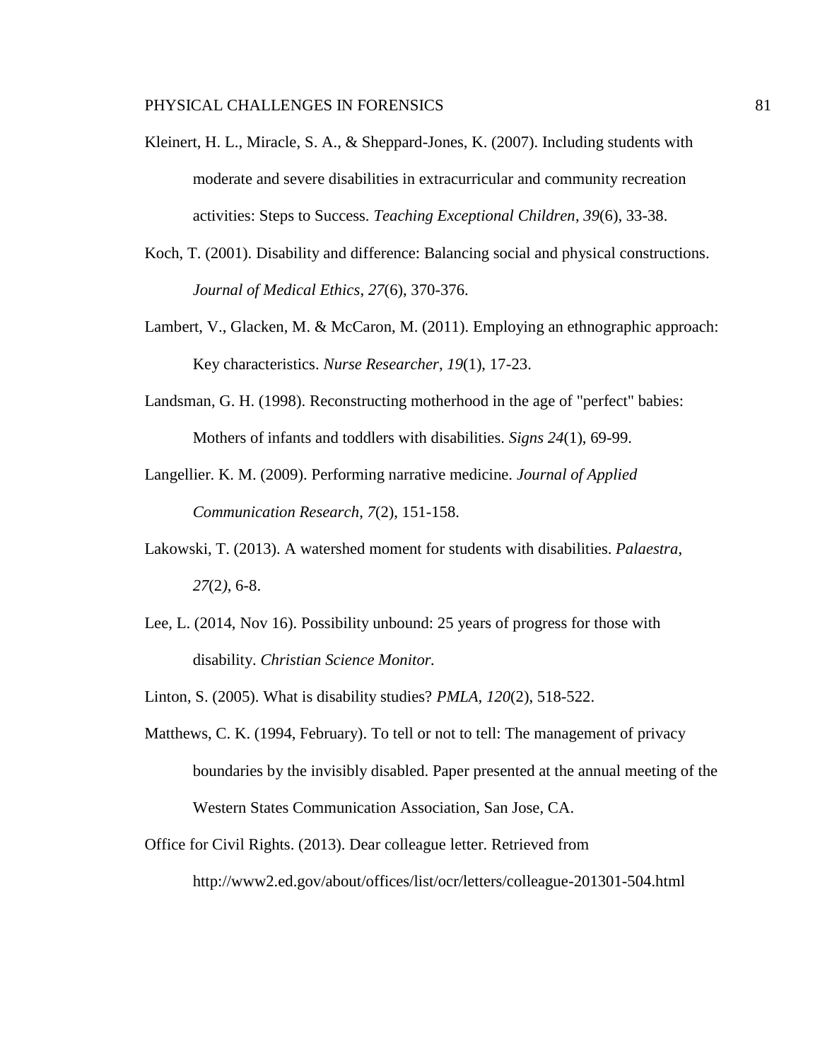Kleinert, H. L., Miracle, S. A., & Sheppard-Jones, K. (2007). Including students with moderate and severe disabilities in extracurricular and community recreation activities: Steps to Success. *Teaching Exceptional Children*, *39*(6), 33-38.

Koch, T. (2001). Disability and difference: Balancing social and physical constructions. *Journal of Medical Ethics*, *27*(6), 370-376.

Lambert, V., Glacken, M. & McCaron, M. (2011). Employing an ethnographic approach: Key characteristics. *Nurse Researcher*, *19*(1), 17-23.

Landsman, G. H. (1998). Reconstructing motherhood in the age of "perfect" babies: Mothers of infants and toddlers with disabilities. *Signs 24*(1), 69-99.

Langellier. K. M. (2009). Performing narrative medicine. *Journal of Applied Communication Research*, *7*(2), 151-158.

Lakowski, T. (2013). A watershed moment for students with disabilities. *Palaestra*, *27*(2), 6-8.

Lee, L. (2014, Nov 16). Possibility unbound: 25 years of progress for those with disability. *Christian Science Monitor.*

Linton, S. (2005). What is disability studies? *PMLA*, *120*(2), 518-522.

Matthews, C. K. (1994, February). To tell or not to tell: The management of privacy boundaries by the invisibly disabled. Paper presented at the annual meeting of the Western States Communication Association, San Jose, CA.

Office for Civil Rights. (2013). Dear colleague letter. Retrieved from http://www2.ed.gov/about/offices/list/ocr/letters/colleague-201301-504.html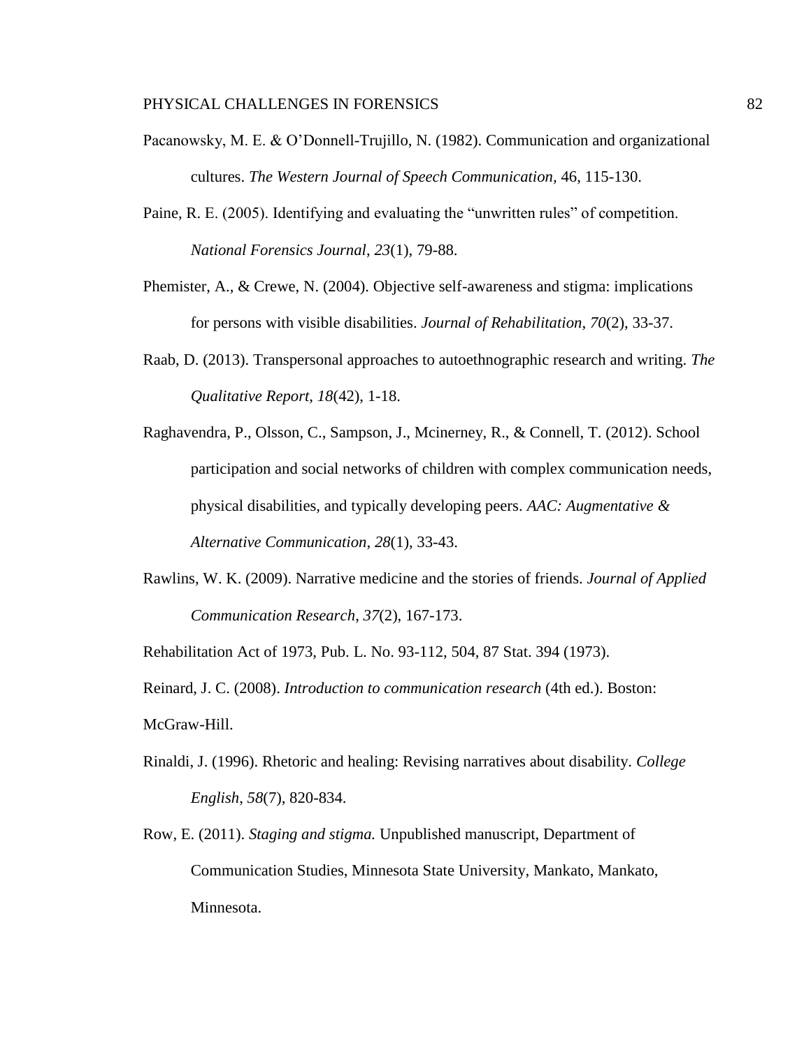Pacanowsky, M. E. & O'Donnell-Trujillo, N. (1982). Communication and organizational cultures. *The Western Journal of Speech Communication*, 46, 115-130.

Paine, R. E. (2005). Identifying and evaluating the "unwritten rules" of competition. *National Forensics Journal*, *23*(1), 79-88.

Phemister, A., & Crewe, N. (2004). Objective self-awareness and stigma: implications for persons with visible disabilities. *Journal of Rehabilitation*, *70*(2), 33-37.

Raab, D. (2013). Transpersonal approaches to autoethnographic research and writing. *The Qualitative Report, 18*(42), 1-18.

Raghavendra, P., Olsson, C., Sampson, J., Mcinerney, R., & Connell, T. (2012). School participation and social networks of children with complex communication needs, physical disabilities, and typically developing peers. *AAC: Augmentative & Alternative Communication, 28*(1), 33-43.

Rawlins, W. K. (2009). Narrative medicine and the stories of friends. *Journal of Applied Communication Research, 37*(2), 167-173.

Rehabilitation Act of 1973, Pub. L. No. 93-112, 504, 87 Stat. 394 (1973).

Reinard, J. C. (2008). *Introduction to communication research* (4th ed.). Boston: McGraw-Hill.

Rinaldi, J. (1996). Rhetoric and healing: Revising narratives about disability. *College English*, *58*(7), 820-834.

Row, E. (2011). *Staging and stigma.* Unpublished manuscript, Department of Communication Studies, Minnesota State University, Mankato, Mankato, Minnesota.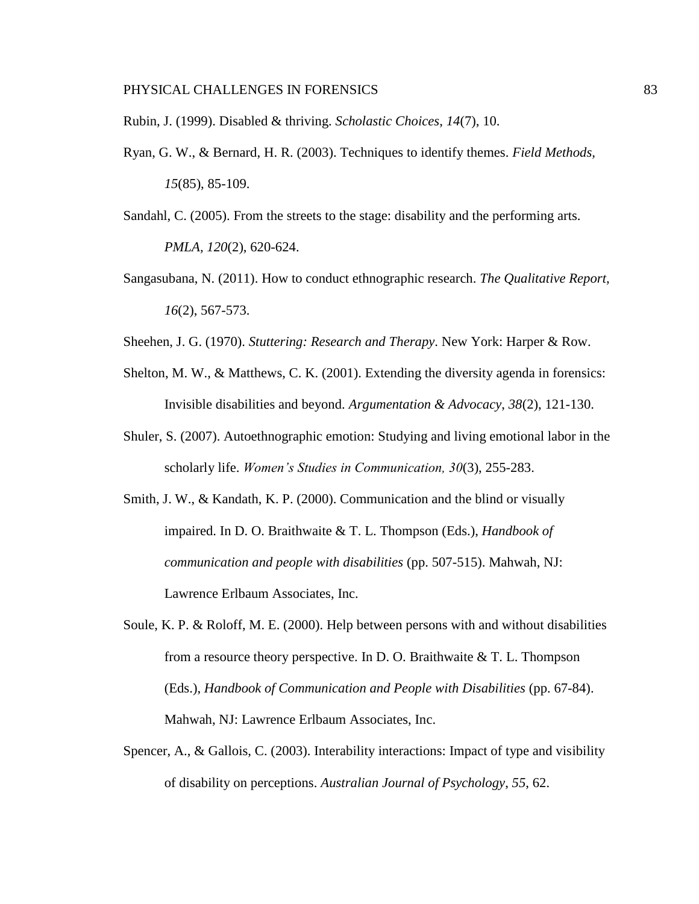Rubin, J. (1999). Disabled & thriving. *Scholastic Choices*, *14*(7), 10.

Ryan, G. W., & Bernard, H. R. (2003). Techniques to identify themes. *Field Methods*, *15*(85), 85-109.

Sandahl, C. (2005). From the streets to the stage: disability and the performing arts. *PMLA, 120*(2), 620-624.

Sangasubana, N. (2011). How to conduct ethnographic research. *The Qualitative Report, 16*(2), 567-573.

Sheehen, J. G. (1970). *Stuttering: Research and Therapy*. New York: Harper & Row.

Shelton, M. W., & Matthews, C. K. (2001). Extending the diversity agenda in forensics: Invisible disabilities and beyond. *Argumentation & Advocacy*, *38*(2), 121-130.

Shuler, S. (2007). Autoethnographic emotion: Studying and living emotional labor in the scholarly life. *Women's Studies in Communication, 30*(3), 255-283.

Smith, J. W., & Kandath, K. P. (2000). Communication and the blind or visually impaired. In D. O. Braithwaite & T. L. Thompson (Eds.), *Handbook of communication and people with disabilities* (pp. 507-515). Mahwah, NJ: Lawrence Erlbaum Associates, Inc.

Soule, K. P. & Roloff, M. E. (2000). Help between persons with and without disabilities from a resource theory perspective. In D. O. Braithwaite & T. L. Thompson (Eds.), *Handbook of Communication and People with Disabilities* (pp. 67-84). Mahwah, NJ: Lawrence Erlbaum Associates, Inc.

Spencer, A., & Gallois, C. (2003). Interability interactions: Impact of type and visibility of disability on perceptions. *Australian Journal of Psychology*, *55*, 62.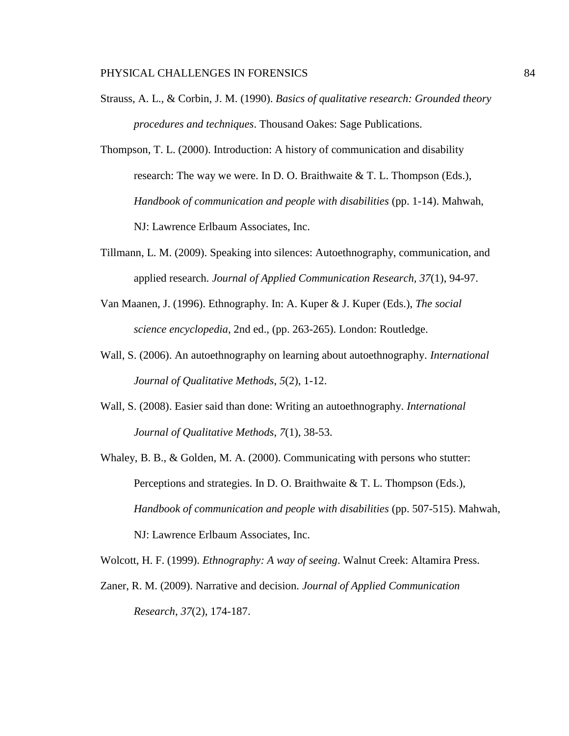Strauss, A. L., & Corbin, J. M. (1990). *Basics of qualitative research: Grounded theory procedures and techniques*. Thousand Oakes: Sage Publications.

Thompson, T. L. (2000). Introduction: A history of communication and disability research: The way we were. In D. O. Braithwaite & T. L. Thompson (Eds.), *Handbook of communication and people with disabilities* (pp. 1-14). Mahwah, NJ: Lawrence Erlbaum Associates, Inc.

Tillmann, L. M. (2009). Speaking into silences: Autoethnography, communication, and applied research. *Journal of Applied Communication Research, 37*(1), 94-97.

Van Maanen, J. (1996). Ethnography. In: A. Kuper & J. Kuper (Eds.), *The social science encyclopedia*, 2nd ed., (pp. 263-265). London: Routledge.

Wall, S. (2006). An autoethnography on learning about autoethnography. *International Journal of Qualitative Methods*, *5*(2), 1-12.

Wall, S. (2008). Easier said than done: Writing an autoethnography. *International Journal of Qualitative Methods*, *7*(1), 38-53.

Whaley, B. B., & Golden, M. A. (2000). Communicating with persons who stutter: Perceptions and strategies. In D. O. Braithwaite & T. L. Thompson (Eds.), *Handbook of communication and people with disabilities* (pp. 507-515). Mahwah, NJ: Lawrence Erlbaum Associates, Inc.

Wolcott, H. F. (1999). *Ethnography: A way of seeing*. Walnut Creek: Altamira Press.

Zaner, R. M. (2009). Narrative and decision. *Journal of Applied Communication Research*, *37*(2), 174-187.